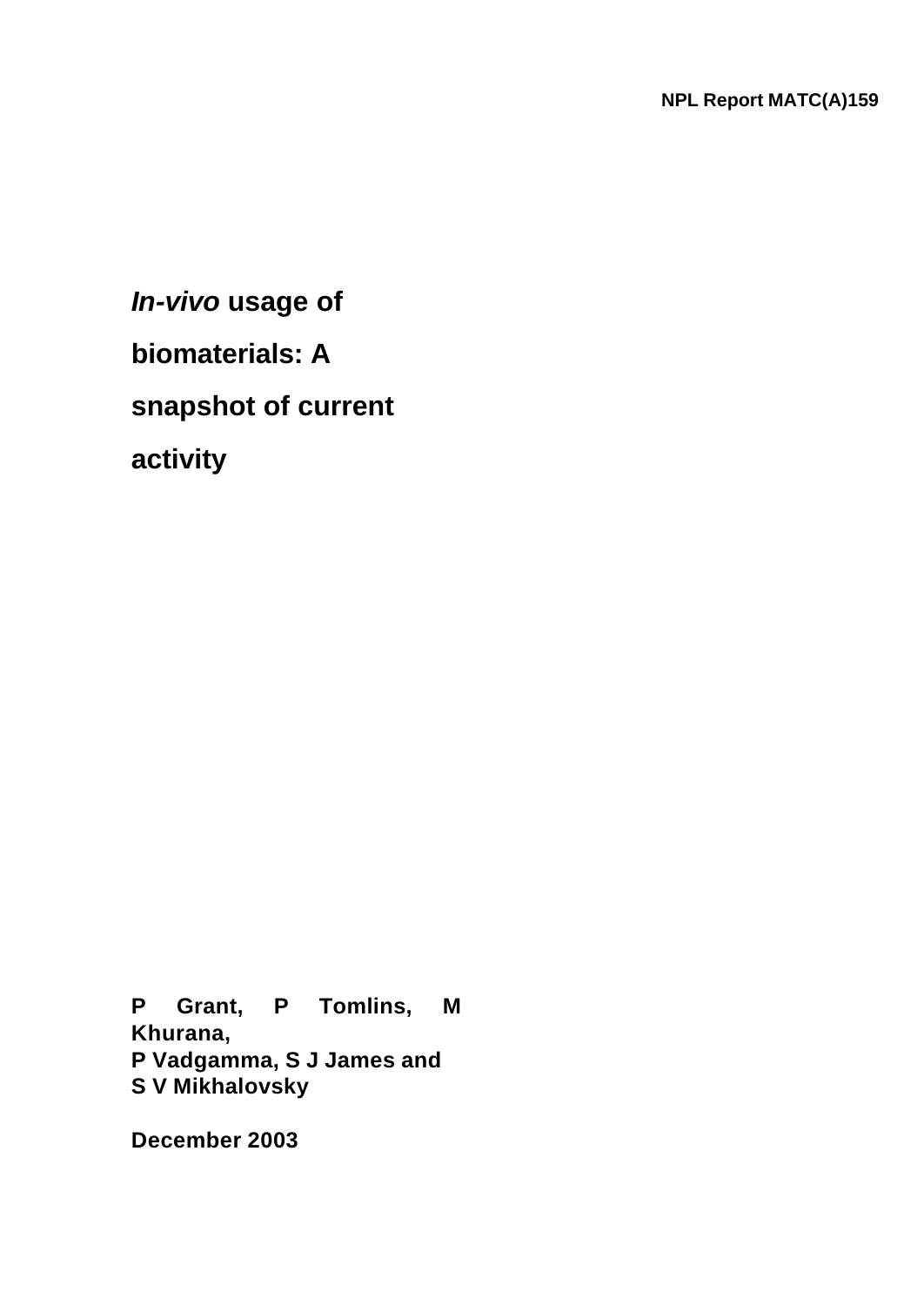NPL Report MATC(A)159

# *In-vivo* usage of biomaterials: A snapshot of current activity

**P Grant, P Tomlins, M Khurana, P Vadgamma, S J James and S V Mikhalovsky**

**December 2003**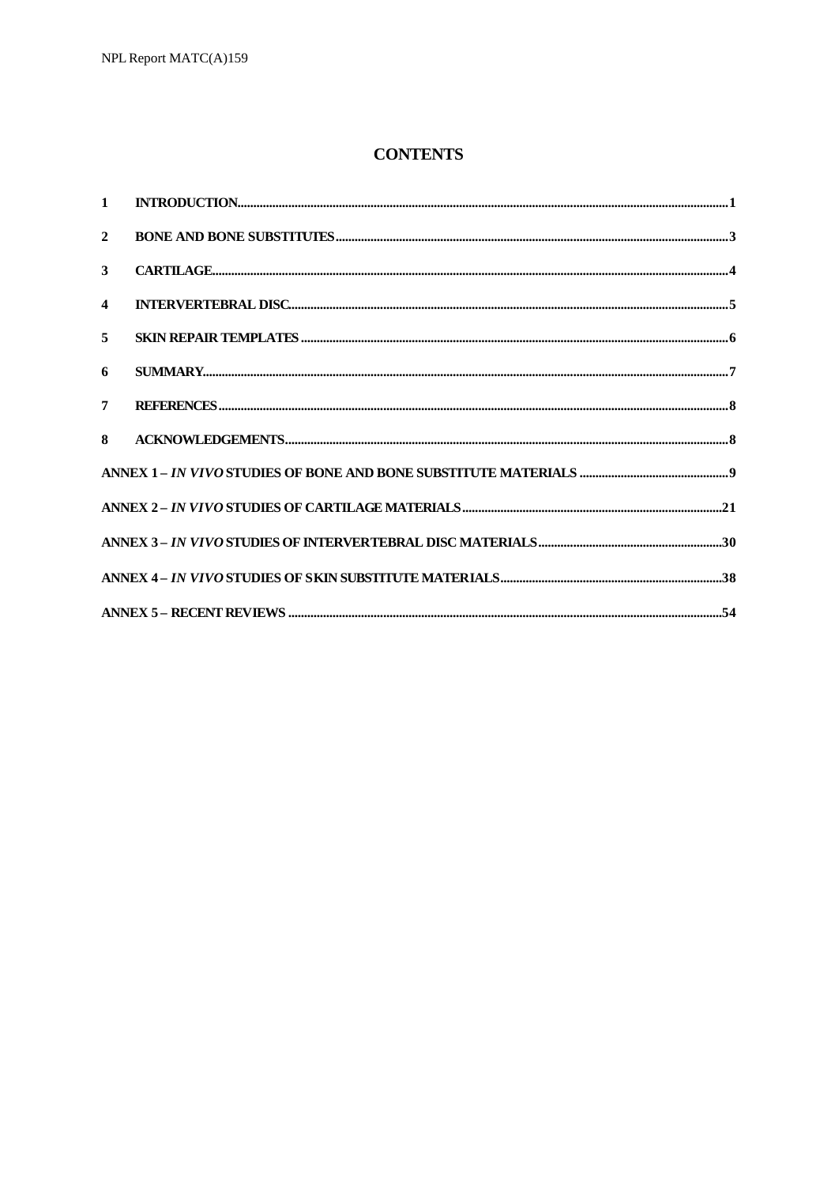# CONTENTS

1 **INTRODUCTION** .......... 1

2 **BONE AND BONE SUBSTITUTES** .......... 3

3 **CARTILAGE** .......... 4

4 **INTERVERTEBRAL DISC** .......... 5

5 **SKIN REPAIR TEMPLATES** .......... 6

6 **SUMMARY** .......... 7

7 **REFERENCES** .......... 8

8 **ACKNOWLEDGEMENTS** .......... 8

**ANNEX 1 – *IN VIVO* STUDIES OF BONE AND BONE SUBSTITUTE MATERIALS** .......... 9

**ANNEX 2 – *IN VIVO* STUDIES OF CARTILAGE MATERIALS** .......... 21

**ANNEX 3 – *IN VIVO* STUDIES OF INTERVERTEBRAL DISC MATERIALS** .......... 30

**ANNEX 4 – *IN VIVO* STUDIES OF SKIN SUBSTITUTE MATERIALS** .......... 38

**ANNEX 5 – RECENT REVIEWS** .......... 54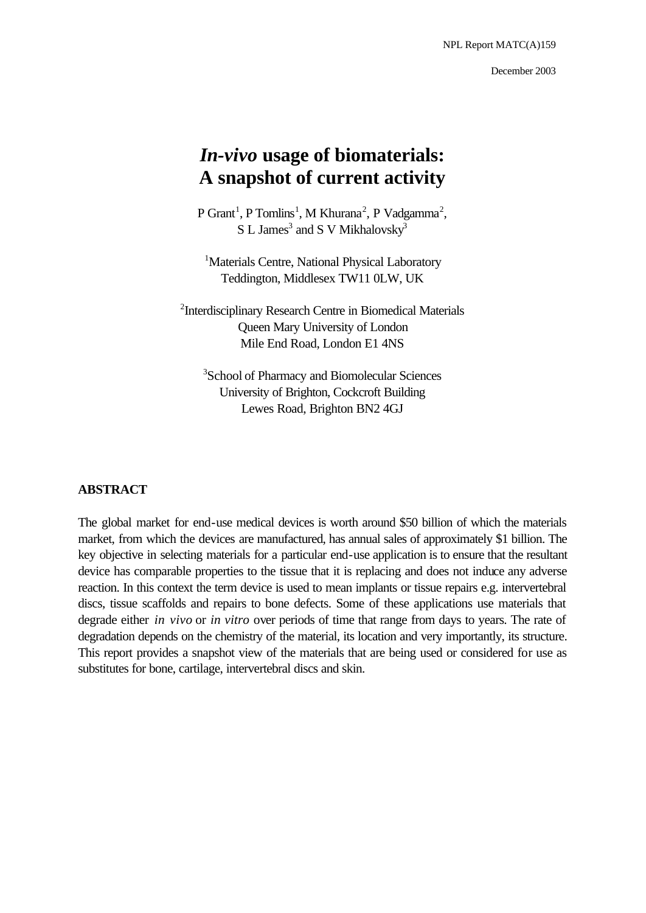NPL Report MATC(A)159

December 2003

# *In-vivo* usage of biomaterials: A snapshot of current activity

P Grant[1], P Tomlins[1], M Khurana[2], P Vadgamma[2], S L James[3] and S V Mikhalovsky[3]

[1]Materials Centre, National Physical Laboratory
Teddington, Middlesex TW11 0LW, UK

[2]Interdisciplinary Research Centre in Biomedical Materials
Queen Mary University of London
Mile End Road, London E1 4NS

[3]School of Pharmacy and Biomolecular Sciences
University of Brighton, Cockcroft Building
Lewes Road, Brighton BN2 4GJ

## ABSTRACT

The global market for end-use medical devices is worth around \$50 billion of which the materials market, from which the devices are manufactured, has annual sales of approximately \$1 billion. The key objective in selecting materials for a particular end-use application is to ensure that the resultant device has comparable properties to the tissue that it is replacing and does not induce any adverse reaction. In this context the term device is used to mean implants or tissue repairs e.g. intervertebral discs, tissue scaffolds and repairs to bone defects. Some of these applications use materials that degrade either *in vivo* or *in vitro* over periods of time that range from days to years. The rate of degradation depends on the chemistry of the material, its location and very importantly, its structure. This report provides a snapshot view of the materials that are being used or considered for use as substitutes for bone, cartilage, intervertebral discs and skin.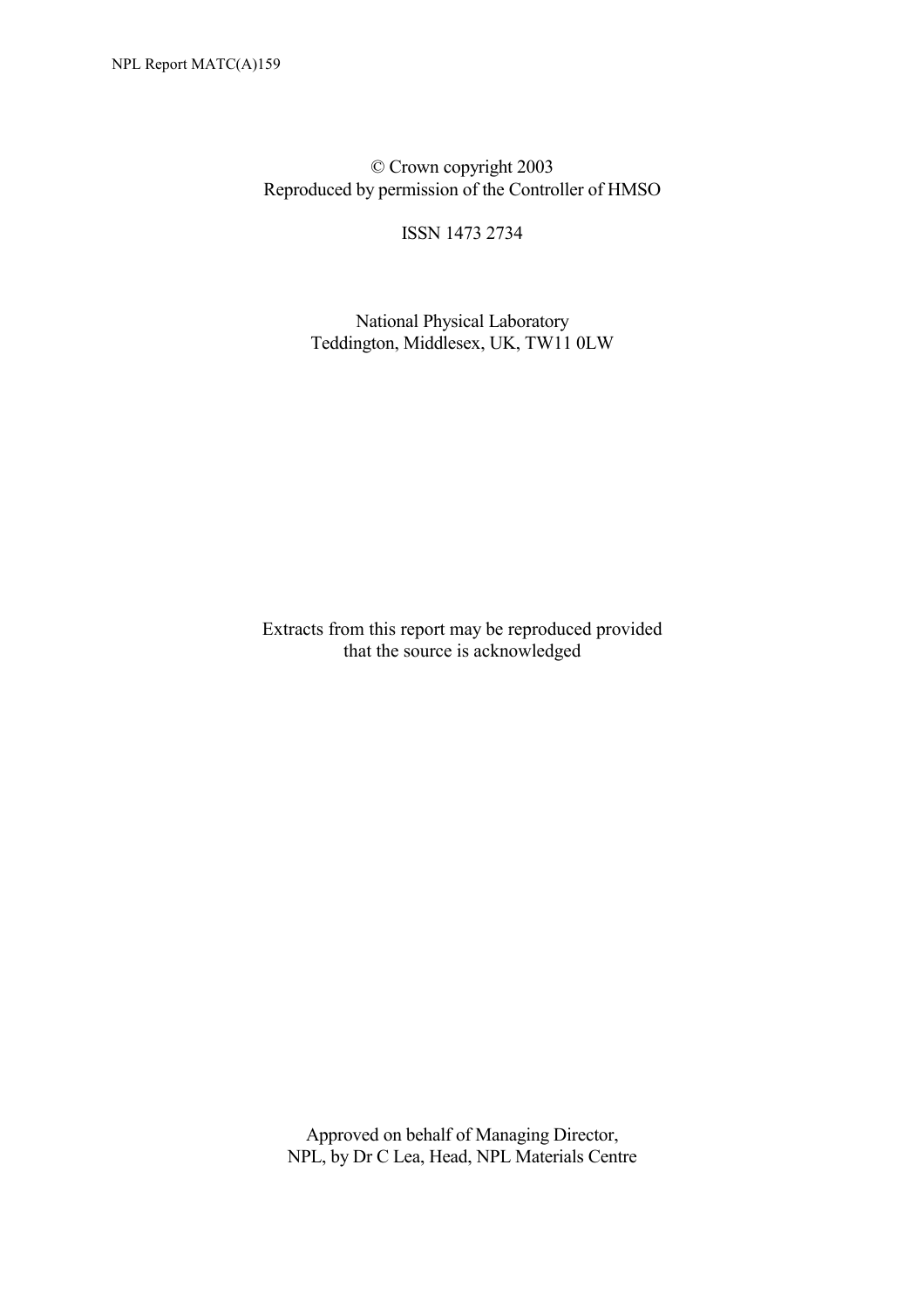© Crown copyright 2003
Reproduced by permission of the Controller of HMSO

ISSN 1473 2734

National Physical Laboratory
Teddington, Middlesex, UK, TW11 0LW

Extracts from this report may be reproduced provided that the source is acknowledged

Approved on behalf of Managing Director,
NPL, by Dr C Lea, Head, NPL Materials Centre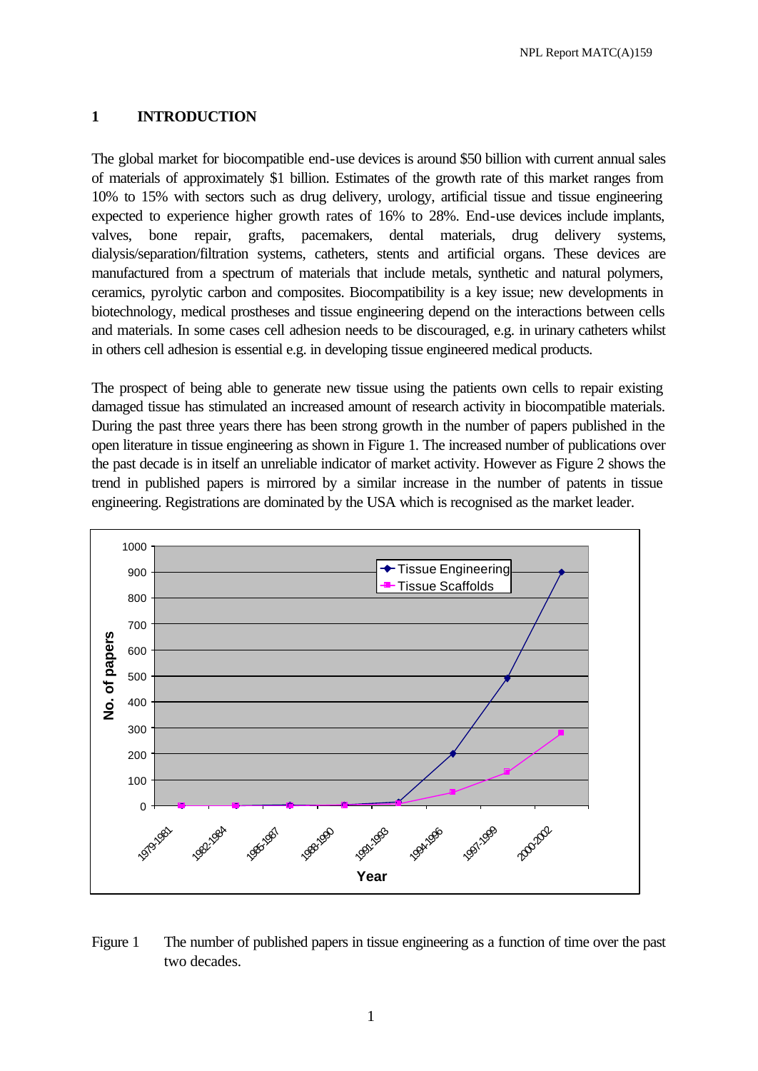# 1 INTRODUCTION

The global market for biocompatible end-use devices is around $50 billion with current annual sales of materials of approximately $1 billion. Estimates of the growth rate of this market ranges from 10% to 15% with sectors such as drug delivery, urology, artificial tissue and tissue engineering expected to experience higher growth rates of 16% to 28%. End-use devices include implants, valves, bone repair, grafts, pacemakers, dental materials, drug delivery systems, dialysis/separation/filtration systems, catheters, stents and artificial organs. These devices are manufactured from a spectrum of materials that include metals, synthetic and natural polymers, ceramics, pyrolytic carbon and composites. Biocompatibility is a key issue; new developments in biotechnology, medical prostheses and tissue engineering depend on the interactions between cells and materials. In some cases cell adhesion needs to be discouraged, e.g. in urinary catheters whilst in others cell adhesion is essential e.g. in developing tissue engineered medical products.

The prospect of being able to generate new tissue using the patients own cells to repair existing damaged tissue has stimulated an increased amount of research activity in biocompatible materials. During the past three years there has been strong growth in the number of papers published in the open literature in tissue engineering as shown in Figure 1. The increased number of publications over the past decade is in itself an unreliable indicator of market activity. However as Figure 2 shows the trend in published papers is mirrored by a similar increase in the number of patents in tissue engineering. Registrations are dominated by the USA which is recognised as the market leader.

Figure 1 The number of published papers in tissue engineering as a function of time over the past two decades.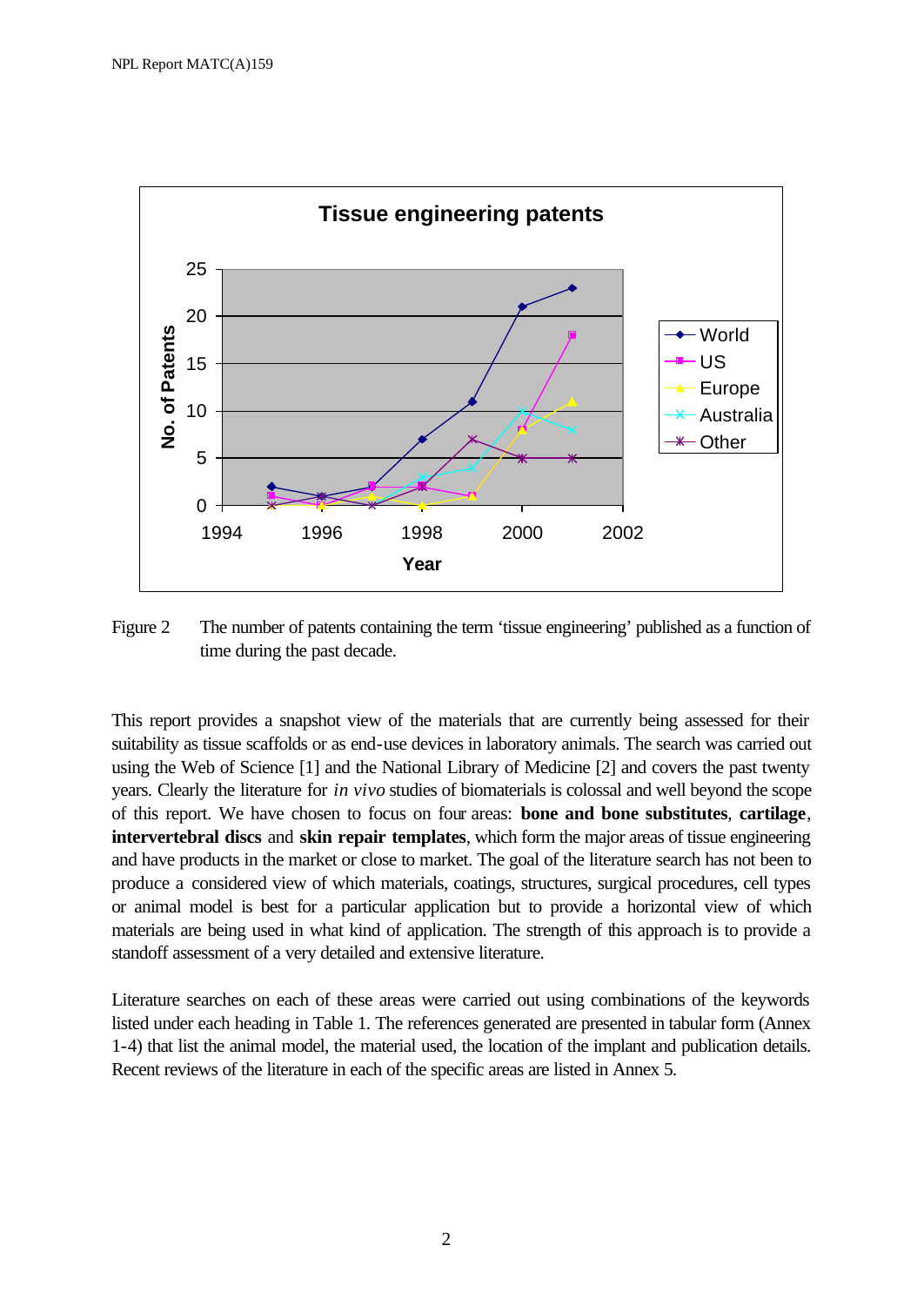Figure 2 The number of patents containing the term 'tissue engineering' published as a function of time during the past decade.

This report provides a snapshot view of the materials that are currently being assessed for their suitability as tissue scaffolds or as end-use devices in laboratory animals. The search was carried out using the Web of Science [1] and the National Library of Medicine [2] and covers the past twenty years. Clearly the literature for *in vivo* studies of biomaterials is colossal and well beyond the scope of this report. We have chosen to focus on four areas: **bone and bone substitutes**, **cartilage**, **intervertebral discs** and **skin repair templates**, which form the major areas of tissue engineering and have products in the market or close to market. The goal of the literature search has not been to produce a considered view of which materials, coatings, structures, surgical procedures, cell types or animal model is best for a particular application but to provide a horizontal view of which materials are being used in what kind of application. The strength of this approach is to provide a standoff assessment of a very detailed and extensive literature.

Literature searches on each of these areas were carried out using combinations of the keywords listed under each heading in Table 1. The references generated are presented in tabular form (Annex 1-4) that list the animal model, the material used, the location of the implant and publication details. Recent reviews of the literature in each of the specific areas are listed in Annex 5.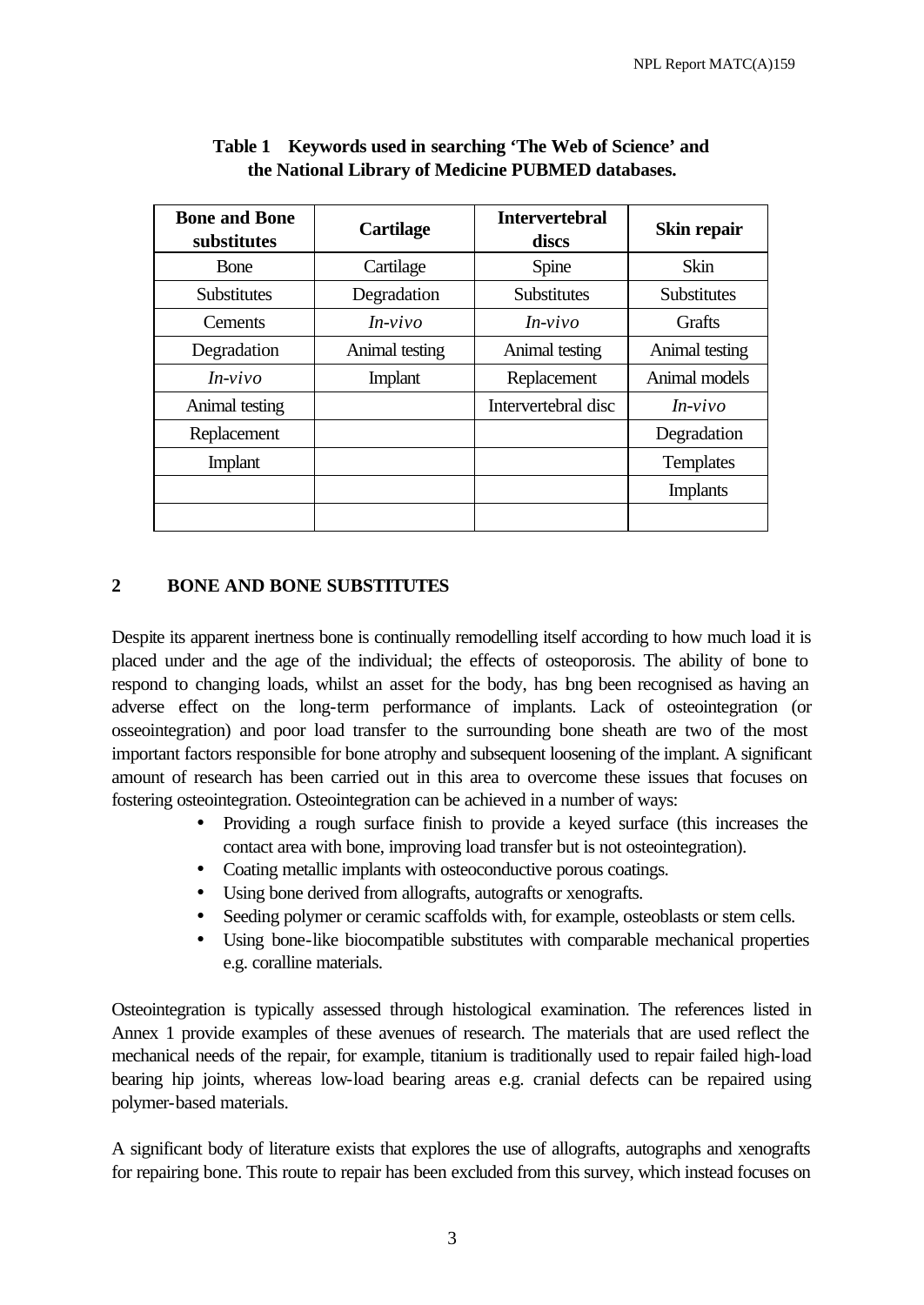**Table 1 Keywords used in searching 'The Web of Science' and the National Library of Medicine PUBMED databases.**

| Bone and Bone substitutes | Cartilage | Intervertebral discs | Skin repair |
|---|---|---|---|
| Bone | Cartilage | Spine | Skin |
| Substitutes | Degradation | Substitutes | Substitutes |
| Cements | *In-vivo* | *In-vivo* | Grafts |
| Degradation | Animal testing | Animal testing | Animal testing |
| *In-vivo* | Implant | Replacement | Animal models |
| Animal testing | | Intervertebral disc | *In-vivo* |
| Replacement | | | Degradation |
| Implant | | | Templates |
| | | | Implants |
| | | | |

## 2 BONE AND BONE SUBSTITUTES

Despite its apparent inertness bone is continually remodelling itself according to how much load it is placed under and the age of the individual; the effects of osteoporosis. The ability of bone to respond to changing loads, whilst an asset for the body, has long been recognised as having an adverse effect on the long-term performance of implants. Lack of osteointegration (or osseointegration) and poor load transfer to the surrounding bone sheath are two of the most important factors responsible for bone atrophy and subsequent loosening of the implant. A significant amount of research has been carried out in this area to overcome these issues that focuses on fostering osteointegration. Osteointegration can be achieved in a number of ways:

- Providing a rough surface finish to provide a keyed surface (this increases the contact area with bone, improving load transfer but is not osteointegration).
- Coating metallic implants with osteoconductive porous coatings.
- Using bone derived from allografts, autografts or xenografts.
- Seeding polymer or ceramic scaffolds with, for example, osteoblasts or stem cells.
- Using bone-like biocompatible substitutes with comparable mechanical properties e.g. coralline materials.

Osteointegration is typically assessed through histological examination. The references listed in Annex 1 provide examples of these avenues of research. The materials that are used reflect the mechanical needs of the repair, for example, titanium is traditionally used to repair failed high-load bearing hip joints, whereas low-load bearing areas e.g. cranial defects can be repaired using polymer-based materials.

A significant body of literature exists that explores the use of allografts, autographs and xenografts for repairing bone. This route to repair has been excluded from this survey, which instead focuses on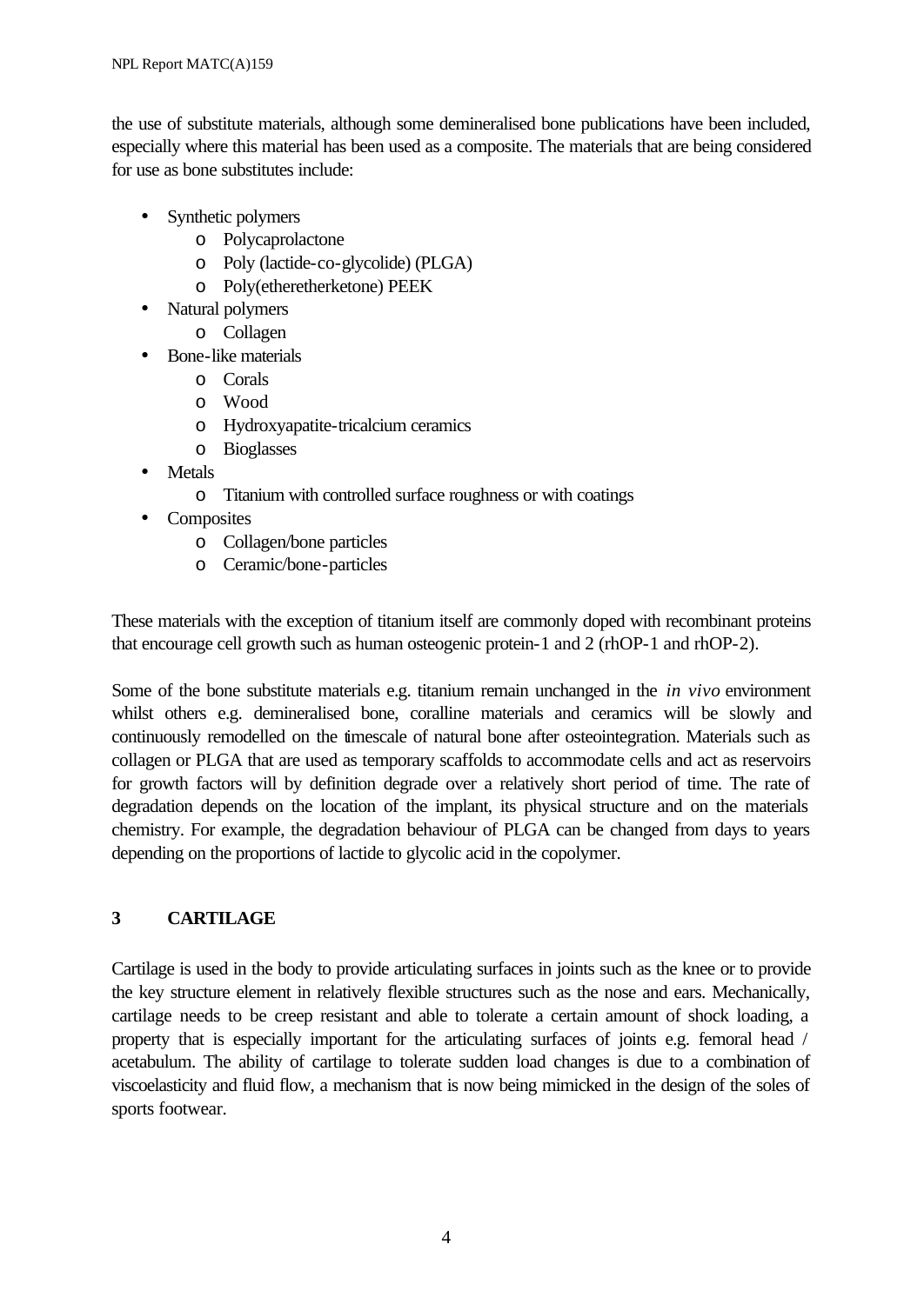the use of substitute materials, although some demineralised bone publications have been included, especially where this material has been used as a composite. The materials that are being considered for use as bone substitutes include:

- Synthetic polymers
    - Polycaprolactone
    - Poly (lactide-co-glycolide) (PLGA)
    - Poly(etheretherketone) PEEK
- Natural polymers
    - Collagen
- Bone-like materials
    - Corals
    - Wood
    - Hydroxyapatite-tricalcium ceramics
    - Bioglasses
- Metals
    - Titanium with controlled surface roughness or with coatings
- Composites
    - Collagen/bone particles
    - Ceramic/bone-particles

These materials with the exception of titanium itself are commonly doped with recombinant proteins that encourage cell growth such as human osteogenic protein-1 and 2 (rhOP-1 and rhOP-2).

Some of the bone substitute materials e.g. titanium remain unchanged in the *in vivo* environment whilst others e.g. demineralised bone, coralline materials and ceramics will be slowly and continuously remodelled on the timescale of natural bone after osteointegration. Materials such as collagen or PLGA that are used as temporary scaffolds to accommodate cells and act as reservoirs for growth factors will by definition degrade over a relatively short period of time. The rate of degradation depends on the location of the implant, its physical structure and on the materials chemistry. For example, the degradation behaviour of PLGA can be changed from days to years depending on the proportions of lactide to glycolic acid in the copolymer.

## 3 CARTILAGE

Cartilage is used in the body to provide articulating surfaces in joints such as the knee or to provide the key structure element in relatively flexible structures such as the nose and ears. Mechanically, cartilage needs to be creep resistant and able to tolerate a certain amount of shock loading, a property that is especially important for the articulating surfaces of joints e.g. femoral head / acetabulum. The ability of cartilage to tolerate sudden load changes is due to a combination of viscoelasticity and fluid flow, a mechanism that is now being mimicked in the design of the soles of sports footwear.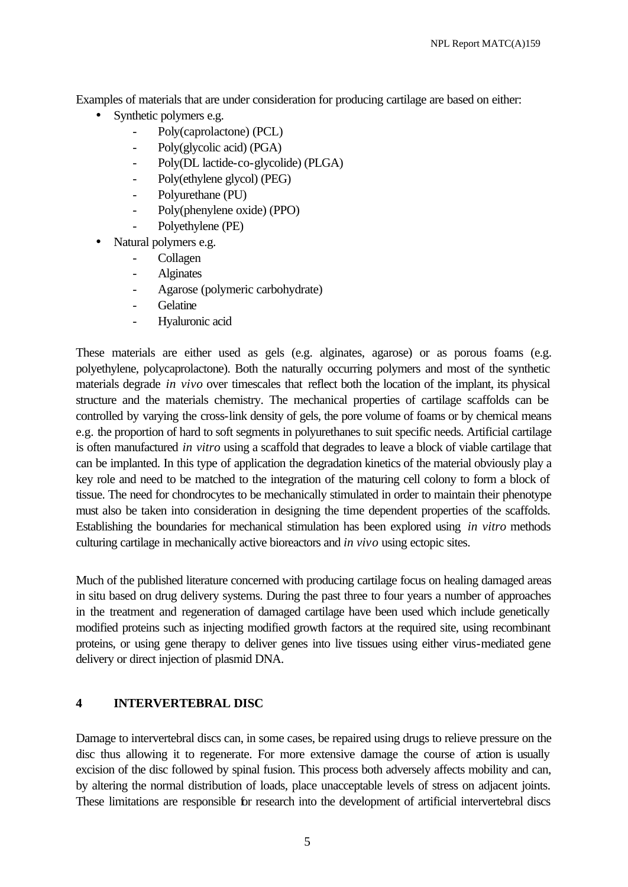Examples of materials that are under consideration for producing cartilage are based on either:

- Synthetic polymers e.g.
  - Poly(caprolactone) (PCL)
  - Poly(glycolic acid) (PGA)
  - Poly(DL lactide-co-glycolide) (PLGA)
  - Poly(ethylene glycol) (PEG)
  - Polyurethane (PU)
  - Poly(phenylene oxide) (PPO)
  - Polyethylene (PE)
- Natural polymers e.g.
  - Collagen
  - Alginates
  - Agarose (polymeric carbohydrate)
  - Gelatine
  - Hyaluronic acid

These materials are either used as gels (e.g. alginates, agarose) or as porous foams (e.g. polyethylene, polycaprolactone). Both the naturally occurring polymers and most of the synthetic materials degrade *in vivo* over timescales that reflect both the location of the implant, its physical structure and the materials chemistry. The mechanical properties of cartilage scaffolds can be controlled by varying the cross-link density of gels, the pore volume of foams or by chemical means e.g. the proportion of hard to soft segments in polyurethanes to suit specific needs. Artificial cartilage is often manufactured *in vitro* using a scaffold that degrades to leave a block of viable cartilage that can be implanted. In this type of application the degradation kinetics of the material obviously play a key role and need to be matched to the integration of the maturing cell colony to form a block of tissue. The need for chondrocytes to be mechanically stimulated in order to maintain their phenotype must also be taken into consideration in designing the time dependent properties of the scaffolds. Establishing the boundaries for mechanical stimulation has been explored using *in vitro* methods culturing cartilage in mechanically active bioreactors and *in vivo* using ectopic sites.

Much of the published literature concerned with producing cartilage focus on healing damaged areas in situ based on drug delivery systems. During the past three to four years a number of approaches in the treatment and regeneration of damaged cartilage have been used which include genetically modified proteins such as injecting modified growth factors at the required site, using recombinant proteins, or using gene therapy to deliver genes into live tissues using either virus-mediated gene delivery or direct injection of plasmid DNA.

## 4 INTERVERTEBRAL DISC

Damage to intervertebral discs can, in some cases, be repaired using drugs to relieve pressure on the disc thus allowing it to regenerate. For more extensive damage the course of action is usually excision of the disc followed by spinal fusion. This process both adversely affects mobility and can, by altering the normal distribution of loads, place unacceptable levels of stress on adjacent joints. These limitations are responsible for research into the development of artificial intervertebral discs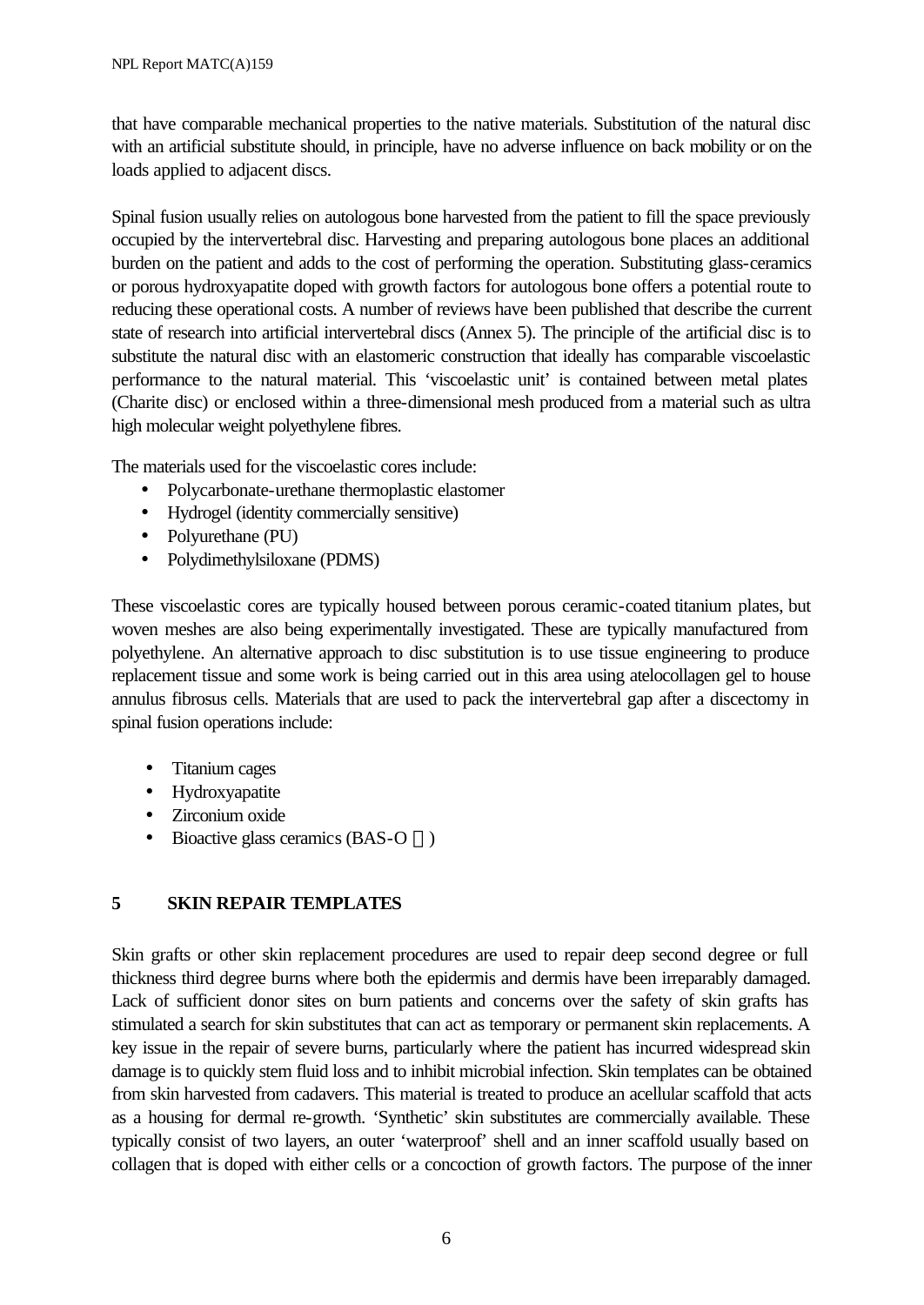that have comparable mechanical properties to the native materials. Substitution of the natural disc with an artificial substitute should, in principle, have no adverse influence on back mobility or on the loads applied to adjacent discs.

Spinal fusion usually relies on autologous bone harvested from the patient to fill the space previously occupied by the intervertebral disc. Harvesting and preparing autologous bone places an additional burden on the patient and adds to the cost of performing the operation. Substituting glass-ceramics or porous hydroxyapatite doped with growth factors for autologous bone offers a potential route to reducing these operational costs. A number of reviews have been published that describe the current state of research into artificial intervertebral discs (Annex 5). The principle of the artificial disc is to substitute the natural disc with an elastomeric construction that ideally has comparable viscoelastic performance to the natural material. This 'viscoelastic unit' is contained between metal plates (Charite disc) or enclosed within a three-dimensional mesh produced from a material such as ultra high molecular weight polyethylene fibres.

The materials used for the viscoelastic cores include:

- Polycarbonate-urethane thermoplastic elastomer
- Hydrogel (identity commercially sensitive)
- Polyurethane (PU)
- Polydimethylsiloxane (PDMS)

These viscoelastic cores are typically housed between porous ceramic-coated titanium plates, but woven meshes are also being experimentally investigated. These are typically manufactured from polyethylene. An alternative approach to disc substitution is to use tissue engineering to produce replacement tissue and some work is being carried out in this area using atelocollagen gel to house annulus fibrosus cells. Materials that are used to pack the intervertebral gap after a discectomy in spinal fusion operations include:

- Titanium cages
- Hydroxyapatite
- Zirconium oxide
- Bioactive glass ceramics (BAS-O ™)

## 5 SKIN REPAIR TEMPLATES

Skin grafts or other skin replacement procedures are used to repair deep second degree or full thickness third degree burns where both the epidermis and dermis have been irreparably damaged. Lack of sufficient donor sites on burn patients and concerns over the safety of skin grafts has stimulated a search for skin substitutes that can act as temporary or permanent skin replacements. A key issue in the repair of severe burns, particularly where the patient has incurred widespread skin damage is to quickly stem fluid loss and to inhibit microbial infection. Skin templates can be obtained from skin harvested from cadavers. This material is treated to produce an acellular scaffold that acts as a housing for dermal re-growth. 'Synthetic' skin substitutes are commercially available. These typically consist of two layers, an outer 'waterproof' shell and an inner scaffold usually based on collagen that is doped with either cells or a concoction of growth factors. The purpose of the inner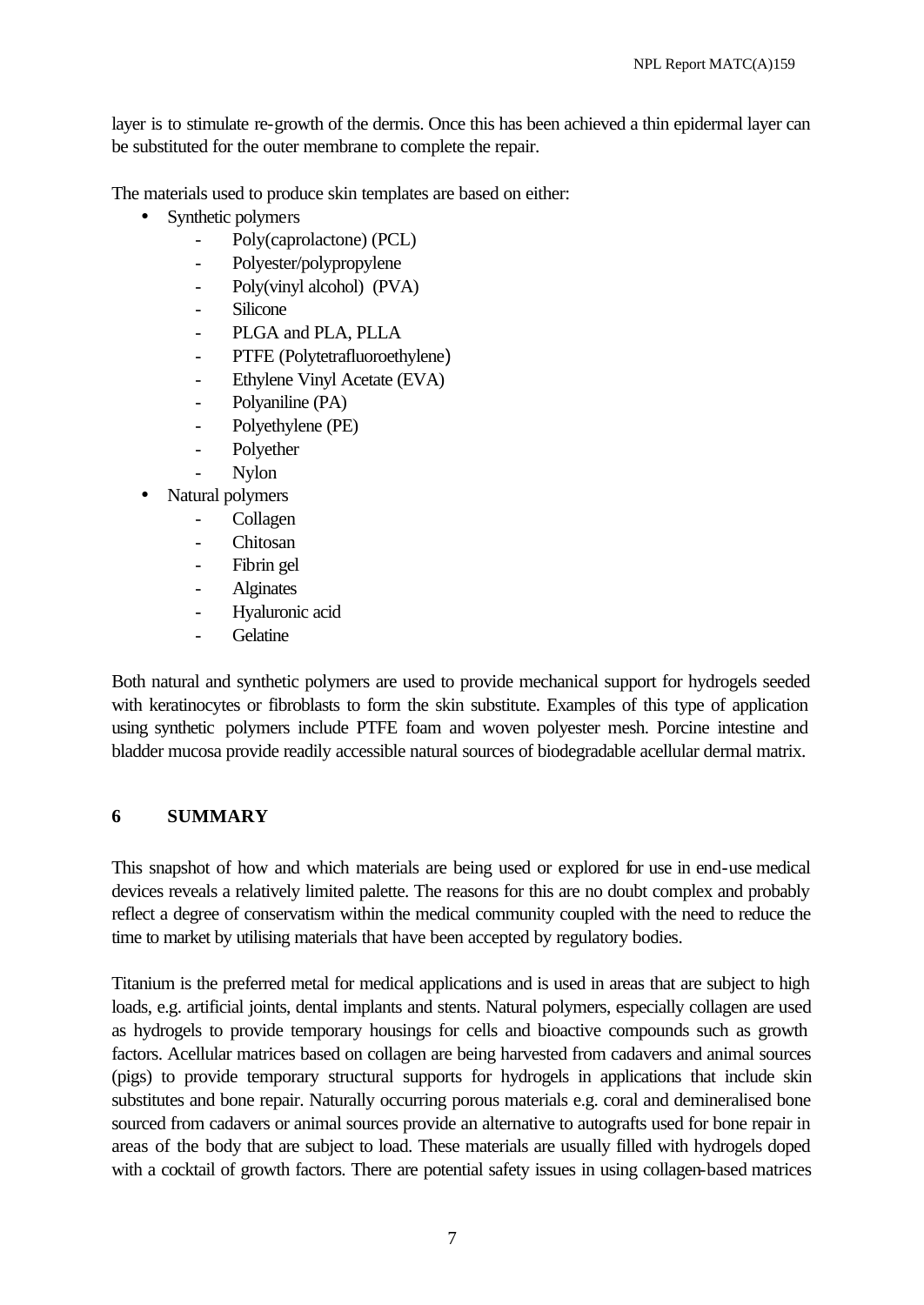layer is to stimulate re-growth of the dermis. Once this has been achieved a thin epidermal layer can be substituted for the outer membrane to complete the repair.

The materials used to produce skin templates are based on either:

- Synthetic polymers
  - Poly(caprolactone) (PCL)
  - Polyester/polypropylene
  - Poly(vinyl alcohol) (PVA)
  - Silicone
  - PLGA and PLA, PLLA
  - PTFE (Polytetrafluoroethylene)
  - Ethylene Vinyl Acetate (EVA)
  - Polyaniline (PA)
  - Polyethylene (PE)
  - Polyether
  - Nylon
- Natural polymers
  - Collagen
  - Chitosan
  - Fibrin gel
  - Alginates
  - Hyaluronic acid
  - Gelatine

Both natural and synthetic polymers are used to provide mechanical support for hydrogels seeded with keratinocytes or fibroblasts to form the skin substitute. Examples of this type of application using synthetic polymers include PTFE foam and woven polyester mesh. Porcine intestine and bladder mucosa provide readily accessible natural sources of biodegradable acellular dermal matrix.

## 6 SUMMARY

This snapshot of how and which materials are being used or explored for use in end-use medical devices reveals a relatively limited palette. The reasons for this are no doubt complex and probably reflect a degree of conservatism within the medical community coupled with the need to reduce the time to market by utilising materials that have been accepted by regulatory bodies.

Titanium is the preferred metal for medical applications and is used in areas that are subject to high loads, e.g. artificial joints, dental implants and stents. Natural polymers, especially collagen are used as hydrogels to provide temporary housings for cells and bioactive compounds such as growth factors. Acellular matrices based on collagen are being harvested from cadavers and animal sources (pigs) to provide temporary structural supports for hydrogels in applications that include skin substitutes and bone repair. Naturally occurring porous materials e.g. coral and demineralised bone sourced from cadavers or animal sources provide an alternative to autografts used for bone repair in areas of the body that are subject to load. These materials are usually filled with hydrogels doped with a cocktail of growth factors. There are potential safety issues in using collagen-based matrices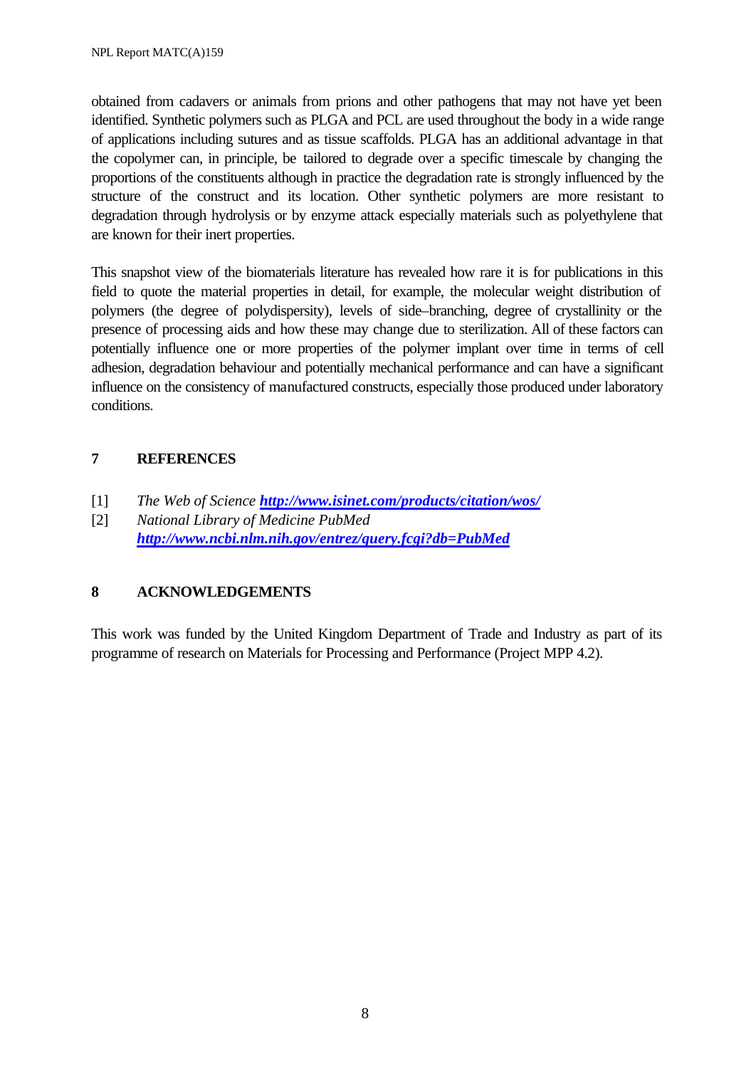obtained from cadavers or animals from prions and other pathogens that may not have yet been identified. Synthetic polymers such as PLGA and PCL are used throughout the body in a wide range of applications including sutures and as tissue scaffolds. PLGA has an additional advantage in that the copolymer can, in principle, be tailored to degrade over a specific timescale by changing the proportions of the constituents although in practice the degradation rate is strongly influenced by the structure of the construct and its location. Other synthetic polymers are more resistant to degradation through hydrolysis or by enzyme attack especially materials such as polyethylene that are known for their inert properties.

This snapshot view of the biomaterials literature has revealed how rare it is for publications in this field to quote the material properties in detail, for example, the molecular weight distribution of polymers (the degree of polydispersity), levels of side–branching, degree of crystallinity or the presence of processing aids and how these may change due to sterilization. All of these factors can potentially influence one or more properties of the polymer implant over time in terms of cell adhesion, degradation behaviour and potentially mechanical performance and can have a significant influence on the consistency of manufactured constructs, especially those produced under laboratory conditions.

## 7 REFERENCES

[1] *The Web of Science* ***http://www.isinet.com/products/citation/wos/***

[2] *National Library of Medicine PubMed* ***http://www.ncbi.nlm.nih.gov/entrez/query.fcgi?db=PubMed***

## 8 ACKNOWLEDGEMENTS

This work was funded by the United Kingdom Department of Trade and Industry as part of its programme of research on Materials for Processing and Performance (Project MPP 4.2).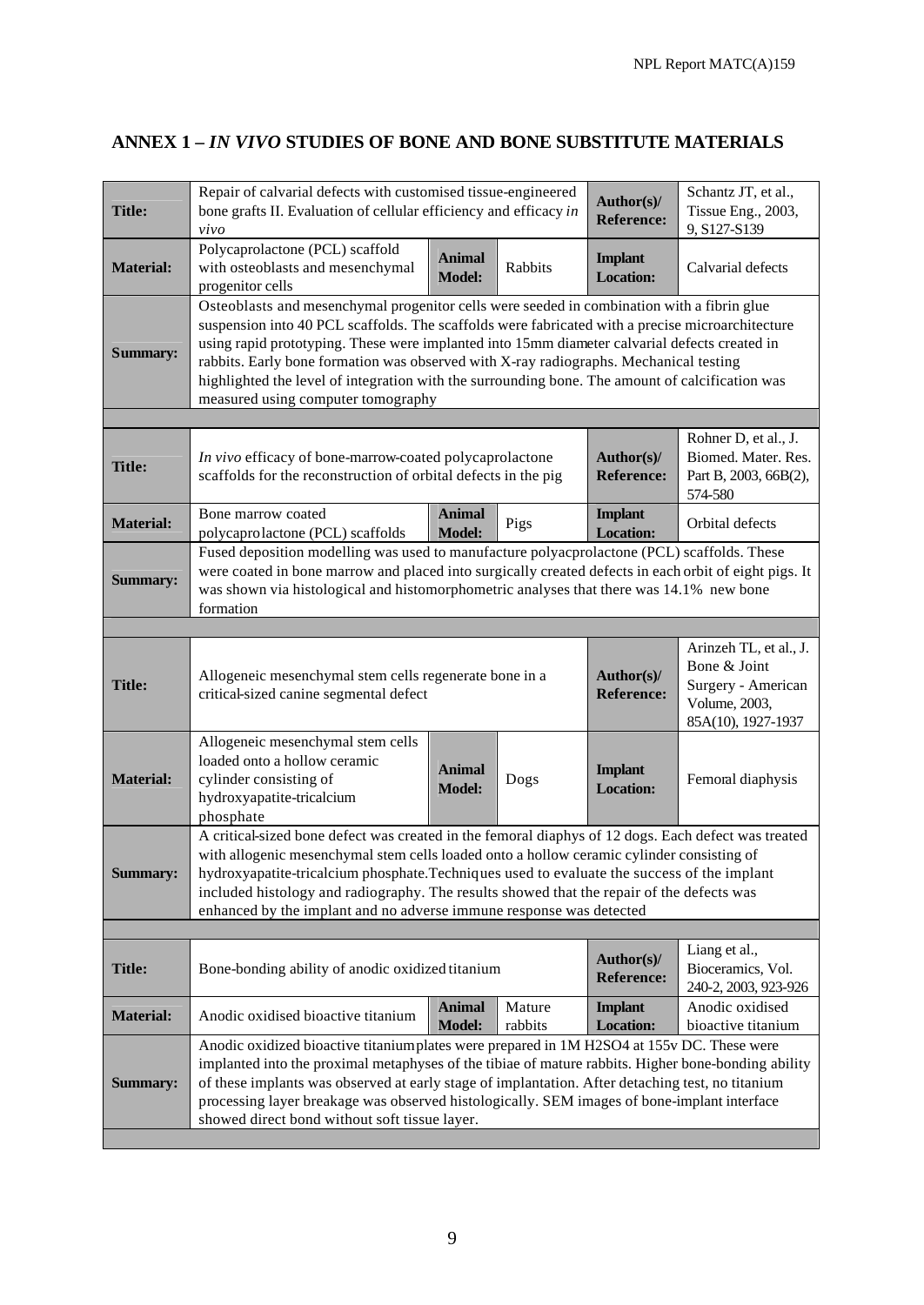## ANNEX 1 – *IN VIVO* STUDIES OF BONE AND BONE SUBSTITUTE MATERIALS

| | | | | | |
|---|---|---|---|---|---|
| **Title:** | Repair of calvarial defects with customised tissue-engineered bone grafts II. Evaluation of cellular efficiency and efficacy *in vivo* | | | **Author(s)/ Reference:** | Schantz JT, et al., Tissue Eng., 2003, 9, S127-S139 |
| **Material:** | Polycaprolactone (PCL) scaffold with osteoblasts and mesenchymal progenitor cells | **Animal Model:** | Rabbits | **Implant Location:** | Calvarial defects |
| **Summary:** | Osteoblasts and mesenchymal progenitor cells were seeded in combination with a fibrin glue suspension into 40 PCL scaffolds. The scaffolds were fabricated with a precise microarchitecture using rapid prototyping. These were implanted into 15mm diameter calvarial defects created in rabbits. Early bone formation was observed with X-ray radiographs. Mechanical testing highlighted the level of integration with the surrounding bone. The amount of calcification was measured using computer tomography | | | | |

| | | | | | |
|---|---|---|---|---|---|
| **Title:** | *In vivo* efficacy of bone-marrow-coated polycaprolactone scaffolds for the reconstruction of orbital defects in the pig | | | **Author(s)/ Reference:** | Rohner D, et al., J. Biomed. Mater. Res. Part B, 2003, 66B(2), 574-580 |
| **Material:** | Bone marrow coated polycaprolactone (PCL) scaffolds | **Animal Model:** | Pigs | **Implant Location:** | Orbital defects |
| **Summary:** | Fused deposition modelling was used to manufacture polyacprolactone (PCL) scaffolds. These were coated in bone marrow and placed into surgically created defects in each orbit of eight pigs. It was shown via histological and histomorphometric analyses that there was 14.1% new bone formation | | | | |

| | | | | | |
|---|---|---|---|---|---|
| **Title:** | Allogeneic mesenchymal stem cells regenerate bone in a critical-sized canine segmental defect | | | **Author(s)/ Reference:** | Arinzeh TL, et al., J. Bone & Joint Surgery - American Volume, 2003, 85A(10), 1927-1937 |
| **Material:** | Allogeneic mesenchymal stem cells loaded onto a hollow ceramic cylinder consisting of hydroxyapatite-tricalcium phosphate | **Animal Model:** | Dogs | **Implant Location:** | Femoral diaphysis |
| **Summary:** | A critical-sized bone defect was created in the femoral diaphys of 12 dogs. Each defect was treated with allogenic mesenchymal stem cells loaded onto a hollow ceramic cylinder consisting of hydroxyapatite-tricalcium phosphate.Techniques used to evaluate the success of the implant included histology and radiography. The results showed that the repair of the defects was enhanced by the implant and no adverse immune response was detected | | | | |

| | | | | | |
|---|---|---|---|---|---|
| **Title:** | Bone-bonding ability of anodic oxidized titanium | | | **Author(s)/ Reference:** | Liang et al., Bioceramics, Vol. 240-2, 2003, 923-926 |
| **Material:** | Anodic oxidised bioactive titanium | **Animal Model:** | Mature rabbits | **Implant Location:** | Anodic oxidised bioactive titanium |
| **Summary:** | Anodic oxidized bioactive titanium plates were prepared in 1M $H_2SO_4$ at 155v DC. These were implanted into the proximal metaphyses of the tibiae of mature rabbits. Higher bone-bonding ability of these implants was observed at early stage of implantation. After detaching test, no titanium processing layer breakage was observed histologically. SEM images of bone-implant interface showed direct bond without soft tissue layer. | | | | |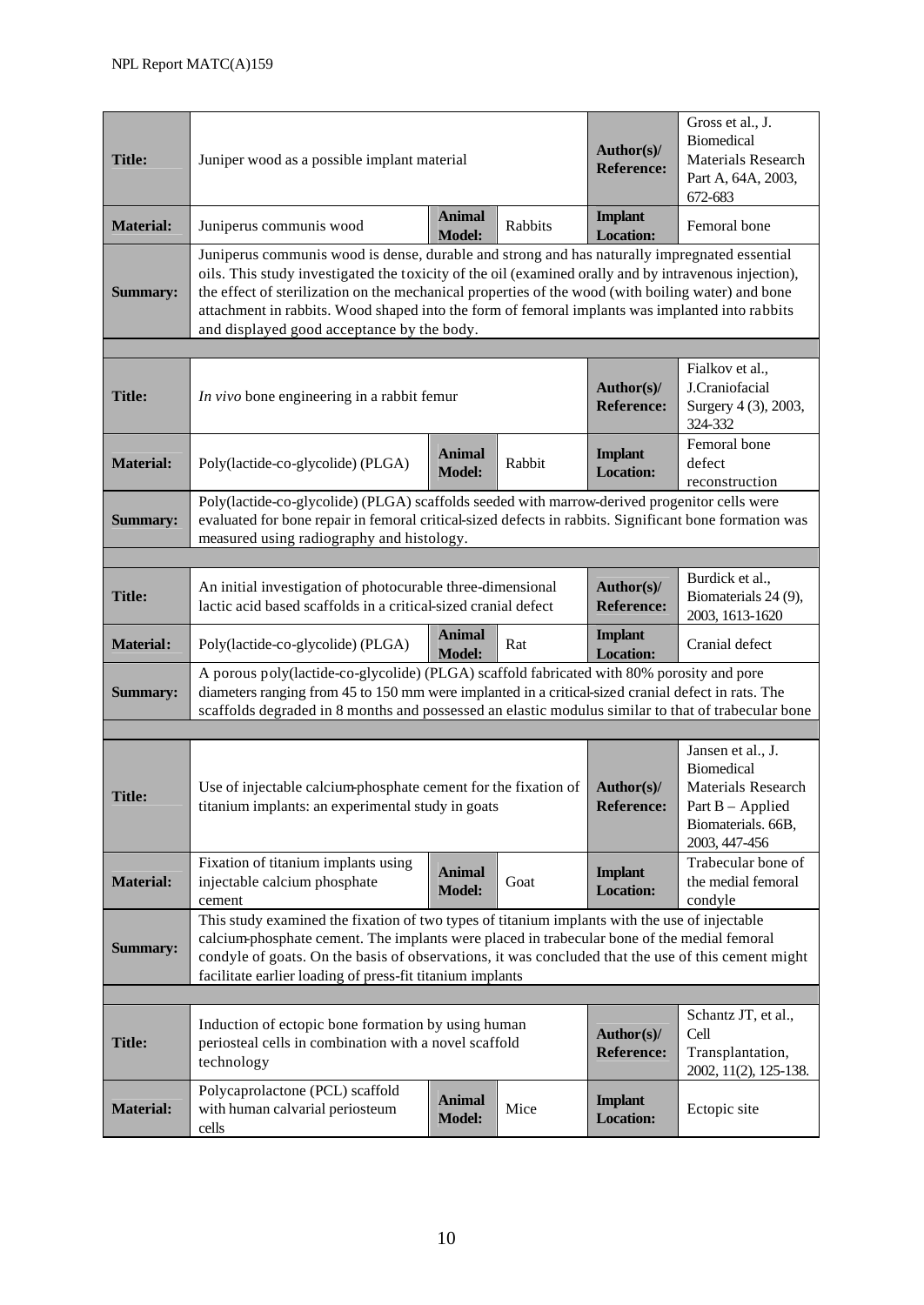| | | | | | |
|---|---|---|---|---|---|
| **Title:** | Juniper wood as a possible implant material | | | **Author(s)/ Reference:** | Gross et al., J. Biomedical Materials Research Part A, 64A, 2003, 672-683 |
| **Material:** | Juniperus communis wood | **Animal Model:** | Rabbits | **Implant Location:** | Femoral bone |
| **Summary:** | Juniperus communis wood is dense, durable and strong and has naturally impregnated essential oils. This study investigated the toxicity of the oil (examined orally and by intravenous injection), the effect of sterilization on the mechanical properties of the wood (with boiling water) and bone attachment in rabbits. Wood shaped into the form of femoral implants was implanted into rabbits and displayed good acceptance by the body. | | | | |

| | | | | | |
|---|---|---|---|---|---|
| **Title:** | *In vivo* bone engineering in a rabbit femur | | | **Author(s)/ Reference:** | Fialkov et al., J.Craniofacial Surgery 4 (3), 2003, 324-332 |
| **Material:** | Poly(lactide-co-glycolide) (PLGA) | **Animal Model:** | Rabbit | **Implant Location:** | Femoral bone defect reconstruction |
| **Summary:** | Poly(lactide-co-glycolide) (PLGA) scaffolds seeded with marrow-derived progenitor cells were evaluated for bone repair in femoral critical-sized defects in rabbits. Significant bone formation was measured using radiography and histology. | | | | |

| | | | | | |
|---|---|---|---|---|---|
| **Title:** | An initial investigation of photocurable three-dimensional lactic acid based scaffolds in a critical-sized cranial defect | | | **Author(s)/ Reference:** | Burdick et al., Biomaterials 24 (9), 2003, 1613-1620 |
| **Material:** | Poly(lactide-co-glycolide) (PLGA) | **Animal Model:** | Rat | **Implant Location:** | Cranial defect |
| **Summary:** | A porous poly(lactide-co-glycolide) (PLGA) scaffold fabricated with 80% porosity and pore diameters ranging from 45 to 150 mm were implanted in a critical-sized cranial defect in rats. The scaffolds degraded in 8 months and possessed an elastic modulus similar to that of trabecular bone | | | | |

| | | | | | |
|---|---|---|---|---|---|
| **Title:** | Use of injectable calcium-phosphate cement for the fixation of titanium implants: an experimental study in goats | | | **Author(s)/ Reference:** | Jansen et al., J. Biomedical Materials Research Part B – Applied Biomaterials. 66B, 2003, 447-456 |
| **Material:** | Fixation of titanium implants using injectable calcium phosphate cement | **Animal Model:** | Goat | **Implant Location:** | Trabecular bone of the medial femoral condyle |
| **Summary:** | This study examined the fixation of two types of titanium implants with the use of injectable calcium-phosphate cement. The implants were placed in trabecular bone of the medial femoral condyle of goats. On the basis of observations, it was concluded that the use of this cement might facilitate earlier loading of press-fit titanium implants | | | | |

| | | | | | |
|---|---|---|---|---|---|
| **Title:** | Induction of ectopic bone formation by using human periosteal cells in combination with a novel scaffold technology | | | **Author(s)/ Reference:** | Schantz JT, et al., Cell Transplantation, 2002, 11(2), 125-138. |
| **Material:** | Polycaprolactone (PCL) scaffold with human calvarial periosteum cells | **Animal Model:** | Mice | **Implant Location:** | Ectopic site |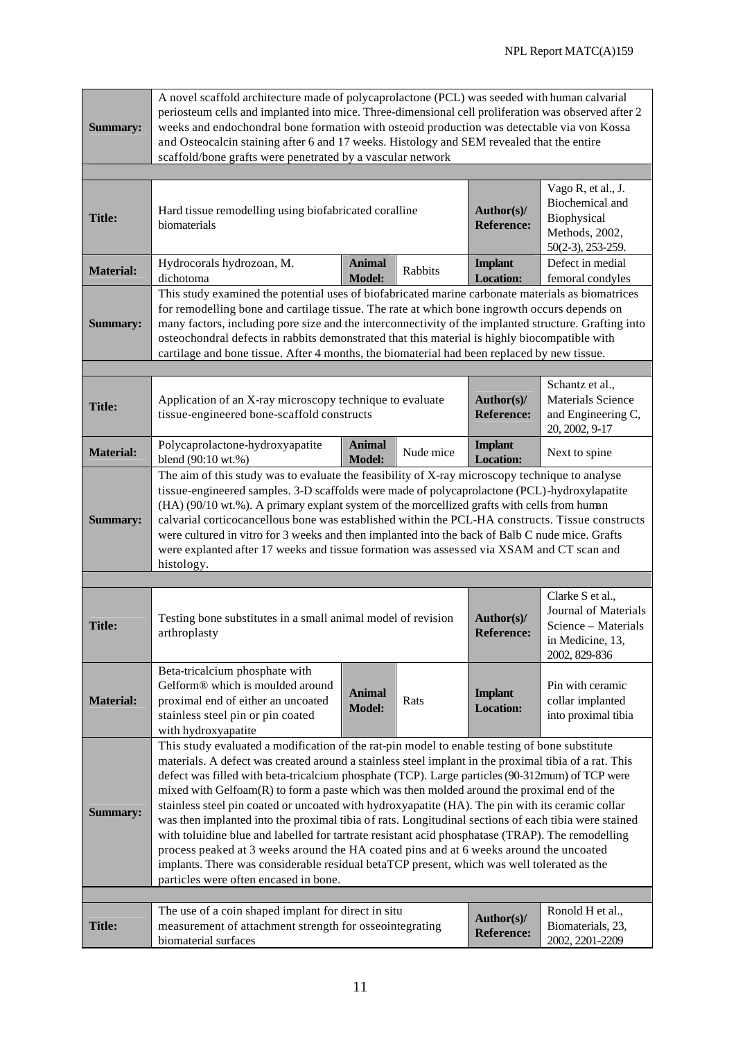| | | | | | |
|---|---|---|---|---|---|
| **Summary:** | A novel scaffold architecture made of polycaprolactone (PCL) was seeded with human calvarial periosteum cells and implanted into mice. Three-dimensional cell proliferation was observed after 2 weeks and endochondral bone formation with osteoid production was detectable via von Kossa and Osteocalcin staining after 6 and 17 weeks. Histology and SEM revealed that the entire scaffold/bone grafts were penetrated by a vascular network | | | | |

| | | | | | |
|---|---|---|---|---|---|
| **Title:** | Hard tissue remodelling using biofabricated coralline biomaterials | | | **Author(s)/ Reference:** | Vago R, et al., J. Biochemical and Biophysical Methods, 2002, 50(2-3), 253-259. |
| **Material:** | Hydrocorals hydrozoan, M. dichotoma | **Animal Model:** | Rabbits | **Implant Location:** | Defect in medial femoral condyles |
| **Summary:** | This study examined the potential uses of biofabricated marine carbonate materials as biomatrices for remodelling bone and cartilage tissue. The rate at which bone ingrowth occurs depends on many factors, including pore size and the interconnectivity of the implanted structure. Grafting into osteochondral defects in rabbits demonstrated that this material is highly biocompatible with cartilage and bone tissue. After 4 months, the biomaterial had been replaced by new tissue. | | | | |

| | | | | | |
|---|---|---|---|---|---|
| **Title:** | Application of an X-ray microscopy technique to evaluate tissue-engineered bone-scaffold constructs | | | **Author(s)/ Reference:** | Schantz et al., Materials Science and Engineering C, 20, 2002, 9-17 |
| **Material:** | Polycaprolactone-hydroxyapatite blend (90:10 wt.%) | **Animal Model:** | Nude mice | **Implant Location:** | Next to spine |
| **Summary:** | The aim of this study was to evaluate the feasibility of X-ray microscopy technique to analyse tissue-engineered samples. 3-D scaffolds were made of polycaprolactone (PCL)-hydroxylapatite (HA) (90/10 wt.%). A primary explant system of the morcellized grafts with cells from human calvarial corticocancellous bone was established within the PCL-HA constructs. Tissue constructs were cultured in vitro for 3 weeks and then implanted into the back of Balb C nude mice. Grafts were explanted after 17 weeks and tissue formation was assessed via XSAM and CT scan and histology. | | | | |

| | | | | | |
|---|---|---|---|---|---|
| **Title:** | Testing bone substitutes in a small animal model of revision arthroplasty | | | **Author(s)/ Reference:** | Clarke S et al., Journal of Materials Science – Materials in Medicine, 13, 2002, 829-836 |
| **Material:** | Beta-tricalcium phosphate with Gelform® which is moulded around proximal end of either an uncoated stainless steel pin or pin coated with hydroxyapatite | **Animal Model:** | Rats | **Implant Location:** | Pin with ceramic collar implanted into proximal tibia |
| **Summary:** | This study evaluated a modification of the rat-pin model to enable testing of bone substitute materials. A defect was created around a stainless steel implant in the proximal tibia of a rat. This defect was filled with beta-tricalcium phosphate (TCP). Large particles (90-312mum) of TCP were mixed with Gelfoam(R) to form a paste which was then molded around the proximal end of the stainless steel pin coated or uncoated with hydroxyapatite (HA). The pin with its ceramic collar was then implanted into the proximal tibia of rats. Longitudinal sections of each tibia were stained with toluidine blue and labelled for tartrate resistant acid phosphatase (TRAP). The remodelling process peaked at 3 weeks around the HA coated pins and at 6 weeks around the uncoated implants. There was considerable residual betaTCP present, which was well tolerated as the particles were often encased in bone. | | | | |

| | | | | | |
|---|---|---|---|---|---|
| **Title:** | The use of a coin shaped implant for direct in situ measurement of attachment strength for osseointegrating biomaterial surfaces | | | **Author(s)/ Reference:** | Ronold H et al., Biomaterials, 23, 2002, 2201-2209 |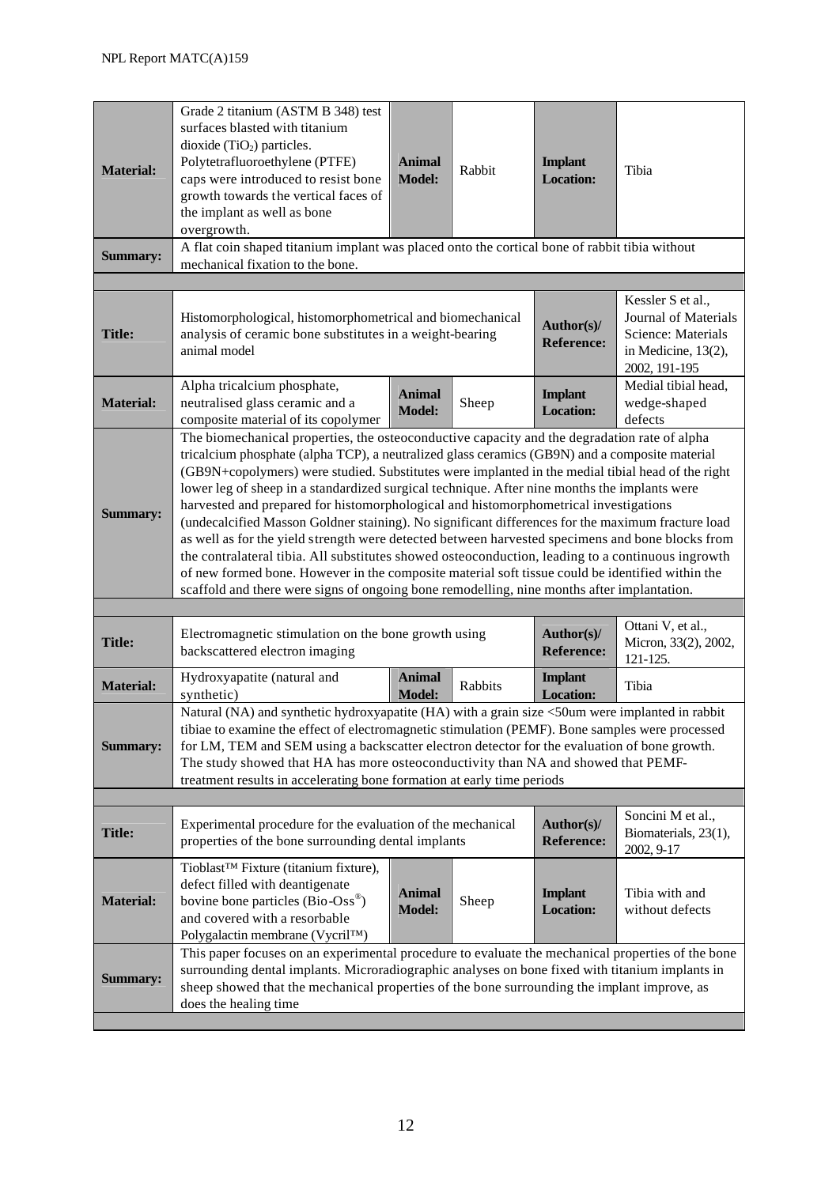| | | | | | |
|---|---|---|---|---|---|
| **Material:** | Grade 2 titanium (ASTM B 348) test surfaces blasted with titanium dioxide ($TiO_2$) particles. Polytetrafluoroethylene (PTFE) caps were introduced to resist bone growth towards the vertical faces of the implant as well as bone overgrowth. | **Animal Model:** | Rabbit | **Implant Location:** | Tibia |
| **Summary:** | A flat coin shaped titanium implant was placed onto the cortical bone of rabbit tibia without mechanical fixation to the bone. | | | | |

| | | | |
|---|---|---|---|
| **Title:** | Histomorphological, histomorphometrical and biomechanical analysis of ceramic bone substitutes in a weight-bearing animal model | **Author(s)/ Reference:** | Kessler S et al., Journal of Materials Science: Materials in Medicine, 13(2), 2002, 191-195 |

| | | | | | |
|---|---|---|---|---|---|
| **Material:** | Alpha tricalcium phosphate, neutralised glass ceramic and a composite material of its copolymer | **Animal Model:** | Sheep | **Implant Location:** | Medial tibial head, wedge-shaped defects |
| **Summary:** | The biomechanical properties, the osteoconductive capacity and the degradation rate of alpha tricalcium phosphate (alpha TCP), a neutralized glass ceramics (GB9N) and a composite material (GB9N+copolymers) were studied. Substitutes were implanted in the medial tibial head of the right lower leg of sheep in a standardized surgical technique. After nine months the implants were harvested and prepared for histomorphological and histomorphometrical investigations (undecalcified Masson Goldner staining). No significant differences for the maximum fracture load as well as for the yield strength were detected between harvested specimens and bone blocks from the contralateral tibia. All substitutes showed osteoconduction, leading to a continuous ingrowth of new formed bone. However in the composite material soft tissue could be identified within the scaffold and there were signs of ongoing bone remodelling, nine months after implantation. | | | | |

| | | | |
|---|---|---|---|
| **Title:** | Electromagnetic stimulation on the bone growth using backscattered electron imaging | **Author(s)/ Reference:** | Ottani V, et al., Micron, 33(2), 2002, 121-125. |

| | | | | | |
|---|---|---|---|---|---|
| **Material:** | Hydroxyapatite (natural and synthetic) | **Animal Model:** | Rabbits | **Implant Location:** | Tibia |
| **Summary:** | Natural (NA) and synthetic hydroxyapatite (HA) with a grain size <50um were implanted in rabbit tibiae to examine the effect of electromagnetic stimulation (PEMF). Bone samples were processed for LM, TEM and SEM using a backscatter electron detector for the evaluation of bone growth. The study showed that HA has more osteoconductivity than NA and showed that PEMF-treatment results in accelerating bone formation at early time periods | | | | |

| | | | |
|---|---|---|---|
| **Title:** | Experimental procedure for the evaluation of the mechanical properties of the bone surrounding dental implants | **Author(s)/ Reference:** | Soncini M et al., Biomaterials, 23(1), 2002, 9-17 |

| | | | | | |
|---|---|---|---|---|---|
| **Material:** | Tioblast™ Fixture (titanium fixture), defect filled with deantigenate bovine bone particles (Bio-Oss®) and covered with a resorbable Polygalactin membrane (Vycril™) | **Animal Model:** | Sheep | **Implant Location:** | Tibia with and without defects |
| **Summary:** | This paper focuses on an experimental procedure to evaluate the mechanical properties of the bone surrounding dental implants. Microradiographic analyses on bone fixed with titanium implants in sheep showed that the mechanical properties of the bone surrounding the implant improve, as does the healing time | | | | |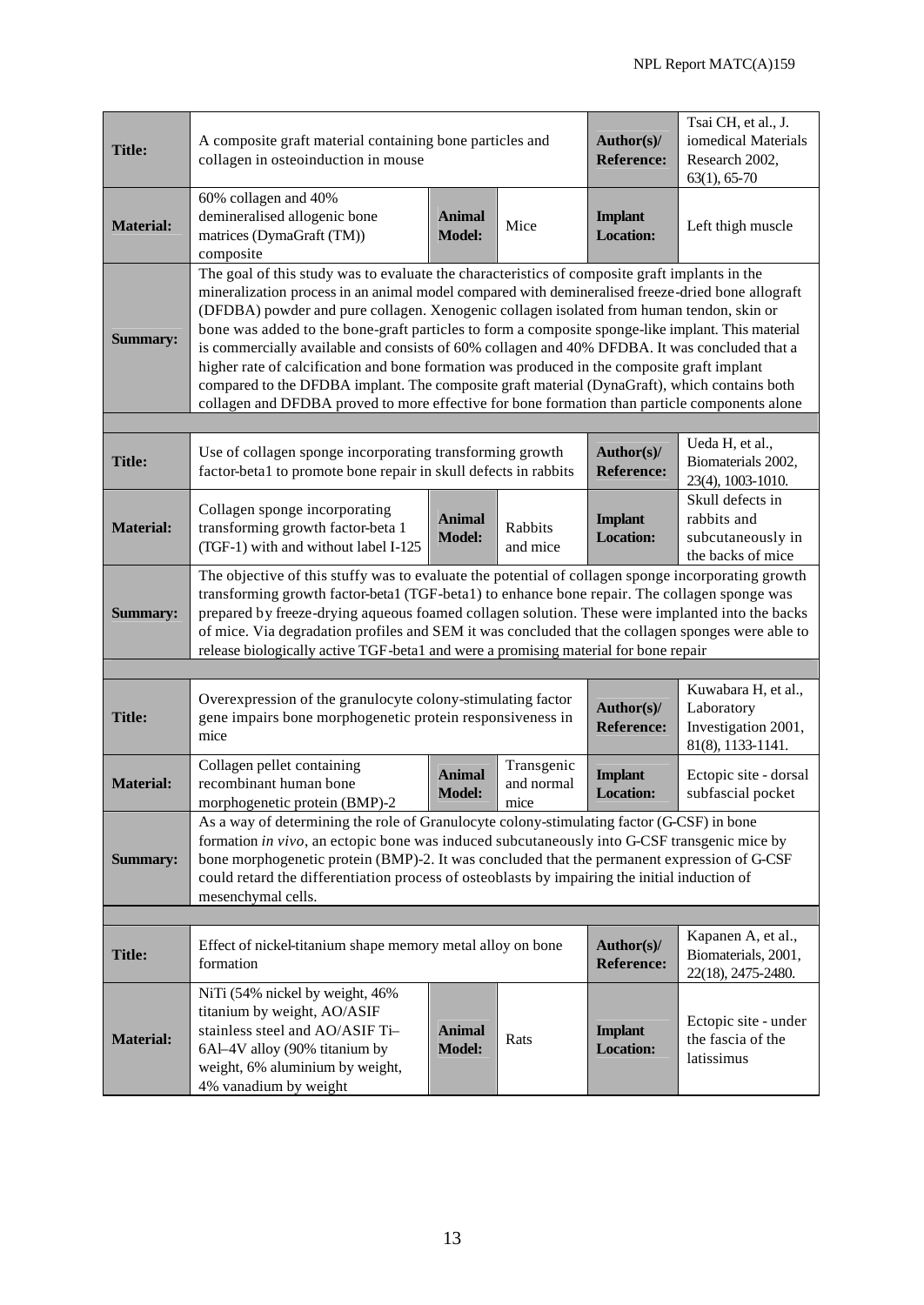| | | | | | |
|---|---|---|---|---|---|
| **Title:** | A composite graft material containing bone particles and collagen in osteoinduction in mouse | | | **Author(s)/ Reference:** | Tsai CH, et al., J. iomedical Materials Research 2002, 63(1), 65-70 |
| **Material:** | 60% collagen and 40% demineralised allogenic bone matrices (DymaGraft (TM)) composite | **Animal Model:** | Mice | **Implant Location:** | Left thigh muscle |
| **Summary:** | The goal of this study was to evaluate the characteristics of composite graft implants in the mineralization process in an animal model compared with demineralised freeze-dried bone allograft (DFDBA) powder and pure collagen. Xenogenic collagen isolated from human tendon, skin or bone was added to the bone-graft particles to form a composite sponge-like implant. This material is commercially available and consists of 60% collagen and 40% DFDBA. It was concluded that a higher rate of calcification and bone formation was produced in the composite graft implant compared to the DFDBA implant. The composite graft material (DynaGraft), which contains both collagen and DFDBA proved to more effective for bone formation than particle components alone | | | | |

| | | | | | |
|---|---|---|---|---|---|
| **Title:** | Use of collagen sponge incorporating transforming growth factor-beta1 to promote bone repair in skull defects in rabbits | | | **Author(s)/ Reference:** | Ueda H, et al., Biomaterials 2002, 23(4), 1003-1010. |
| **Material:** | Collagen sponge incorporating transforming growth factor-beta 1 (TGF-1) with and without label I-125 | **Animal Model:** | Rabbits and mice | **Implant Location:** | Skull defects in rabbits and subcutaneously in the backs of mice |
| **Summary:** | The objective of this stuffy was to evaluate the potential of collagen sponge incorporating growth transforming growth factor-beta1 (TGF-beta1) to enhance bone repair. The collagen sponge was prepared by freeze-drying aqueous foamed collagen solution. These were implanted into the backs of mice. Via degradation profiles and SEM it was concluded that the collagen sponges were able to release biologically active TGF-beta1 and were a promising material for bone repair | | | | |

| | | | | | |
|---|---|---|---|---|---|
| **Title:** | Overexpression of the granulocyte colony-stimulating factor gene impairs bone morphogenetic protein responsiveness in mice | | | **Author(s)/ Reference:** | Kuwabara H, et al., Laboratory Investigation 2001, 81(8), 1133-1141. |
| **Material:** | Collagen pellet containing recombinant human bone morphogenetic protein (BMP)-2 | **Animal Model:** | Transgenic and normal mice | **Implant Location:** | Ectopic site - dorsal subfascial pocket |
| **Summary:** | As a way of determining the role of Granulocyte colony-stimulating factor (G-CSF) in bone formation *in vivo*, an ectopic bone was induced subcutaneously into G-CSF transgenic mice by bone morphogenetic protein (BMP)-2. It was concluded that the permanent expression of G-CSF could retard the differentiation process of osteoblasts by impairing the initial induction of mesenchymal cells. | | | | |

| | | | | | |
|---|---|---|---|---|---|
| **Title:** | Effect of nickel-titanium shape memory metal alloy on bone formation | | | **Author(s)/ Reference:** | Kapanen A, et al., Biomaterials, 2001, 22(18), 2475-2480. |
| **Material:** | NiTi (54% nickel by weight, 46% titanium by weight, AO/ASIF stainless steel and AO/ASIF Ti–6Al–4V alloy (90% titanium by weight, 6% aluminium by weight, 4% vanadium by weight | **Animal Model:** | Rats | **Implant Location:** | Ectopic site - under the fascia of the latissimus |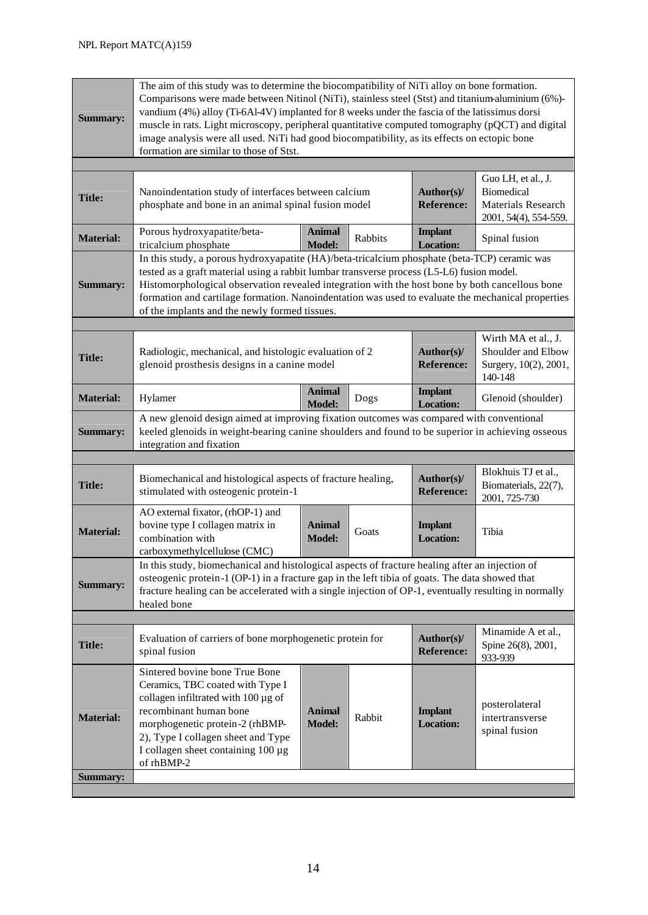| | | | | | |
|---|---|---|---|---|---|
| **Summary:** | The aim of this study was to determine the biocompatibility of NiTi alloy on bone formation. Comparisons were made between Nitinol (NiTi), stainless steel (Stst) and titanium-aluminium (6%)-vandium (4%) alloy (Ti-6Al-4V) implanted for 8 weeks under the fascia of the latissimus dorsi muscle in rats. Light microscopy, peripheral quantitative computed tomography (pQCT) and digital image analysis were all used. NiTi had good biocompatibility, as its effects on ectopic bone formation are similar to those of Stst. | | | | |

| | | | | | |
|---|---|---|---|---|---|
| **Title:** | Nanoindentation study of interfaces between calcium phosphate and bone in an animal spinal fusion model | | | **Author(s)/ Reference:** | Guo LH, et al., J. Biomedical Materials Research 2001, 54(4), 554-559. |
| **Material:** | Porous hydroxyapatite/beta-tricalcium phosphate | **Animal Model:** | Rabbits | **Implant Location:** | Spinal fusion |
| **Summary:** | In this study, a porous hydroxyapatite (HA)/beta-tricalcium phosphate (beta-TCP) ceramic was tested as a graft material using a rabbit lumbar transverse process (L5-L6) fusion model. Histomorphological observation revealed integration with the host bone by both cancellous bone formation and cartilage formation. Nanoindentation was used to evaluate the mechanical properties of the implants and the newly formed tissues. | | | | |

| | | | | | |
|---|---|---|---|---|---|
| **Title:** | Radiologic, mechanical, and histologic evaluation of 2 glenoid prosthesis designs in a canine model | | | **Author(s)/ Reference:** | Wirth MA et al., J. Shoulder and Elbow Surgery, 10(2), 2001, 140-148 |
| **Material:** | Hylamer | **Animal Model:** | Dogs | **Implant Location:** | Glenoid (shoulder) |
| **Summary:** | A new glenoid design aimed at improving fixation outcomes was compared with conventional keeled glenoids in weight-bearing canine shoulders and found to be superior in achieving osseous integration and fixation | | | | |

| | | | | | |
|---|---|---|---|---|---|
| **Title:** | Biomechanical and histological aspects of fracture healing, stimulated with osteogenic protein-1 | | | **Author(s)/ Reference:** | Blokhuis TJ et al., Biomaterials, 22(7), 2001, 725-730 |
| **Material:** | AO external fixator, (rhOP-1) and bovine type I collagen matrix in combination with carboxymethylcellulose (CMC) | **Animal Model:** | Goats | **Implant Location:** | Tibia |
| **Summary:** | In this study, biomechanical and histological aspects of fracture healing after an injection of osteogenic protein-1 (OP-1) in a fracture gap in the left tibia of goats. The data showed that fracture healing can be accelerated with a single injection of OP-1, eventually resulting in normally healed bone | | | | |

| | | | | | |
|---|---|---|---|---|---|
| **Title:** | Evaluation of carriers of bone morphogenetic protein for spinal fusion | | | **Author(s)/ Reference:** | Minamide A et al., Spine 26(8), 2001, 933-939 |
| **Material:** | Sintered bovine bone True Bone Ceramics, TBC coated with Type I collagen infiltrated with 100 µg of recombinant human bone morphogenetic protein-2 (rhBMP-2), Type I collagen sheet and Type I collagen sheet containing 100 µg of rhBMP-2 | **Animal Model:** | Rabbit | **Implant Location:** | posterolateral intertransverse spinal fusion |
| **Summary:** | | | | | |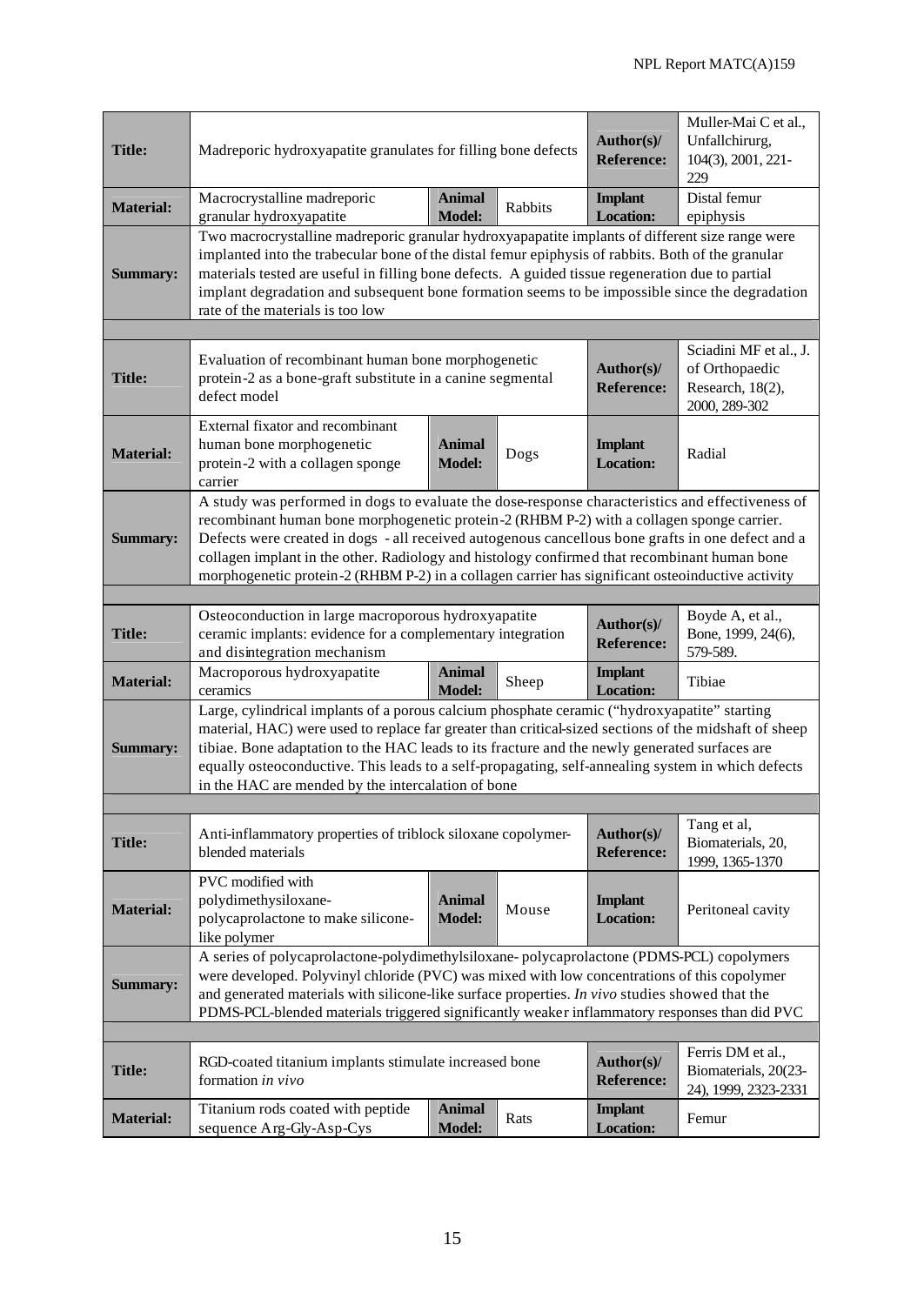| Title: | Madreporic hydroxyapatite granulates for filling bone defects | | | Author(s)/ Reference: | Muller-Mai C et al., Unfallchirurg, 104(3), 2001, 221-229 |
|---|---|---|---|---|---|
| **Material:** | Macrocrystalline madreporic granular hydroxyapatite | **Animal Model:** | Rabbits | **Implant Location:** | Distal femur epiphysis |
| **Summary:** | Two macrocrystalline madreporic granular hydroxyapapatite implants of different size range were implanted into the trabecular bone of the distal femur epiphysis of rabbits. Both of the granular materials tested are useful in filling bone defects. A guided tissue regeneration due to partial implant degradation and subsequent bone formation seems to be impossible since the degradation rate of the materials is too low | | | | |

| Title: | Evaluation of recombinant human bone morphogenetic protein-2 as a bone-graft substitute in a canine segmental defect model | | | Author(s)/ Reference: | Sciadini MF et al., J. of Orthopaedic Research, 18(2), 2000, 289-302 |
|---|---|---|---|---|---|
| **Material:** | External fixator and recombinant human bone morphogenetic protein-2 with a collagen sponge carrier | **Animal Model:** | Dogs | **Implant Location:** | Radial |
| **Summary:** | A study was performed in dogs to evaluate the dose-response characteristics and effectiveness of recombinant human bone morphogenetic protein-2 (RHBM P-2) with a collagen sponge carrier. Defects were created in dogs - all received autogenous cancellous bone grafts in one defect and a collagen implant in the other. Radiology and histology confirmed that recombinant human bone morphogenetic protein-2 (RHBM P-2) in a collagen carrier has significant osteoinductive activity | | | | |

| Title: | Osteoconduction in large macroporous hydroxyapatite ceramic implants: evidence for a complementary integration and disintegration mechanism | | | Author(s)/ Reference: | Boyde A, et al., Bone, 1999, 24(6), 579-589. |
|---|---|---|---|---|---|
| **Material:** | Macroporous hydroxyapatite ceramics | **Animal Model:** | Sheep | **Implant Location:** | Tibiae |
| **Summary:** | Large, cylindrical implants of a porous calcium phosphate ceramic ("hydroxyapatite" starting material, HAC) were used to replace far greater than critical-sized sections of the midshaft of sheep tibiae. Bone adaptation to the HAC leads to its fracture and the newly generated surfaces are equally osteoconductive. This leads to a self-propagating, self-annealing system in which defects in the HAC are mended by the intercalation of bone | | | | |

| Title: | Anti-inflammatory properties of triblock siloxane copolymer-blended materials | | | Author(s)/ Reference: | Tang et al, Biomaterials, 20, 1999, 1365-1370 |
|---|---|---|---|---|---|
| **Material:** | PVC modified with polydimethysiloxane-polycaprolactone to make silicone-like polymer | **Animal Model:** | Mouse | **Implant Location:** | Peritoneal cavity |
| **Summary:** | A series of polycaprolactone-polydimethylsiloxane- polycaprolactone (PDMS-PCL) copolymers were developed. Polyvinyl chloride (PVC) was mixed with low concentrations of this copolymer and generated materials with silicone-like surface properties. *In vivo* studies showed that the PDMS-PCL-blended materials triggered significantly weaker inflammatory responses than did PVC | | | | |

| Title: | RGD-coated titanium implants stimulate increased bone formation *in vivo* | | | Author(s)/ Reference: | Ferris DM et al., Biomaterials, 20(23-24), 1999, 2323-2331 |
|---|---|---|---|---|---|
| **Material:** | Titanium rods coated with peptide sequence Arg-Gly-Asp-Cys | **Animal Model:** | Rats | **Implant Location:** | Femur |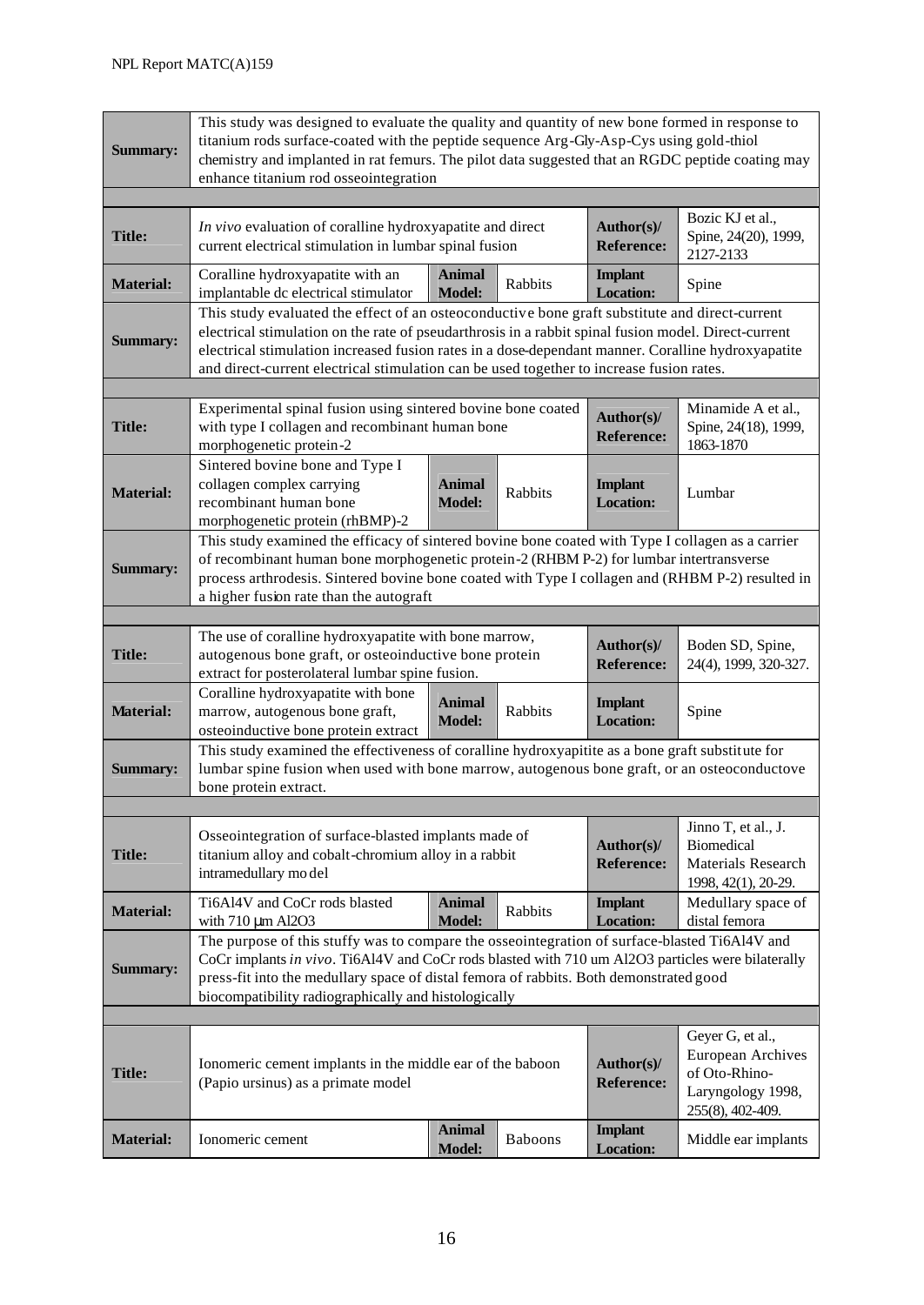| | | | | | |
|---|---|---|---|---|---|
| **Summary:** | This study was designed to evaluate the quality and quantity of new bone formed in response to titanium rods surface-coated with the peptide sequence Arg-Gly-Asp-Cys using gold-thiol chemistry and implanted in rat femurs. The pilot data suggested that an RGDC peptide coating may enhance titanium rod osseointegration | | | | |

| | | | | | |
|---|---|---|---|---|---|
| **Title:** | *In vivo* evaluation of coralline hydroxyapatite and direct current electrical stimulation in lumbar spinal fusion | | | **Author(s)/ Reference:** | Bozic KJ et al., Spine, 24(20), 1999, 2127-2133 |
| **Material:** | Coralline hydroxyapatite with an implantable dc electrical stimulator | **Animal Model:** | Rabbits | **Implant Location:** | Spine |
| **Summary:** | This study evaluated the effect of an osteoconductive bone graft substitute and direct-current electrical stimulation on the rate of pseudarthrosis in a rabbit spinal fusion model. Direct-current electrical stimulation increased fusion rates in a dose-dependant manner. Coralline hydroxyapatite and direct-current electrical stimulation can be used together to increase fusion rates. | | | | |

| | | | | | |
|---|---|---|---|---|---|
| **Title:** | Experimental spinal fusion using sintered bovine bone coated with type I collagen and recombinant human bone morphogenetic protein-2 | | | **Author(s)/ Reference:** | Minamide A et al., Spine, 24(18), 1999, 1863-1870 |
| **Material:** | Sintered bovine bone and Type I collagen complex carrying recombinant human bone morphogenetic protein (rhBMP)-2 | **Animal Model:** | Rabbits | **Implant Location:** | Lumbar |
| **Summary:** | This study examined the efficacy of sintered bovine bone coated with Type I collagen as a carrier of recombinant human bone morphogenetic protein-2 (RHBM P-2) for lumbar intertransverse process arthrodesis. Sintered bovine bone coated with Type I collagen and (RHBM P-2) resulted in a higher fusion rate than the autograft | | | | |

| | | | | | |
|---|---|---|---|---|---|
| **Title:** | The use of coralline hydroxyapatite with bone marrow, autogenous bone graft, or osteoinductive bone protein extract for posterolateral lumbar spine fusion. | | | **Author(s)/ Reference:** | Boden SD, Spine, 24(4), 1999, 320-327. |
| **Material:** | Coralline hydroxyapatite with bone marrow, autogenous bone graft, osteoinductive bone protein extract | **Animal Model:** | Rabbits | **Implant Location:** | Spine |
| **Summary:** | This study examined the effectiveness of coralline hydroxyapitite as a bone graft substitute for lumbar spine fusion when used with bone marrow, autogenous bone graft, or an osteoconductove bone protein extract. | | | | |

| | | | | | |
|---|---|---|---|---|---|
| **Title:** | Osseointegration of surface-blasted implants made of titanium alloy and cobalt-chromium alloy in a rabbit intramedullary model | | | **Author(s)/ Reference:** | Jinno T, et al., J. Biomedical Materials Research 1998, 42(1), 20-29. |
| **Material:** | Ti6Al4V and CoCr rods blasted with 710 μm $Al_2O_3$ | **Animal Model:** | Rabbits | **Implant Location:** | Medullary space of distal femora |
| **Summary:** | The purpose of this stuffy was to compare the osseointegration of surface-blasted Ti6Al4V and CoCr implants *in vivo*. Ti6Al4V and CoCr rods blasted with 710 um $Al_2O_3$ particles were bilaterally press-fit into the medullary space of distal femora of rabbits. Both demonstrated good biocompatibility radiographically and histologically | | | | |

| | | | | | |
|---|---|---|---|---|---|
| **Title:** | Ionomeric cement implants in the middle ear of the baboon (Papio ursinus) as a primate model | | | **Author(s)/ Reference:** | Geyer G, et al., European Archives of Oto-Rhino-Laryngology 1998, 255(8), 402-409. |
| **Material:** | Ionomeric cement | **Animal Model:** | Baboons | **Implant Location:** | Middle ear implants |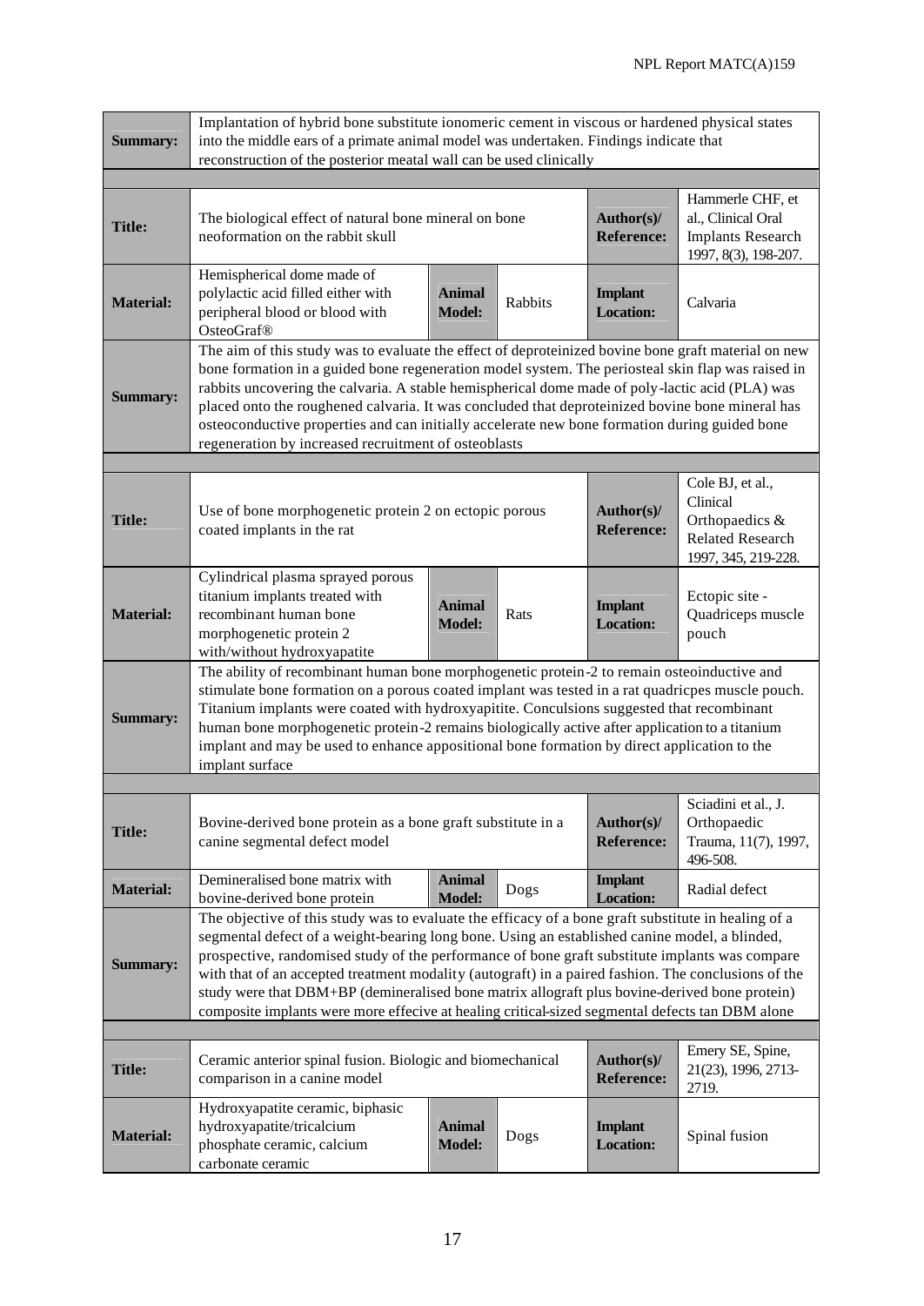| | | | | | |
|---|---|---|---|---|---|
| **Summary:** | Implantation of hybrid bone substitute ionomeric cement in viscous or hardened physical states into the middle ears of a primate animal model was undertaken. Findings indicate that reconstruction of the posterior meatal wall can be used clinically | | | | |

| | | | | | |
|---|---|---|---|---|---|
| **Title:** | The biological effect of natural bone mineral on bone neoformation on the rabbit skull | | | **Author(s)/ Reference:** | Hammerle CHF, et al., Clinical Oral Implants Research 1997, 8(3), 198-207. |
| **Material:** | Hemispherical dome made of polylactic acid filled either with peripheral blood or blood with OsteoGraf® | **Animal Model:** | Rabbits | **Implant Location:** | Calvaria |
| **Summary:** | The aim of this study was to evaluate the effect of deproteinized bovine bone graft material on new bone formation in a guided bone regeneration model system. The periosteal skin flap was raised in rabbits uncovering the calvaria. A stable hemispherical dome made of poly-lactic acid (PLA) was placed onto the roughened calvaria. It was concluded that deproteinized bovine bone mineral has osteoconductive properties and can initially accelerate new bone formation during guided bone regeneration by increased recruitment of osteoblasts | | | | |

| | | | | | |
|---|---|---|---|---|---|
| **Title:** | Use of bone morphogenetic protein 2 on ectopic porous coated implants in the rat | | | **Author(s)/ Reference:** | Cole BJ, et al., Clinical Orthopaedics & Related Research 1997, 345, 219-228. |
| **Material:** | Cylindrical plasma sprayed porous titanium implants treated with recombinant human bone morphogenetic protein 2 with/without hydroxyapatite | **Animal Model:** | Rats | **Implant Location:** | Ectopic site - Quadriceps muscle pouch |
| **Summary:** | The ability of recombinant human bone morphogenetic protein-2 to remain osteoinductive and stimulate bone formation on a porous coated implant was tested in a rat quadricpes muscle pouch. Titanium implants were coated with hydroxyapitite. Conculsions suggested that recombinant human bone morphogenetic protein-2 remains biologically active after application to a titanium implant and may be used to enhance appositional bone formation by direct application to the implant surface | | | | |

| | | | | | |
|---|---|---|---|---|---|
| **Title:** | Bovine-derived bone protein as a bone graft substitute in a canine segmental defect model | | | **Author(s)/ Reference:** | Sciadini et al., J. Orthopaedic Trauma, 11(7), 1997, 496-508. |
| **Material:** | Demineralised bone matrix with bovine-derived bone protein | **Animal Model:** | Dogs | **Implant Location:** | Radial defect |
| **Summary:** | The objective of this study was to evaluate the efficacy of a bone graft substitute in healing of a segmental defect of a weight-bearing long bone. Using an established canine model, a blinded, prospective, randomised study of the performance of bone graft substitute implants was compare with that of an accepted treatment modality (autograft) in a paired fashion. The conclusions of the study were that DBM+BP (demineralised bone matrix allograft plus bovine-derived bone protein) composite implants were more effecive at healing critical-sized segmental defects tan DBM alone | | | | |

| | | | | | |
|---|---|---|---|---|---|
| **Title:** | Ceramic anterior spinal fusion. Biologic and biomechanical comparison in a canine model | | | **Author(s)/ Reference:** | Emery SE, Spine, 21(23), 1996, 2713-2719. |
| **Material:** | Hydroxyapatite ceramic, biphasic hydroxyapatite/tricalcium phosphate ceramic, calcium carbonate ceramic | **Animal Model:** | Dogs | **Implant Location:** | Spinal fusion |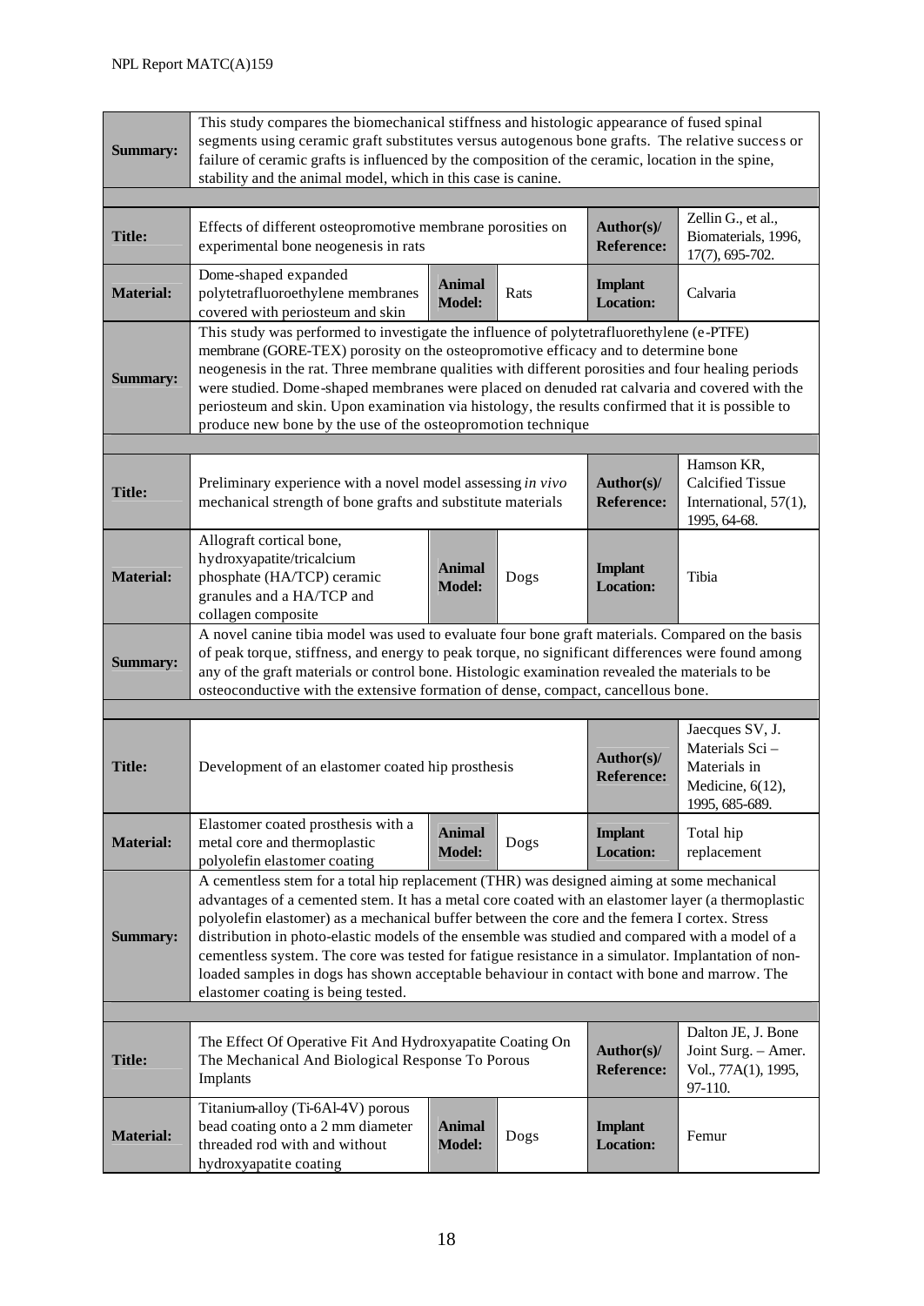| **Summary:** | This study compares the biomechanical stiffness and histologic appearance of fused spinal segments using ceramic graft substitutes versus autogenous bone grafts. The relative success or failure of ceramic grafts is influenced by the composition of the ceramic, location in the spine, stability and the animal model, which in this case is canine. | | | | |
|---|---|---|---|---|---|

| **Title:** | Effects of different osteopromotive membrane porosities on experimental bone neogenesis in rats | | | **Author(s)/ Reference:** | Zellin G., et al., Biomaterials, 1996, 17(7), 695-702. |
|---|---|---|---|---|---|
| **Material:** | Dome-shaped expanded polytetrafluoroethylene membranes covered with periosteum and skin | **Animal Model:** | Rats | **Implant Location:** | Calvaria |
| **Summary:** | This study was performed to investigate the influence of polytetrafluoroethylene (e-PTFE) membrane (GORE-TEX) porosity on the osteopromotive efficacy and to determine bone neogenesis in the rat. Three membrane qualities with different porosities and four healing periods were studied. Dome-shaped membranes were placed on denuded rat calvaria and covered with the periosteum and skin. Upon examination via histology, the results confirmed that it is possible to produce new bone by the use of the osteopromotion technique | | | | |

| **Title:** | Preliminary experience with a novel model assessing *in vivo* mechanical strength of bone grafts and substitute materials | | | **Author(s)/ Reference:** | Hamson KR, Calcified Tissue International, 57(1), 1995, 64-68. |
|---|---|---|---|---|---|
| **Material:** | Allograft cortical bone, hydroxyapatite/tricalcium phosphate (HA/TCP) ceramic granules and a HA/TCP and collagen composite | **Animal Model:** | Dogs | **Implant Location:** | Tibia |
| **Summary:** | A novel canine tibia model was used to evaluate four bone graft materials. Compared on the basis of peak torque, stiffness, and energy to peak torque, no significant differences were found among any of the graft materials or control bone. Histologic examination revealed the materials to be osteoconductive with the extensive formation of dense, compact, cancellous bone. | | | | |

| **Title:** | Development of an elastomer coated hip prosthesis | | | **Author(s)/ Reference:** | Jaecques SV, J. Materials Sci – Materials in Medicine, 6(12), 1995, 685-689. |
|---|---|---|---|---|---|
| **Material:** | Elastomer coated prosthesis with a metal core and thermoplastic polyolefin elastomer coating | **Animal Model:** | Dogs | **Implant Location:** | Total hip replacement |
| **Summary:** | A cementless stem for a total hip replacement (THR) was designed aiming at some mechanical advantages of a cemented stem. It has a metal core coated with an elastomer layer (a thermoplastic polyolefin elastomer) as a mechanical buffer between the core and the femera I cortex. Stress distribution in photo-elastic models of the ensemble was studied and compared with a model of a cementless system. The core was tested for fatigue resistance in a simulator. Implantation of non-loaded samples in dogs has shown acceptable behaviour in contact with bone and marrow. The elastomer coating is being tested. | | | | |

| **Title:** | The Effect Of Operative Fit And Hydroxyapatite Coating On The Mechanical And Biological Response To Porous Implants | | | **Author(s)/ Reference:** | Dalton JE, J. Bone Joint Surg. – Amer. Vol., 77A(1), 1995, 97-110. |
|---|---|---|---|---|---|
| **Material:** | Titanium-alloy (Ti-6Al-4V) porous bead coating onto a 2 mm diameter threaded rod with and without hydroxyapatite coating | **Animal Model:** | Dogs | **Implant Location:** | Femur |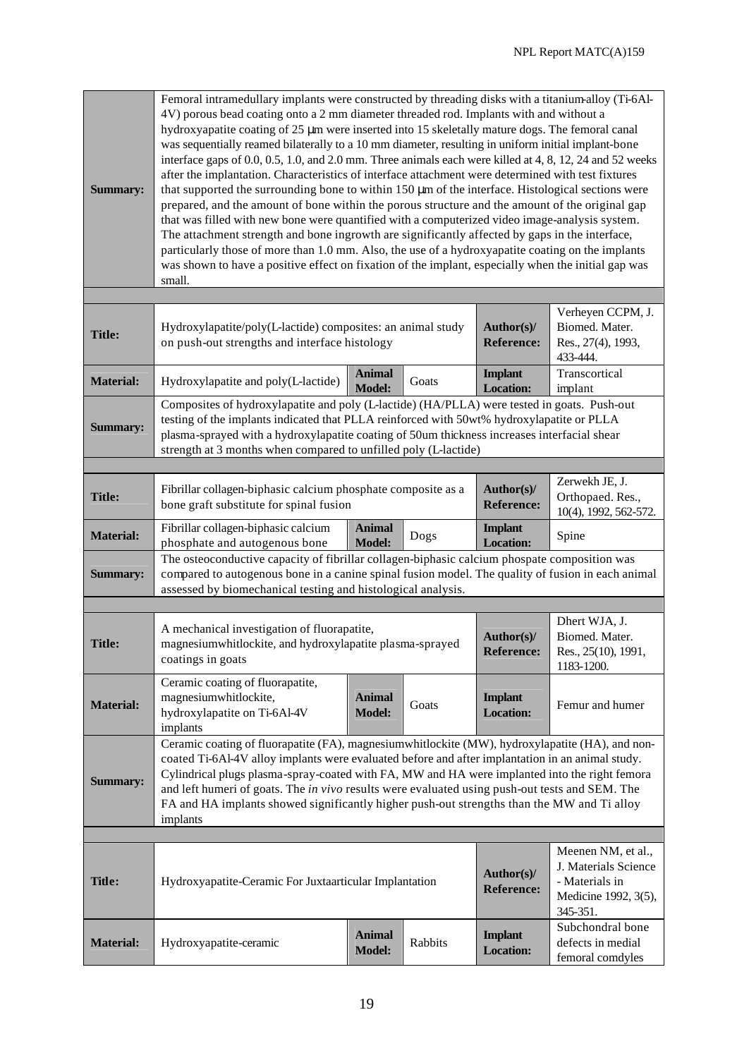| | | | | | |
|---|---|---|---|---|---|
| **Summary:** | Femoral intramedullary implants were constructed by threading disks with a titanium-alloy (Ti-6Al-4V) porous bead coating onto a 2 mm diameter threaded rod. Implants with and without a hydroxyapatite coating of 25 μm were inserted into 15 skeletally mature dogs. The femoral canal was sequentially reamed bilaterally to a 10 mm diameter, resulting in uniform initial implant-bone interface gaps of 0.0, 0.5, 1.0, and 2.0 mm. Three animals each were killed at 4, 8, 12, 24 and 52 weeks after the implantation. Characteristics of interface attachment were determined with test fixtures that supported the surrounding bone to within 150 μm of the interface. Histological sections were prepared, and the amount of bone within the porous structure and the amount of the original gap that was filled with new bone were quantified with a computerized video image-analysis system. The attachment strength and bone ingrowth are significantly affected by gaps in the interface, particularly those of more than 1.0 mm. Also, the use of a hydroxyapatite coating on the implants was shown to have a positive effect on fixation of the implant, especially when the initial gap was small. | | | | |

| | | | | | |
|---|---|---|---|---|---|
| **Title:** | Hydroxylapatite/poly(L-lactide) composites: an animal study on push-out strengths and interface histology | | | **Author(s)/ Reference:** | Verheyen CCPM, J. Biomed. Mater. Res., 27(4), 1993, 433-444. |
| **Material:** | Hydroxylapatite and poly(L-lactide) | **Animal Model:** | Goats | **Implant Location:** | Transcortical implant |
| **Summary:** | Composites of hydroxylapatite and poly (L-lactide) (HA/PLLA) were tested in goats. Push-out testing of the implants indicated that PLLA reinforced with 50wt% hydroxylapatite or PLLA plasma-sprayed with a hydroxylapatite coating of 50um thickness increases interfacial shear strength at 3 months when compared to unfilled poly (L-lactide) | | | | |

| | | | | | |
|---|---|---|---|---|---|
| **Title:** | Fibrillar collagen-biphasic calcium phosphate composite as a bone graft substitute for spinal fusion | | | **Author(s)/ Reference:** | Zerwekh JE, J. Orthopaed. Res., 10(4), 1992, 562-572. |
| **Material:** | Fibrillar collagen-biphasic calcium phosphate and autogenous bone | **Animal Model:** | Dogs | **Implant Location:** | Spine |
| **Summary:** | The osteoconductive capacity of fibrillar collagen-biphasic calcium phospate composition was compared to autogenous bone in a canine spinal fusion model. The quality of fusion in each animal assessed by biomechanical testing and histological analysis. | | | | |

| | | | | | |
|---|---|---|---|---|---|
| **Title:** | A mechanical investigation of fluorapatite, magnesiumwhitlockite, and hydroxylapatite plasma-sprayed coatings in goats | | | **Author(s)/ Reference:** | Dhert WJA, J. Biomed. Mater. Res., 25(10), 1991, 1183-1200. |
| **Material:** | Ceramic coating of fluorapatite, magnesiumwhitlockite, hydroxylapatite on Ti-6Al-4V implants | **Animal Model:** | Goats | **Implant Location:** | Femur and humer |
| **Summary:** | Ceramic coating of fluorapatite (FA), magnesiumwhitlockite (MW), hydroxylapatite (HA), and non-coated Ti-6Al-4V alloy implants were evaluated before and after implantation in an animal study. Cylindrical plugs plasma-spray-coated with FA, MW and HA were implanted into the right femora and left humeri of goats. The *in vivo* results were evaluated using push-out tests and SEM. The FA and HA implants showed significantly higher push-out strengths than the MW and Ti alloy implants | | | | |

| | | | | | |
|---|---|---|---|---|---|
| **Title:** | Hydroxyapatite-Ceramic For Juxtaarticular Implantation | | | **Author(s)/ Reference:** | Meenen NM, et al., J. Materials Science - Materials in Medicine 1992, 3(5), 345-351. |
| **Material:** | Hydroxyapatite-ceramic | **Animal Model:** | Rabbits | **Implant Location:** | Subchondral bone defects in medial femoral comdyles |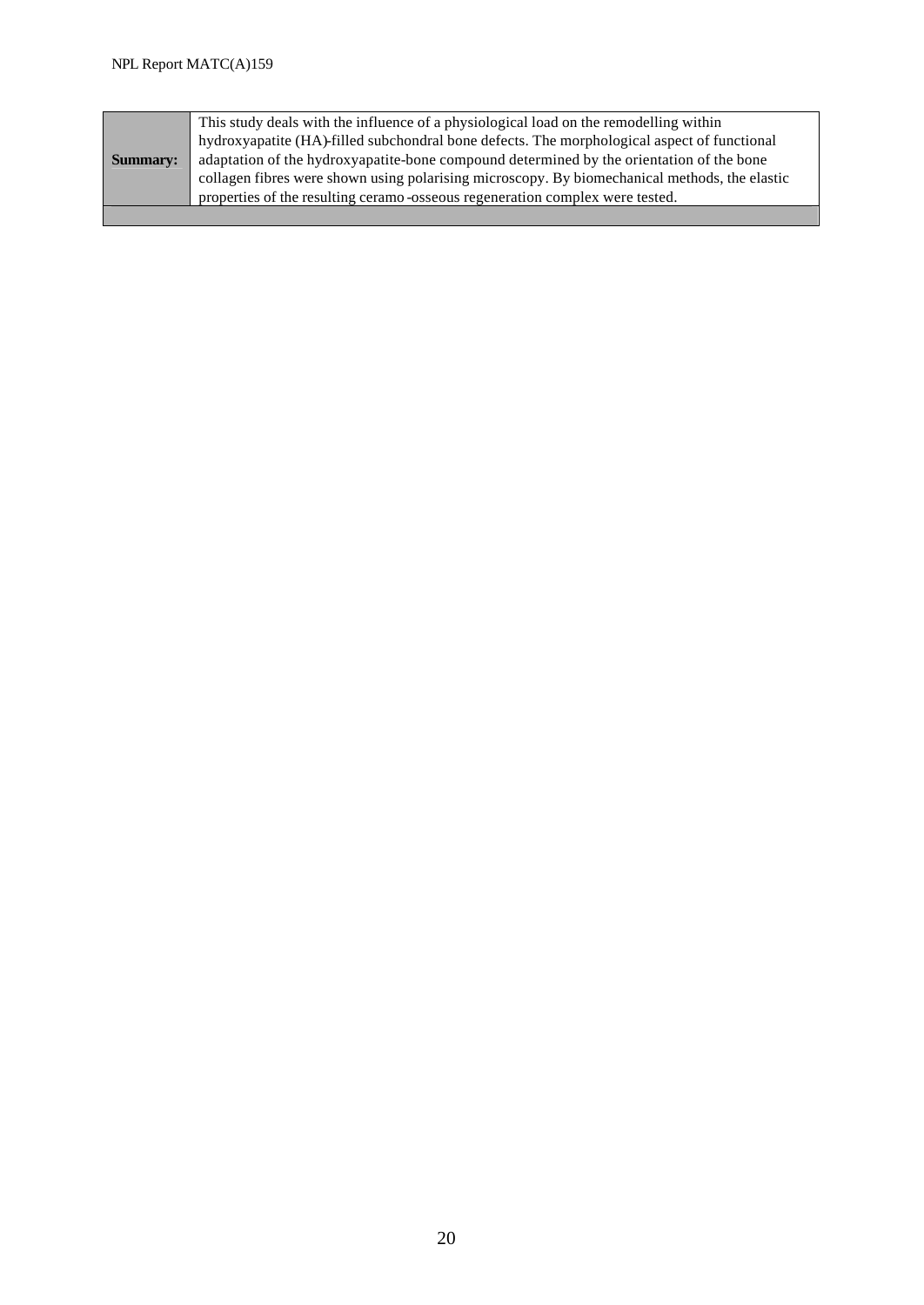| | |
|---|---|
| **Summary:** | This study deals with the influence of a physiological load on the remodelling within hydroxyapatite (HA)-filled subchondral bone defects. The morphological aspect of functional adaptation of the hydroxyapatite-bone compound determined by the orientation of the bone collagen fibres were shown using polarising microscopy. By biomechanical methods, the elastic properties of the resulting ceramo-osseous regeneration complex were tested. |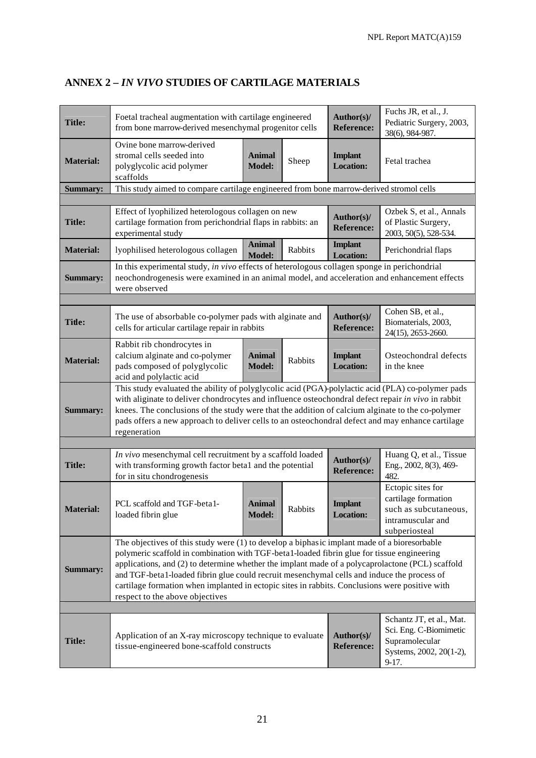## ANNEX 2 – *IN VIVO* STUDIES OF CARTILAGE MATERIALS

| | | | | | |
|---|---|---|---|---|---|
| **Title:** | Foetal tracheal augmentation with cartilage engineered from bone marrow-derived mesenchymal progenitor cells | | | **Author(s)/ Reference:** | Fuchs JR, et al., J. Pediatric Surgery, 2003, 38(6), 984-987. |
| **Material:** | Ovine bone marrow-derived stromal cells seeded into polyglycolic acid polymer scaffolds | **Animal Model:** | Sheep | **Implant Location:** | Fetal trachea |
| **Summary:** | This study aimed to compare cartilage engineered from bone marrow-derived stromol cells | | | | |
| | | | | | |
| **Title:** | Effect of lyophilized heterologous collagen on new cartilage formation from perichondrial flaps in rabbits: an experimental study | | | **Author(s)/ Reference:** | Ozbek S, et al., Annals of Plastic Surgery, 2003, 50(5), 528-534. |
| **Material:** | lyophilised heterologous collagen | **Animal Model:** | Rabbits | **Implant Location:** | Perichondrial flaps |
| **Summary:** | In this experimental study, *in vivo* effects of heterologous collagen sponge in perichondrial neochondrogenesis were examined in an animal model, and acceleration and enhancement effects were observed | | | | |
| | | | | | |
| **Title:** | The use of absorbable co-polymer pads with alginate and cells for articular cartilage repair in rabbits | | | **Author(s)/ Reference:** | Cohen SB, et al., Biomaterials, 2003, 24(15), 2653-2660. |
| **Material:** | Rabbit rib chondrocytes in calcium alginate and co-polymer pads composed of polyglycolic acid and polylactic acid | **Animal Model:** | Rabbits | **Implant Location:** | Osteochondral defects in the knee |
| **Summary:** | This study evaluated the ability of polyglycolic acid (PGA)-polylactic acid (PLA) co-polymer pads with alginate to deliver chondrocytes and influence osteochondral defect repair *in vivo* in rabbit knees. The conclusions of the study were that the addition of calcium alginate to the co-polymer pads offers a new approach to deliver cells to an osteochondral defect and may enhance cartilage regeneration | | | | |
| | | | | | |
| **Title:** | *In vivo* mesenchymal cell recruitment by a scaffold loaded with transforming growth factor beta1 and the potential for in situ chondrogenesis | | | **Author(s)/ Reference:** | Huang Q, et al., Tissue Eng., 2002, 8(3), 469-482. |
| **Material:** | PCL scaffold and TGF-beta1-loaded fibrin glue | **Animal Model:** | Rabbits | **Implant Location:** | Ectopic sites for cartilage formation such as subcutaneous, intramuscular and subperiosteal |
| **Summary:** | The objectives of this study were (1) to develop a biphasic implant made of a bioresorbable polymeric scaffold in combination with TGF-beta1-loaded fibrin glue for tissue engineering applications, and (2) to determine whether the implant made of a polycaprolactone (PCL) scaffold and TGF-beta1-loaded fibrin glue could recruit mesenchymal cells and induce the process of cartilage formation when implanted in ectopic sites in rabbits. Conclusions were positive with respect to the above objectives | | | | |
| | | | | | |
| **Title:** | Application of an X-ray microscopy technique to evaluate tissue-engineered bone-scaffold constructs | | | **Author(s)/ Reference:** | Schantz JT, et al., Mat. Sci. Eng. C-Biomimetic Supramolecular Systems, 2002, 20(1-2), 9-17. |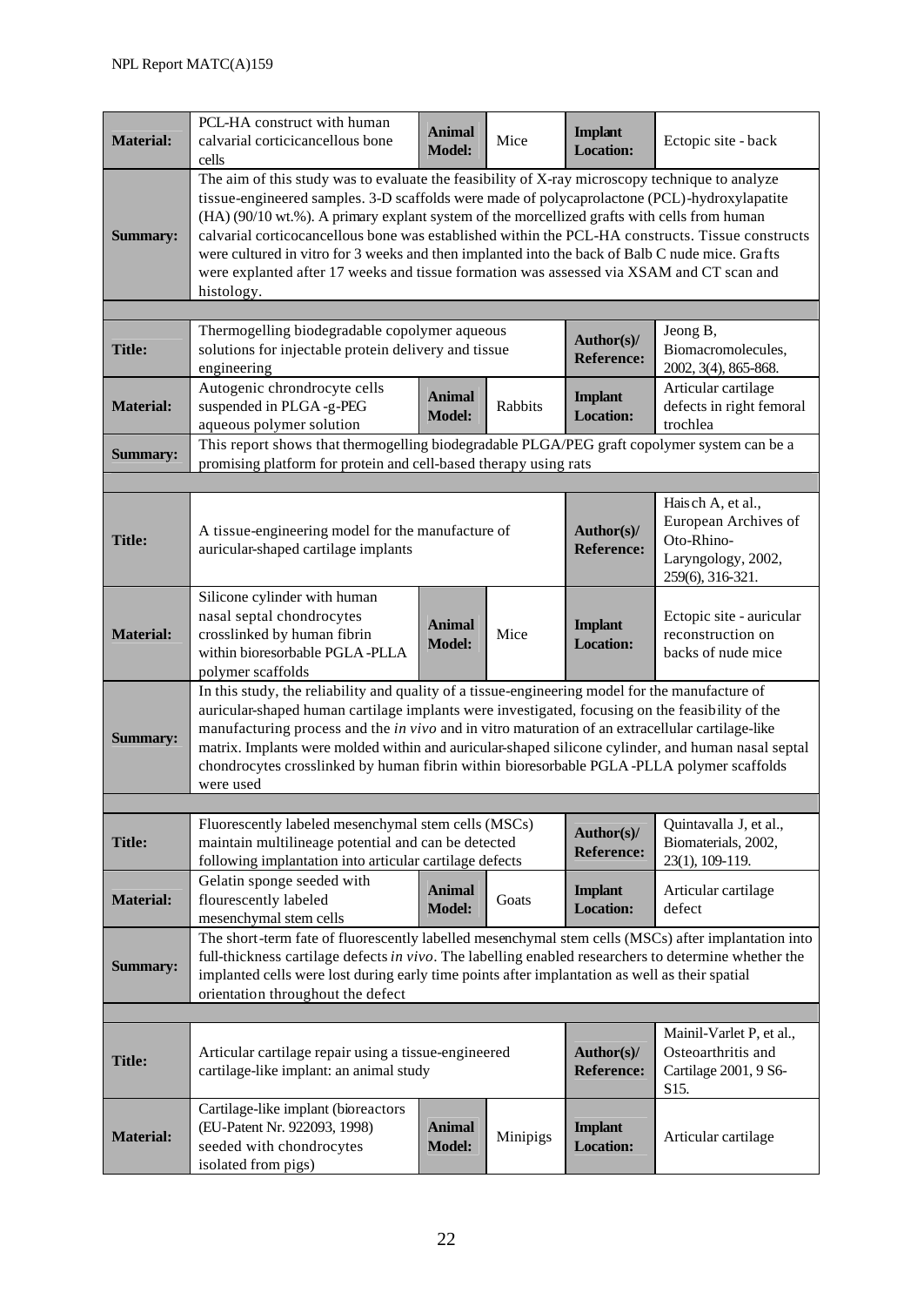| | | | | | |
|---|---|---|---|---|---|
| **Material:** | PCL-HA construct with human calvarial corticicancellous bone cells | **Animal Model:** | Mice | **Implant Location:** | Ectopic site - back |
| **Summary:** | The aim of this study was to evaluate the feasibility of X-ray microscopy technique to analyze tissue-engineered samples. 3-D scaffolds were made of polycaprolactone (PCL)-hydroxylapatite (HA) (90/10 wt.%). A primary explant system of the morcellized grafts with cells from human calvarial corticocancellous bone was established within the PCL-HA constructs. Tissue constructs were cultured in vitro for 3 weeks and then implanted into the back of Balb C nude mice. Grafts were explanted after 17 weeks and tissue formation was assessed via XSAM and CT scan and histology. | | | | |
| | | | | | |
| **Title:** | Thermogelling biodegradable copolymer aqueous solutions for injectable protein delivery and tissue engineering | | | **Author(s)/ Reference:** | Jeong B, Biomacromolecules, 2002, 3(4), 865-868. |
| **Material:** | Autogenic chrondrocyte cells suspended in PLGA-g-PEG aqueous polymer solution | **Animal Model:** | Rabbits | **Implant Location:** | Articular cartilage defects in right femoral trochlea |
| **Summary:** | This report shows that thermogelling biodegradable PLGA/PEG graft copolymer system can be a promising platform for protein and cell-based therapy using rats | | | | |
| | | | | | |
| **Title:** | A tissue-engineering model for the manufacture of auricular-shaped cartilage implants | | | **Author(s)/ Reference:** | Haisch A, et al., European Archives of Oto-Rhino-Laryngology, 2002, 259(6), 316-321. |
| **Material:** | Silicone cylinder with human nasal septal chondrocytes crosslinked by human fibrin within bioresorbable PGLA-PLLA polymer scaffolds | **Animal Model:** | Mice | **Implant Location:** | Ectopic site - auricular reconstruction on backs of nude mice |
| **Summary:** | In this study, the reliability and quality of a tissue-engineering model for the manufacture of auricular-shaped human cartilage implants were investigated, focusing on the feasibility of the manufacturing process and the *in vivo* and in vitro maturation of an extracellular cartilage-like matrix. Implants were molded within and auricular-shaped silicone cylinder, and human nasal septal chondrocytes crosslinked by human fibrin within bioresorbable PGLA-PLLA polymer scaffolds were used | | | | |
| | | | | | |
| **Title:** | Fluorescently labeled mesenchymal stem cells (MSCs) maintain multilineage potential and can be detected following implantation into articular cartilage defects | | | **Author(s)/ Reference:** | Quintavalla J, et al., Biomaterials, 2002, 23(1), 109-119. |
| **Material:** | Gelatin sponge seeded with flourescently labeled mesenchymal stem cells | **Animal Model:** | Goats | **Implant Location:** | Articular cartilage defect |
| **Summary:** | The short-term fate of fluorescently labelled mesenchymal stem cells (MSCs) after implantation into full-thickness cartilage defects *in vivo*. The labelling enabled researchers to determine whether the implanted cells were lost during early time points after implantation as well as their spatial orientation throughout the defect | | | | |
| | | | | | |
| **Title:** | Articular cartilage repair using a tissue-engineered cartilage-like implant: an animal study | | | **Author(s)/ Reference:** | Mainil-Varlet P, et al., Osteoarthritis and Cartilage 2001, 9 S6-S15. |
| **Material:** | Cartilage-like implant (bioreactors (EU-Patent Nr. 922093, 1998) seeded with chondrocytes isolated from pigs) | **Animal Model:** | Minipigs | **Implant Location:** | Articular cartilage |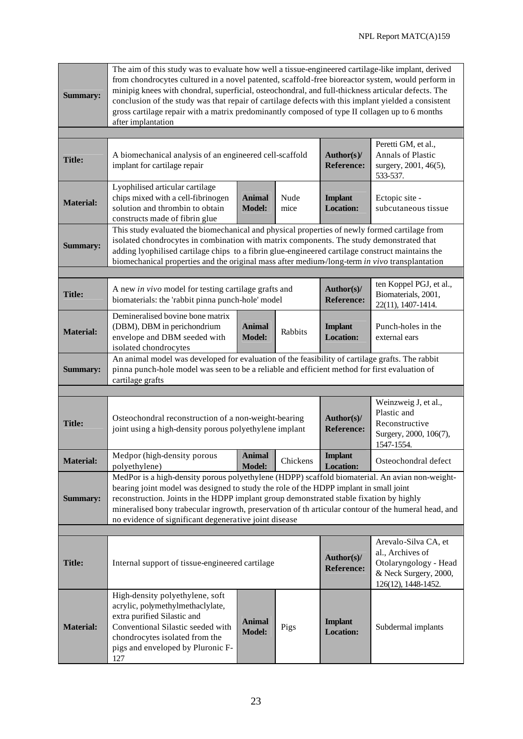| | | | | | |
|---|---|---|---|---|---|
| **Summary:** | The aim of this study was to evaluate how well a tissue-engineered cartilage-like implant, derived from chondrocytes cultured in a novel patented, scaffold-free bioreactor system, would perform in minipig knees with chondral, superficial, osteochondral, and full-thickness articular defects. The conclusion of the study was that repair of cartilage defects with this implant yielded a consistent gross cartilage repair with a matrix predominantly composed of type II collagen up to 6 months after implantation | | | | |

| | | | | | |
|---|---|---|---|---|---|
| **Title:** | A biomechanical analysis of an engineered cell-scaffold implant for cartilage repair | | | **Author(s)/ Reference:** | Peretti GM, et al., Annals of Plastic surgery, 2001, 46(5), 533-537. |
| **Material:** | Lyophilised articular cartilage chips mixed with a cell-fibrinogen solution and thrombin to obtain constructs made of fibrin glue | **Animal Model:** | Nude mice | **Implant Location:** | Ectopic site - subcutaneous tissue |
| **Summary:** | This study evaluated the biomechanical and physical properties of newly formed cartilage from isolated chondrocytes in combination with matrix components. The study demonstrated that adding lyophilised cartilage chips to a fibrin glue-engineered cartilage construct maintains the biomechanical properties and the original mass after medium-/long-term *in vivo* transplantation | | | | |

| | | | | | |
|---|---|---|---|---|---|
| **Title:** | A new *in vivo* model for testing cartilage grafts and biomaterials: the 'rabbit pinna punch-hole' model | | | **Author(s)/ Reference:** | ten Koppel PGJ, et al., Biomaterials, 2001, 22(11), 1407-1414. |
| **Material:** | Demineralised bovine bone matrix (DBM), DBM in perichondrium envelope and DBM seeded with isolated chondrocytes | **Animal Model:** | Rabbits | **Implant Location:** | Punch-holes in the external ears |
| **Summary:** | An animal model was developed for evaluation of the feasibility of cartilage grafts. The rabbit pinna punch-hole model was seen to be a reliable and efficient method for first evaluation of cartilage grafts | | | | |

| | | | | | |
|---|---|---|---|---|---|
| **Title:** | Osteochondral reconstruction of a non-weight-bearing joint using a high-density porous polyethylene implant | | | **Author(s)/ Reference:** | Weinzweig J, et al., Plastic and Reconstructive Surgery, 2000, 106(7), 1547-1554. |
| **Material:** | Medpor (high-density porous polyethylene) | **Animal Model:** | Chickens | **Implant Location:** | Osteochondral defect |
| **Summary:** | MedPor is a high-density porous polyethylene (HDPP) scaffold biomaterial. An avian non-weight-bearing joint model was designed to study the role of the HDPP implant in small joint reconstruction. Joints in the HDPP implant group demonstrated stable fixation by highly mineralised bony trabecular ingrowth, preservation of th articular contour of the humeral head, and no evidence of significant degenerative joint disease | | | | |

| | | | | | |
|---|---|---|---|---|---|
| **Title:** | Internal support of tissue-engineered cartilage | | | **Author(s)/ Reference:** | Arevalo-Silva CA, et al., Archives of Otolaryngology - Head & Neck Surgery, 2000, 126(12), 1448-1452. |
| **Material:** | High-density polyethylene, soft acrylic, polymethylmethaclylate, extra purified Silastic and Conventional Silastic seeded with chondrocytes isolated from the pigs and enveloped by Pluronic F-127 | **Animal Model:** | Pigs | **Implant Location:** | Subdermal implants |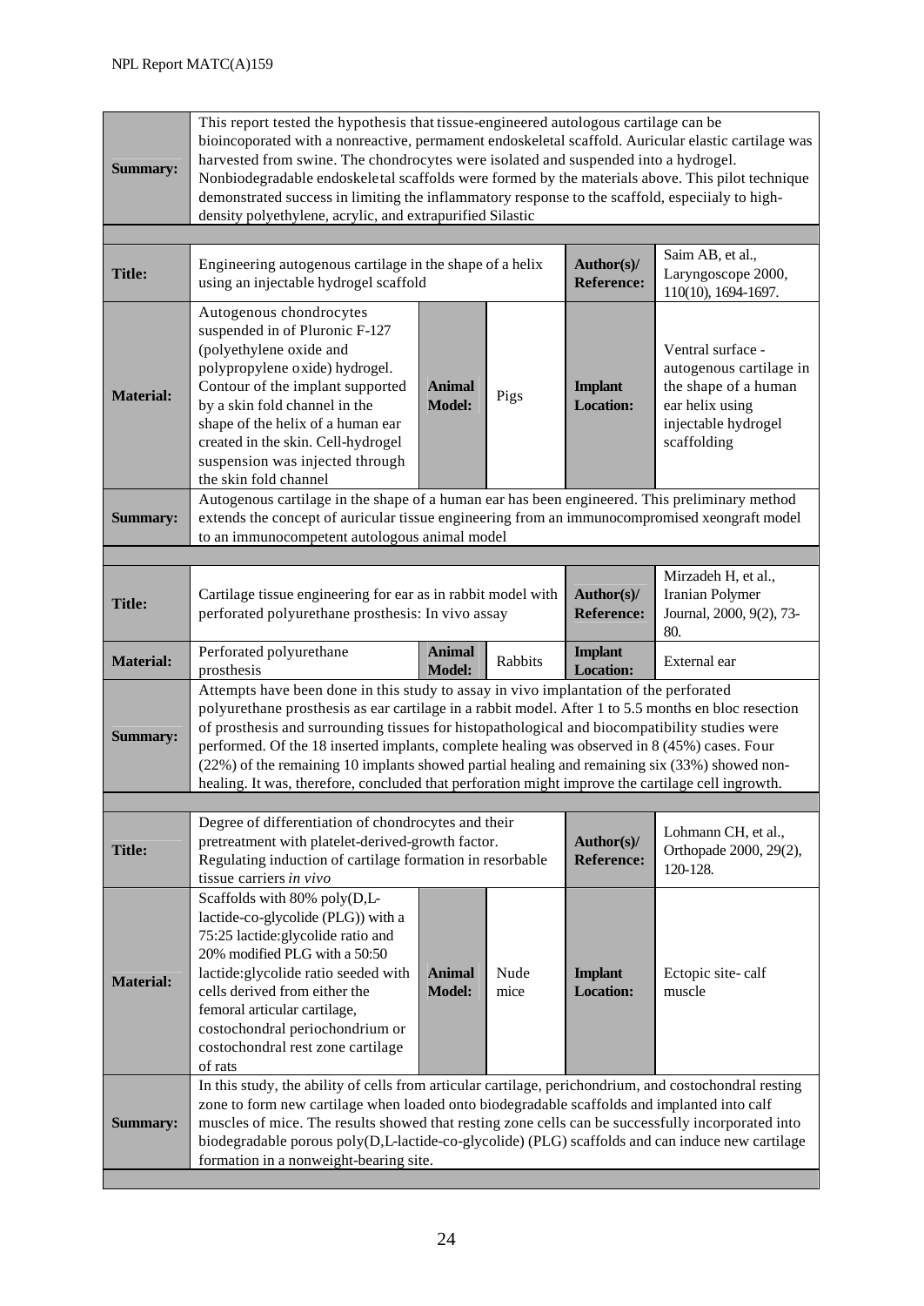| | | | | | |
|---|---|---|---|---|---|
| **Summary:** | This report tested the hypothesis that tissue-engineered autologous cartilage can be bioincoporated with a nonreactive, permament endoskeletal scaffold. Auricular elastic cartilage was harvested from swine. The chondrocytes were isolated and suspended into a hydrogel. Nonbiodegradable endoskeletal scaffolds were formed by the materials above. This pilot technique demonstrated success in limiting the inflammatory response to the scaffold, especiialy to high-density polyethylene, acrylic, and extrapurified Silastic | | | | |

| | | | | | |
|---|---|---|---|---|---|
| **Title:** | Engineering autogenous cartilage in the shape of a helix using an injectable hydrogel scaffold | | | **Author(s)/ Reference:** | Saim AB, et al., Laryngoscope 2000, 110(10), 1694-1697. |
| **Material:** | Autogenous chondrocytes suspended in of Pluronic F-127 (polyethylene oxide and polypropylene oxide) hydrogel. Contour of the implant supported by a skin fold channel in the shape of the helix of a human ear created in the skin. Cell-hydrogel suspension was injected through the skin fold channel | **Animal Model:** | Pigs | **Implant Location:** | Ventral surface - autogenous cartilage in the shape of a human ear helix using injectable hydrogel scaffolding |
| **Summary:** | Autogenous cartilage in the shape of a human ear has been engineered. This preliminary method extends the concept of auricular tissue engineering from an immunocompromised xeograft model to an immunocompetent autologous animal model | | | | |

| | | | | | |
|---|---|---|---|---|---|
| **Title:** | Cartilage tissue engineering for ear as in rabbit model with perforated polyurethane prosthesis: In vivo assay | | | **Author(s)/ Reference:** | Mirzadeh H, et al., Iranian Polymer Journal, 2000, 9(2), 73-80. |
| **Material:** | Perforated polyurethane prosthesis | **Animal Model:** | Rabbits | **Implant Location:** | External ear |
| **Summary:** | Attempts have been done in this study to assay in vivo implantation of the perforated polyurethane prosthesis as ear cartilage in a rabbit model. After 1 to 5.5 months en bloc resection of prosthesis and surrounding tissues for histopathological and biocompatibility studies were performed. Of the 18 inserted implants, complete healing was observed in 8 (45%) cases. Four (22%) of the remaining 10 implants showed partial healing and remaining six (33%) showed non-healing. It was, therefore, concluded that perforation might improve the cartilage cell ingrowth. | | | | |

| | | | | | |
|---|---|---|---|---|---|
| **Title:** | Degree of differentiation of chondrocytes and their pretreatment with platelet-derived-growth factor. Regulating induction of cartilage formation in resorbable tissue carriers *in vivo* | | | **Author(s)/ Reference:** | Lohmann CH, et al., Orthopade 2000, 29(2), 120-128. |
| **Material:** | Scaffolds with 80% poly(D,L-lactide-co-glycolide (PLG)) with a 75:25 lactide:glycolide ratio and 20% modified PLG with a 50:50 lactide:glycolide ratio seeded with cells derived from either the femoral articular cartilage, costochondral periochondrium or costochondral rest zone cartilage of rats | **Animal Model:** | Nude mice | **Implant Location:** | Ectopic site- calf muscle |
| **Summary:** | In this study, the ability of cells from articular cartilage, perichondrium, and costochondral resting zone to form new cartilage when loaded onto biodegradable scaffolds and implanted into calf muscles of mice. The results showed that resting zone cells can be successfully incorporated into biodegradable porous poly(D,L-lactide-co-glycolide) (PLG) scaffolds and can induce new cartilage formation in a nonweight-bearing site. | | | | |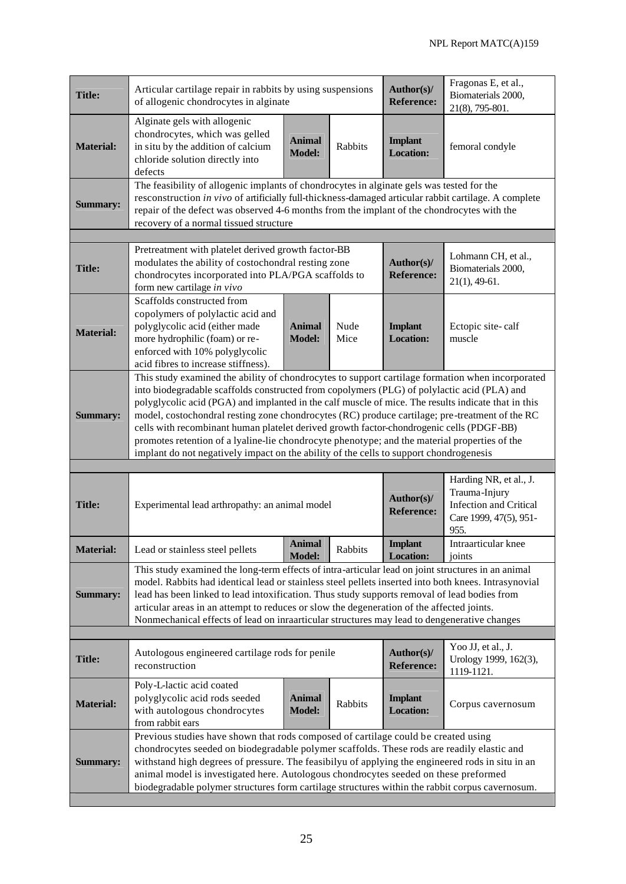| **Title:** | Articular cartilage repair in rabbits by using suspensions of allogenic chondrocytes in alginate | | | **Author(s)/ Reference:** | Fragonas E, et al., Biomaterials 2000, 21(8), 795-801. |
|---|---|---|---|---|---|
| **Material:** | Alginate gels with allogenic chondrocytes, which was gelled in situ by the addition of calcium chloride solution directly into defects | **Animal Model:** | Rabbits | **Implant Location:** | femoral condyle |
| **Summary:** | The feasibility of allogenic implants of chondrocytes in alginate gels was tested for the resconstruction *in vivo* of artificially full-thickness-damaged articular rabbit cartilage. A complete repair of the defect was observed 4-6 months from the implant of the chondrocytes with the recovery of a normal tissued structure | | | | |

| **Title:** | Pretreatment with platelet derived growth factor-BB modulates the ability of costochondral resting zone chondrocytes incorporated into PLA/PGA scaffolds to form new cartilage *in vivo* | | | **Author(s)/ Reference:** | Lohmann CH, et al., Biomaterials 2000, 21(1), 49-61. |
|---|---|---|---|---|---|
| **Material:** | Scaffolds constructed from copolymers of polylactic acid and polyglycolic acid (either made more hydrophilic (foam) or re-enforced with 10% polyglycolic acid fibres to increase stiffness). | **Animal Model:** | Nude Mice | **Implant Location:** | Ectopic site- calf muscle |
| **Summary:** | This study examined the ability of chondrocytes to support cartilage formation when incorporated into biodegradable scaffolds constructed from copolymers (PLG) of polylactic acid (PLA) and polyglycolic acid (PGA) and implanted in the calf muscle of mice. The results indicate that in this model, costochondral resting zone chondrocytes (RC) produce cartilage; pre-treatment of the RC cells with recombinant human platelet derived growth factor-chondrogenic cells (PDGF-BB) promotes retention of a lyaline-lie chondrocyte phenotype; and the material properties of the implant do not negatively impact on the ability of the cells to support chondrogenesis | | | | |

| **Title:** | Experimental lead arthropathy: an animal model | | | **Author(s)/ Reference:** | Harding NR, et al., J. Trauma-Injury Infection and Critical Care 1999, 47(5), 951-955. |
|---|---|---|---|---|---|
| **Material:** | Lead or stainless steel pellets | **Animal Model:** | Rabbits | **Implant Location:** | Intraarticular knee joints |
| **Summary:** | This study examined the long-term effects of intra-articular lead on joint structures in an animal model. Rabbits had identical lead or stainless steel pellets inserted into both knees. Intrasynovial lead has been linked to lead intoxification. Thus study supports removal of lead bodies from articular areas in an attempt to reduces or slow the degeneration of the affected joints. Nonmechanical effects of lead on inraarticular structures may lead to dengenerative changes | | | | |

| **Title:** | Autologous engineered cartilage rods for penile reconstruction | | | **Author(s)/ Reference:** | Yoo JJ, et al., J. Urology 1999, 162(3), 1119-1121. |
|---|---|---|---|---|---|
| **Material:** | Poly-L-lactic acid coated polyglycolic acid rods seeded with autologous chondrocytes from rabbit ears | **Animal Model:** | Rabbits | **Implant Location:** | Corpus cavernosum |
| **Summary:** | Previous studies have shown that rods composed of cartilage could be created using chondrocytes seeded on biodegradable polymer scaffolds. These rods are readily elastic and withstand high degrees of pressure. The feasibilyu of applying the engineered rods in situ in an animal model is investigated here. Autologous chondrocytes seeded on these preformed biodegradable polymer structures form cartilage structures within the rabbit corpus cavernosum. | | | | |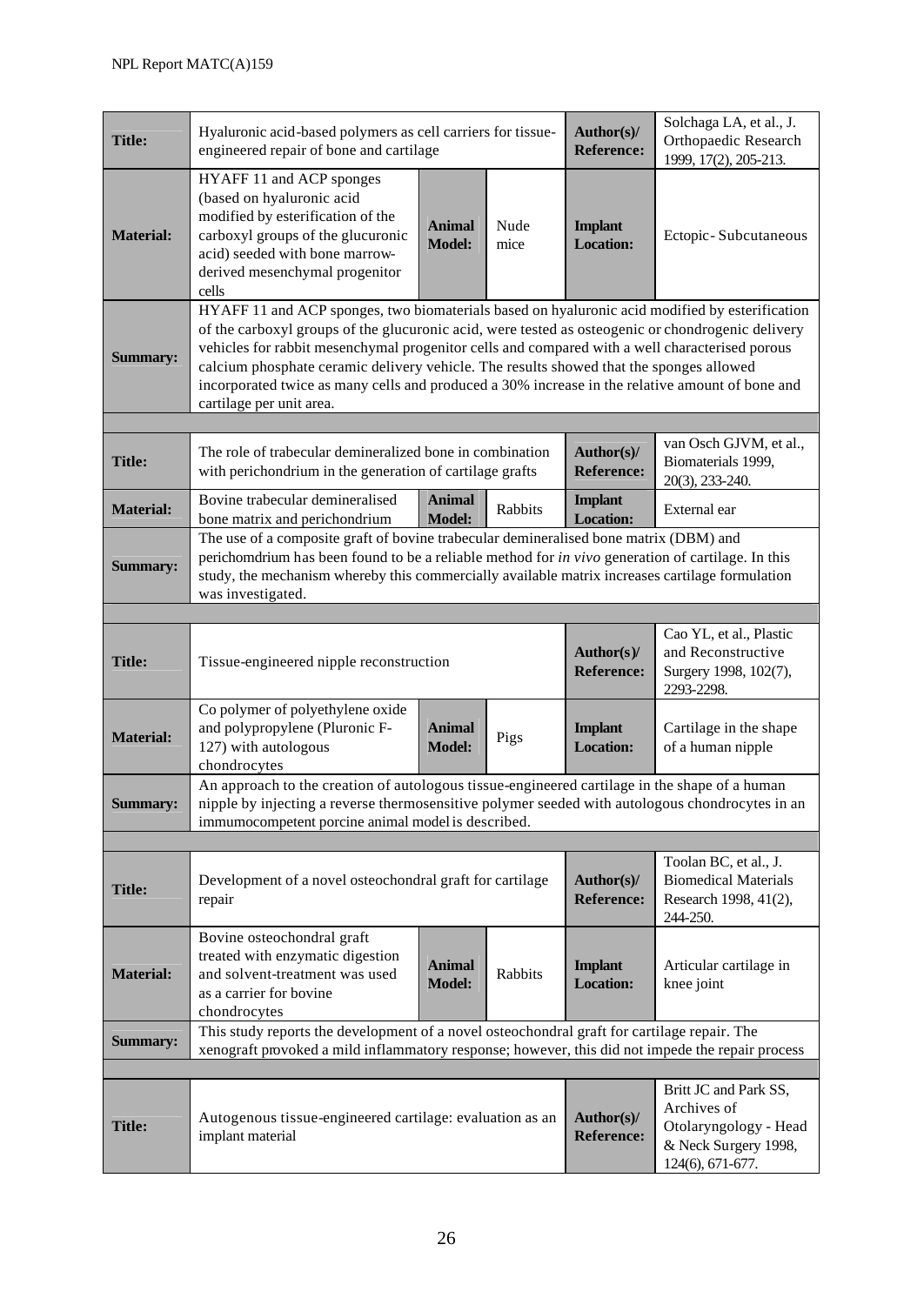| | | | | | |
|---|---|---|---|---|---|
| **Title:** | Hyaluronic acid-based polymers as cell carriers for tissue-engineered repair of bone and cartilage | | | **Author(s)/ Reference:** | Solchaga LA, et al., J. Orthopaedic Research 1999, 17(2), 205-213. |
| **Material:** | HYAFF 11 and ACP sponges (based on hyaluronic acid modified by esterification of the carboxyl groups of the glucuronic acid) seeded with bone marrow-derived mesenchymal progenitor cells | **Animal Model:** | Nude mice | **Implant Location:** | Ectopic- Subcutaneous |
| **Summary:** | HYAFF 11 and ACP sponges, two biomaterials based on hyaluronic acid modified by esterification of the carboxyl groups of the glucuronic acid, were tested as osteogenic or chondrogenic delivery vehicles for rabbit mesenchymal progenitor cells and compared with a well characterised porous calcium phosphate ceramic delivery vehicle. The results showed that the sponges allowed incorporated twice as many cells and produced a 30% increase in the relative amount of bone and cartilage per unit area. | | | | |

| | | | | | |
|---|---|---|---|---|---|
| **Title:** | The role of trabecular demineralized bone in combination with perichondrium in the generation of cartilage grafts | | | **Author(s)/ Reference:** | van Osch GJVM, et al., Biomaterials 1999, 20(3), 233-240. |
| **Material:** | Bovine trabecular demineralised bone matrix and perichondrium | **Animal Model:** | Rabbits | **Implant Location:** | External ear |
| **Summary:** | The use of a composite graft of bovine trabecular demineralised bone matrix (DBM) and perichomdrium has been found to be a reliable method for *in vivo* generation of cartilage. In this study, the mechanism whereby this commercially available matrix increases cartilage formulation was investigated. | | | | |

| | | | | | |
|---|---|---|---|---|---|
| **Title:** | Tissue-engineered nipple reconstruction | | | **Author(s)/ Reference:** | Cao YL, et al., Plastic and Reconstructive Surgery 1998, 102(7), 2293-2298. |
| **Material:** | Co polymer of polyethylene oxide and polypropylene (Pluronic F-127) with autologous chondrocytes | **Animal Model:** | Pigs | **Implant Location:** | Cartilage in the shape of a human nipple |
| **Summary:** | An approach to the creation of autologous tissue-engineered cartilage in the shape of a human nipple by injecting a reverse thermosensitive polymer seeded with autologous chondrocytes in an immumocompetent porcine animal model is described. | | | | |

| | | | | | |
|---|---|---|---|---|---|
| **Title:** | Development of a novel osteochondral graft for cartilage repair | | | **Author(s)/ Reference:** | Toolan BC, et al., J. Biomedical Materials Research 1998, 41(2), 244-250. |
| **Material:** | Bovine osteochondral graft treated with enzymatic digestion and solvent-treatment was used as a carrier for bovine chondrocytes | **Animal Model:** | Rabbits | **Implant Location:** | Articular cartilage in knee joint |
| **Summary:** | This study reports the development of a novel osteochondral graft for cartilage repair. The xenograft provoked a mild inflammatory response; however, this did not impede the repair process | | | | |

| | | | |
|---|---|---|---|
| **Title:** | Autogenous tissue-engineered cartilage: evaluation as an implant material | **Author(s)/ Reference:** | Britt JC and Park SS, Archives of Otolaryngology - Head & Neck Surgery 1998, 124(6), 671-677. |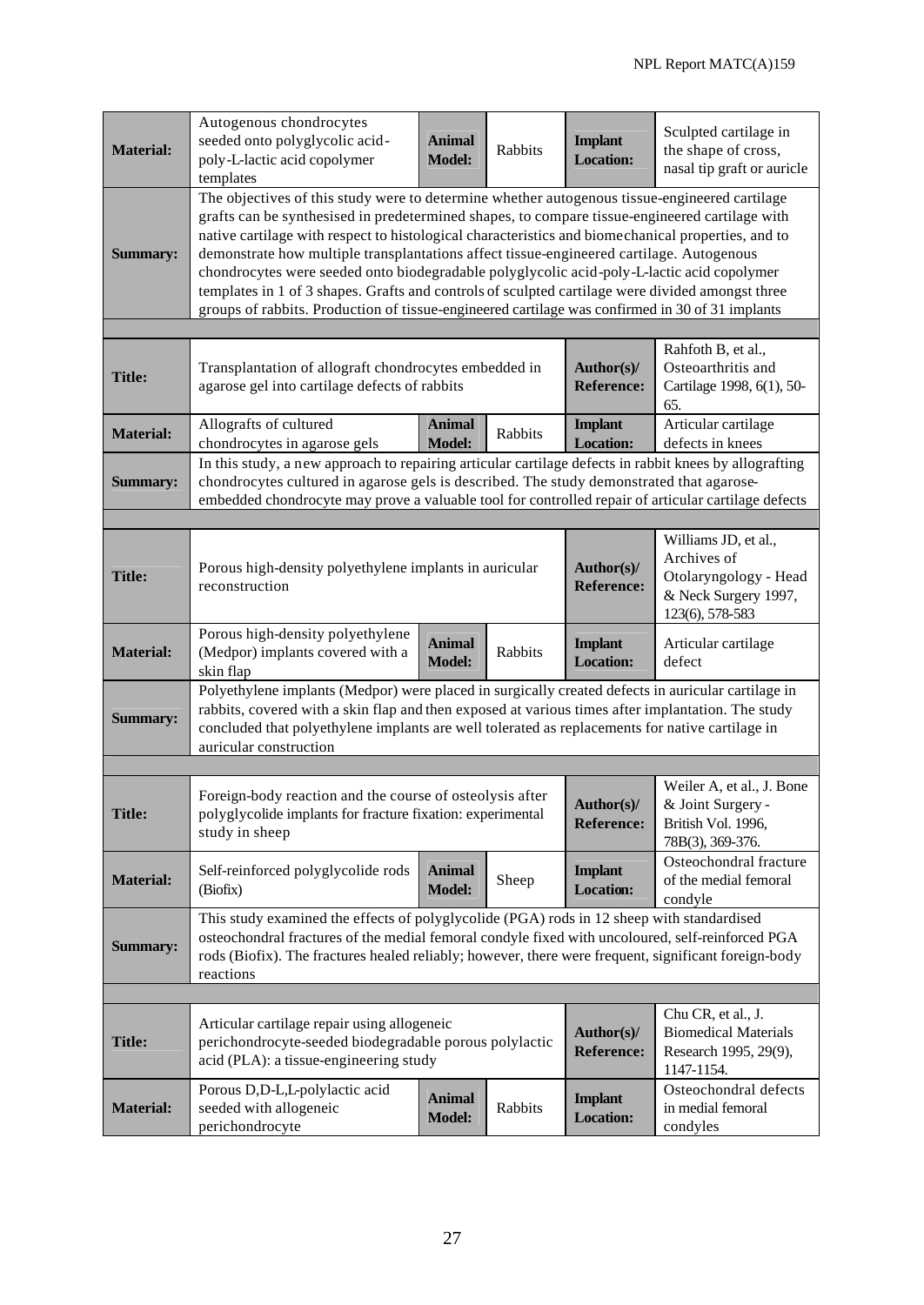| | | | | | |
|---|---|---|---|---|---|
| **Material:** | Autogenous chondrocytes seeded onto polyglycolic acid-poly-L-lactic acid copolymer templates | **Animal Model:** | Rabbits | **Implant Location:** | Sculpted cartilage in the shape of cross, nasal tip graft or auricle |
| **Summary:** | The objectives of this study were to determine whether autogenous tissue-engineered cartilage grafts can be synthesised in predetermined shapes, to compare tissue-engineered cartilage with native cartilage with respect to histological characteristics and biomechanical properties, and to demonstrate how multiple transplantations affect tissue-engineered cartilage. Autogenous chondrocytes were seeded onto biodegradable polyglycolic acid-poly-L-lactic acid copolymer templates in 1 of 3 shapes. Grafts and controls of sculpted cartilage were divided amongst three groups of rabbits. Production of tissue-engineered cartilage was confirmed in 30 of 31 implants | | | | |

| | | | | | |
|---|---|---|---|---|---|
| **Title:** | Transplantation of allograft chondrocytes embedded in agarose gel into cartilage defects of rabbits | | | **Author(s)/ Reference:** | Rahfoth B, et al., Osteoarthritis and Cartilage 1998, 6(1), 50-65. |
| **Material:** | Allografts of cultured chondrocytes in agarose gels | **Animal Model:** | Rabbits | **Implant Location:** | Articular cartilage defects in knees |
| **Summary:** | In this study, a new approach to repairing articular cartilage defects in rabbit knees by allografting chondrocytes cultured in agarose gels is described. The study demonstrated that agarose-embedded chondrocyte may prove a valuable tool for controlled repair of articular cartilage defects | | | | |

| | | | | | |
|---|---|---|---|---|---|
| **Title:** | Porous high-density polyethylene implants in auricular reconstruction | | | **Author(s)/ Reference:** | Williams JD, et al., Archives of Otolaryngology - Head & Neck Surgery 1997, 123(6), 578-583 |
| **Material:** | Porous high-density polyethylene (Medpor) implants covered with a skin flap | **Animal Model:** | Rabbits | **Implant Location:** | Articular cartilage defect |
| **Summary:** | Polyethylene implants (Medpor) were placed in surgically created defects in auricular cartilage in rabbits, covered with a skin flap and then exposed at various times after implantation. The study concluded that polyethylene implants are well tolerated as replacements for native cartilage in auricular construction | | | | |

| | | | | | |
|---|---|---|---|---|---|
| **Title:** | Foreign-body reaction and the course of osteolysis after polyglycolide implants for fracture fixation: experimental study in sheep | | | **Author(s)/ Reference:** | Weiler A, et al., J. Bone & Joint Surgery - British Vol. 1996, 78B(3), 369-376. |
| **Material:** | Self-reinforced polyglycolide rods (Biofix) | **Animal Model:** | Sheep | **Implant Location:** | Osteochondral fracture of the medial femoral condyle |
| **Summary:** | This study examined the effects of polyglycolide (PGA) rods in 12 sheep with standardised osteochondral fractures of the medial femoral condyle fixed with uncoloured, self-reinforced PGA rods (Biofix). The fractures healed reliably; however, there were frequent, significant foreign-body reactions | | | | |

| | | | | | |
|---|---|---|---|---|---|
| **Title:** | Articular cartilage repair using allogeneic perichondrocyte-seeded biodegradable porous polylactic acid (PLA): a tissue-engineering study | | | **Author(s)/ Reference:** | Chu CR, et al., J. Biomedical Materials Research 1995, 29(9), 1147-1154. |
| **Material:** | Porous D,D-L,L-polylactic acid seeded with allogeneic perichondrocyte | **Animal Model:** | Rabbits | **Implant Location:** | Osteochondral defects in medial femoral condyles |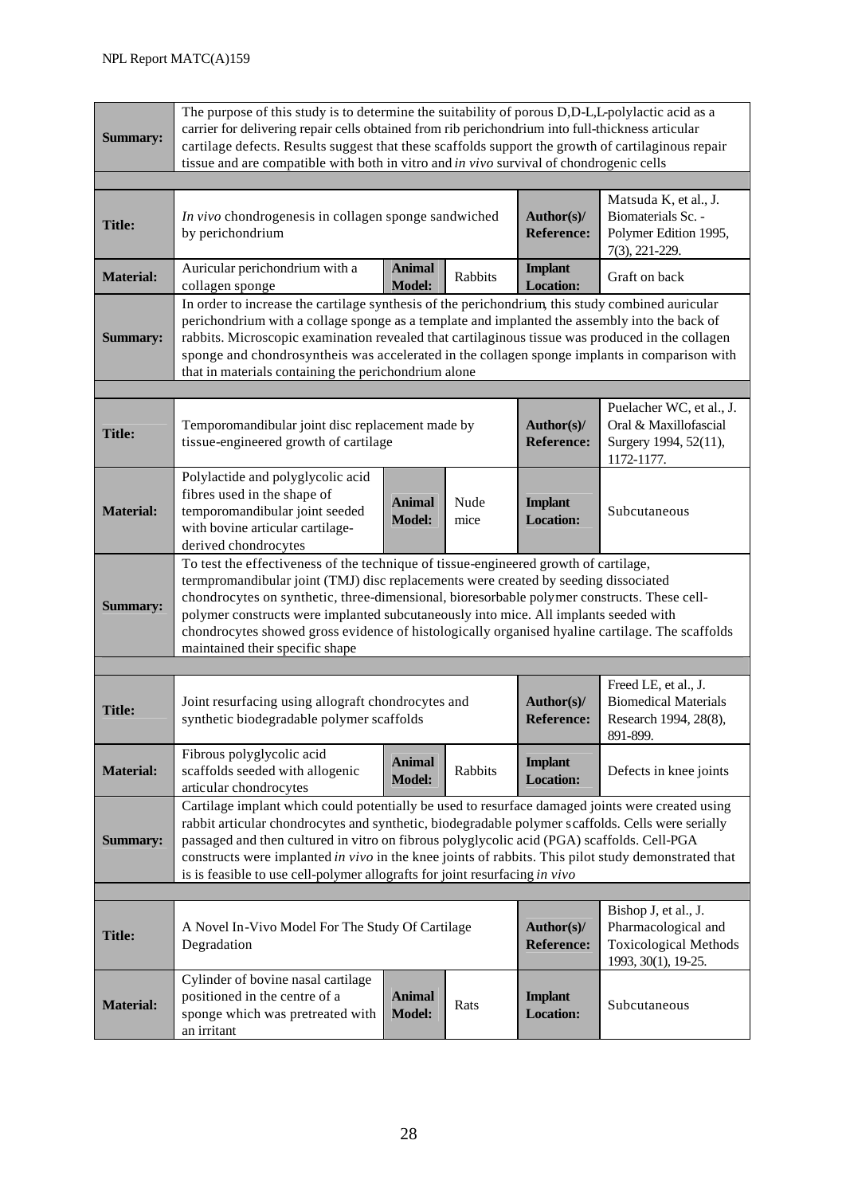| | | | | | |
|---|---|---|---|---|---|
| **Summary:** | The purpose of this study is to determine the suitability of porous D,D-L,L-polylactic acid as a carrier for delivering repair cells obtained from rib perichondrium into full-thickness articular cartilage defects. Results suggest that these scaffolds support the growth of cartilaginous repair tissue and are compatible with both in vitro and *in vivo* survival of chondrogenic cells | | | | |

| | | | | | |
|---|---|---|---|---|---|
| **Title:** | *In vivo* chondrogenesis in collagen sponge sandwiched by perichondrium | | | **Author(s)/ Reference:** | Matsuda K, et al., J. Biomaterials Sc. - Polymer Edition 1995, 7(3), 221-229. |
| **Material:** | Auricular perichondrium with a collagen sponge | **Animal Model:** | Rabbits | **Implant Location:** | Graft on back |
| **Summary:** | In order to increase the cartilage synthesis of the perichondrium, this study combined auricular perichondrium with a collage sponge as a template and implanted the assembly into the back of rabbits. Microscopic examination revealed that cartilaginous tissue was produced in the collagen sponge and chondrosyntheis was accelerated in the collagen sponge implants in comparison with that in materials containing the perichondrium alone | | | | |

| | | | | | |
|---|---|---|---|---|---|
| **Title:** | Temporomandibular joint disc replacement made by tissue-engineered growth of cartilage | | | **Author(s)/ Reference:** | Puelacher WC, et al., J. Oral & Maxillofascial Surgery 1994, 52(11), 1172-1177. |
| **Material:** | Polylactide and polyglycolic acid fibres used in the shape of temporomandibular joint seeded with bovine articular cartilage-derived chondrocytes | **Animal Model:** | Nude mice | **Implant Location:** | Subcutaneous |
| **Summary:** | To test the effectiveness of the technique of tissue-engineered growth of cartilage, termpromandibular joint (TMJ) disc replacements were created by seeding dissociated chondrocytes on synthetic, three-dimensional, bioresorbable polymer constructs. These cell-polymer constructs were implanted subcutaneously into mice. All implants seeded with chondrocytes showed gross evidence of histologically organised hyaline cartilage. The scaffolds maintained their specific shape | | | | |

| | | | | | |
|---|---|---|---|---|---|
| **Title:** | Joint resurfacing using allograft chondrocytes and synthetic biodegradable polymer scaffolds | | | **Author(s)/ Reference:** | Freed LE, et al., J. Biomedical Materials Research 1994, 28(8), 891-899. |
| **Material:** | Fibrous polyglycolic acid scaffolds seeded with allogenic articular chondrocytes | **Animal Model:** | Rabbits | **Implant Location:** | Defects in knee joints |
| **Summary:** | Cartilage implant which could potentially be used to resurface damaged joints were created using rabbit articular chondrocytes and synthetic, biodegradable polymer scaffolds. Cells were serially passaged and then cultured in vitro on fibrous polyglycolic acid (PGA) scaffolds. Cell-PGA constructs were implanted *in vivo* in the knee joints of rabbits. This pilot study demonstrated that is is feasible to use cell-polymer allografts for joint resurfacing *in vivo* | | | | |

| | | | | | |
|---|---|---|---|---|---|
| **Title:** | A Novel In-Vivo Model For The Study Of Cartilage Degradation | | | **Author(s)/ Reference:** | Bishop J, et al., J. Pharmacological and Toxicological Methods 1993, 30(1), 19-25. |
| **Material:** | Cylinder of bovine nasal cartilage positioned in the centre of a sponge which was pretreated with an irritant | **Animal Model:** | Rats | **Implant Location:** | Subcutaneous |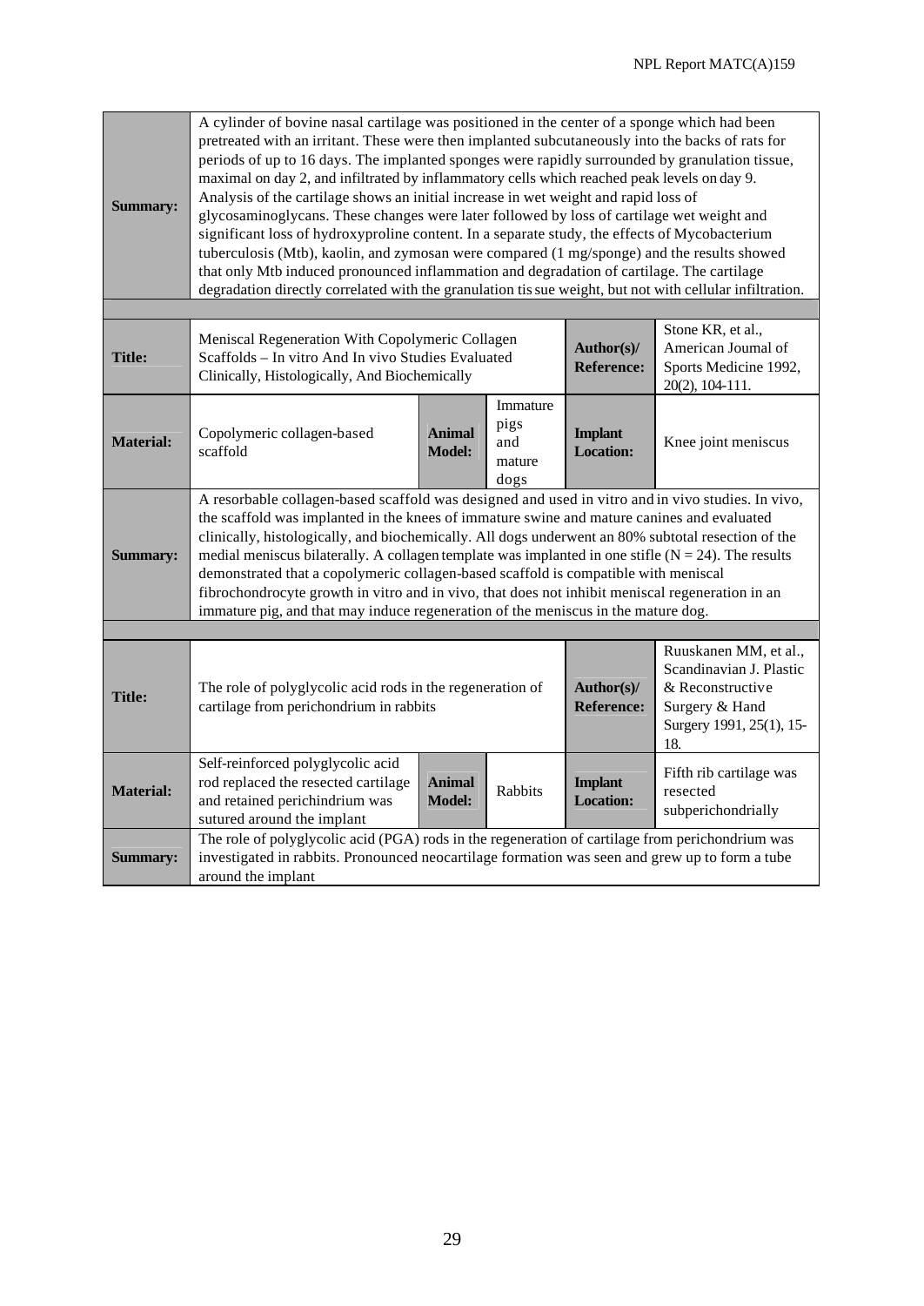| | | | | | |
|---|---|---|---|---|---|
| **Summary:** | A cylinder of bovine nasal cartilage was positioned in the center of a sponge which had been pretreated with an irritant. These were then implanted subcutaneously into the backs of rats for periods of up to 16 days. The implanted sponges were rapidly surrounded by granulation tissue, maximal on day 2, and infiltrated by inflammatory cells which reached peak levels on day 9. Analysis of the cartilage shows an initial increase in wet weight and rapid loss of glycosaminoglycans. These changes were later followed by loss of cartilage wet weight and significant loss of hydroxyproline content. In a separate study, the effects of Mycobacterium tuberculosis (Mtb), kaolin, and zymosan were compared (1 mg/sponge) and the results showed that only Mtb induced pronounced inflammation and degradation of cartilage. The cartilage degradation directly correlated with the granulation tissue weight, but not with cellular infiltration. | | | | |

| | | | | | |
|---|---|---|---|---|---|
| **Title:** | Meniscal Regeneration With Copolymeric Collagen Scaffolds – In vitro And In vivo Studies Evaluated Clinically, Histologically, And Biochemically | | | **Author(s)/ Reference:** | Stone KR, et al., American Joumal of Sports Medicine 1992, 20(2), 104-111. |
| **Material:** | Copolymeric collagen-based scaffold | **Animal Model:** | Immature pigs and mature dogs | **Implant Location:** | Knee joint meniscus |
| **Summary:** | A resorbable collagen-based scaffold was designed and used in vitro and in vivo studies. In vivo, the scaffold was implanted in the knees of immature swine and mature canines and evaluated clinically, histologically, and biochemically. All dogs underwent an 80% subtotal resection of the medial meniscus bilaterally. A collagen template was implanted in one stifle (N = 24). The results demonstrated that a copolymeric collagen-based scaffold is compatible with meniscal fibrochondrocyte growth in vitro and in vivo, that does not inhibit meniscal regeneration in an immature pig, and that may induce regeneration of the meniscus in the mature dog. | | | | |

| | | | | | |
|---|---|---|---|---|---|
| **Title:** | The role of polyglycolic acid rods in the regeneration of cartilage from perichondrium in rabbits | | | **Author(s)/ Reference:** | Ruuskanen MM, et al., Scandinavian J. Plastic & Reconstructive Surgery & Hand Surgery 1991, 25(1), 15-18. |
| **Material:** | Self-reinforced polyglycolic acid rod replaced the resected cartilage and retained perichindrium was sutured around the implant | **Animal Model:** | Rabbits | **Implant Location:** | Fifth rib cartilage was resected subperichondrially |
| **Summary:** | The role of polyglycolic acid (PGA) rods in the regeneration of cartilage from perichondrium was investigated in rabbits. Pronounced neocartilage formation was seen and grew up to form a tube around the implant | | | | |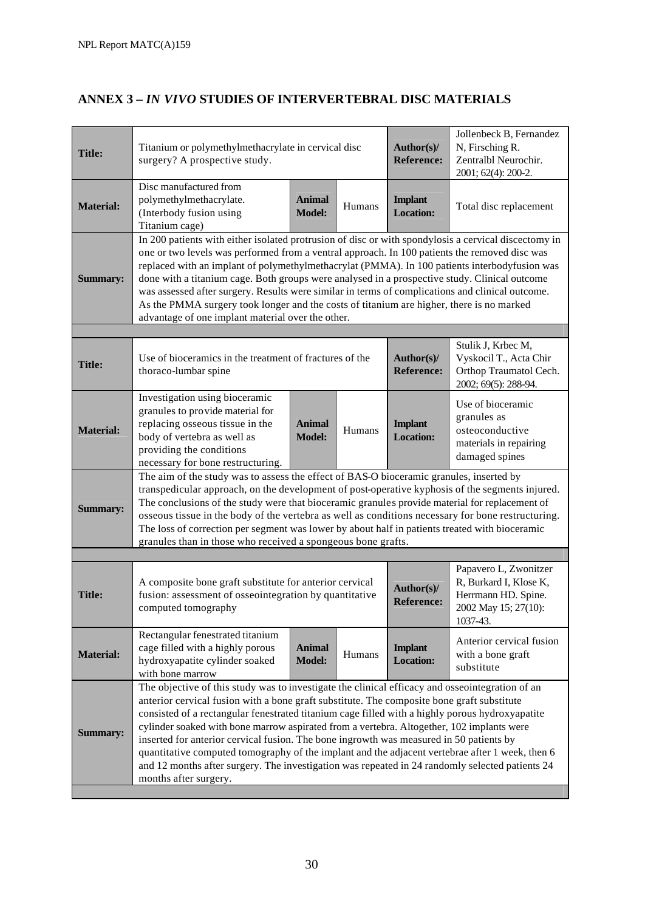## ANNEX 3 – *IN VIVO* STUDIES OF INTERVERTEBRAL DISC MATERIALS

| | | | | | |
|---|---|---|---|---|---|
| **Title:** | Titanium or polymethylmethacrylate in cervical disc surgery? A prospective study. | | | **Author(s)/ Reference:** | Jollenbeck B, Fernandez N, Firsching R. Zentralbl Neurochir. 2001; 62(4): 200-2. |
| **Material:** | Disc manufactured from polymethylmethacrylate. (Interbody fusion using Titanium cage) | **Animal Model:** | Humans | **Implant Location:** | Total disc replacement |
| **Summary:** | In 200 patients with either isolated protrusion of disc or with spondylosis a cervical discectomy in one or two levels was performed from a ventral approach. In 100 patients the removed disc was replaced with an implant of polymethylmethacrylat (PMMA). In 100 patients interbodyfusion was done with a titanium cage. Both groups were analysed in a prospective study. Clinical outcome was assessed after surgery. Results were similar in terms of complications and clinical outcome. As the PMMA surgery took longer and the costs of titanium are higher, there is no marked advantage of one implant material over the other. | | | | |

| | | | | | |
|---|---|---|---|---|---|
| **Title:** | Use of bioceramics in the treatment of fractures of the thoraco-lumbar spine | | | **Author(s)/ Reference:** | Stulik J, Krbec M, Vyskocil T., Acta Chir Orthop Traumatol Cech. 2002; 69(5): 288-94. |
| **Material:** | Investigation using bioceramic granules to provide material for replacing osseous tissue in the body of vertebra as well as providing the conditions necessary for bone restructuring. | **Animal Model:** | Humans | **Implant Location:** | Use of bioceramic granules as osteoconductive materials in repairing damaged spines |
| **Summary:** | The aim of the study was to assess the effect of BAS-O bioceramic granules, inserted by transpedicular approach, on the development of post-operative kyphosis of the segments injured. The conclusions of the study were that bioceramic granules provide material for replacement of osseous tissue in the body of the vertebra as well as conditions necessary for bone restructuring. The loss of correction per segment was lower by about half in patients treated with bioceramic granules than in those who received a spongeous bone grafts. | | | | |

| | | | | | |
|---|---|---|---|---|---|
| **Title:** | A composite bone graft substitute for anterior cervical fusion: assessment of osseointegration by quantitative computed tomography | | | **Author(s)/ Reference:** | Papavero L, Zwonitzer R, Burkard I, Klose K, Herrmann HD. Spine. 2002 May 15; 27(10): 1037-43. |
| **Material:** | Rectangular fenestrated titanium cage filled with a highly porous hydroxyapatite cylinder soaked with bone marrow | **Animal Model:** | Humans | **Implant Location:** | Anterior cervical fusion with a bone graft substitute |
| **Summary:** | The objective of this study was to investigate the clinical efficacy and osseointegration of an anterior cervical fusion with a bone graft substitute. The composite bone graft substitute consisted of a rectangular fenestrated titanium cage filled with a highly porous hydroxyapatite cylinder soaked with bone marrow aspirated from a vertebra. Altogether, 102 implants were inserted for anterior cervical fusion. The bone ingrowth was measured in 50 patients by quantitative computed tomography of the implant and the adjacent vertebrae after 1 week, then 6 and 12 months after surgery. The investigation was repeated in 24 randomly selected patients 24 months after surgery. | | | | |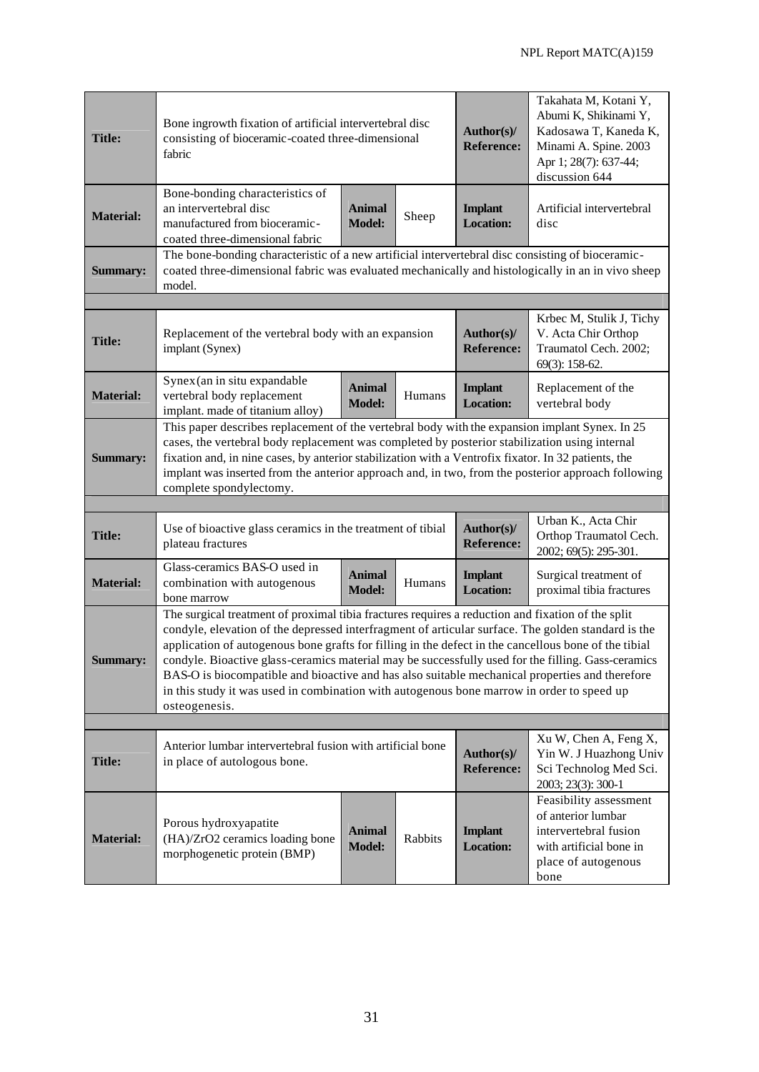| | | | | | |
|---|---|---|---|---|---|
| **Title:** | Bone ingrowth fixation of artificial intervertebral disc consisting of bioceramic-coated three-dimensional fabric | | | **Author(s)/ Reference:** | Takahata M, Kotani Y, Abumi K, Shikinami Y, Kadosawa T, Kaneda K, Minami A. Spine. 2003 Apr 1; 28(7): 637-44; discussion 644 |
| **Material:** | Bone-bonding characteristics of an intervertebral disc manufactured from bioceramic-coated three-dimensional fabric | **Animal Model:** | Sheep | **Implant Location:** | Artificial intervertebral disc |
| **Summary:** | The bone-bonding characteristic of a new artificial intervertebral disc consisting of bioceramic-coated three-dimensional fabric was evaluated mechanically and histologically in an in vivo sheep model. | | | | |

| | | | | | |
|---|---|---|---|---|---|
| **Title:** | Replacement of the vertebral body with an expansion implant (Synex) | | | **Author(s)/ Reference:** | Krbec M, Stulik J, Tichy V. Acta Chir Orthop Traumatol Cech. 2002; 69(3): 158-62. |
| **Material:** | Synex (an in situ expandable vertebral body replacement implant. made of titanium alloy) | **Animal Model:** | Humans | **Implant Location:** | Replacement of the vertebral body |
| **Summary:** | This paper describes replacement of the vertebral body with the expansion implant Synex. In 25 cases, the vertebral body replacement was completed by posterior stabilization using internal fixation and, in nine cases, by anterior stabilization with a Ventrofix fixator. In 32 patients, the implant was inserted from the anterior approach and, in two, from the posterior approach following complete spondylectomy. | | | | |

| | | | | | |
|---|---|---|---|---|---|
| **Title:** | Use of bioactive glass ceramics in the treatment of tibial plateau fractures | | | **Author(s)/ Reference:** | Urban K., Acta Chir Orthop Traumatol Cech. 2002; 69(5): 295-301. |
| **Material:** | Glass-ceramics BAS-O used in combination with autogenous bone marrow | **Animal Model:** | Humans | **Implant Location:** | Surgical treatment of proximal tibia fractures |
| **Summary:** | The surgical treatment of proximal tibia fractures requires a reduction and fixation of the split condyle, elevation of the depressed interfragment of articular surface. The golden standard is the application of autogenous bone grafts for filling in the defect in the cancellous bone of the tibial condyle. Bioactive glass-ceramics material may be successfully used for the filling. Gass-ceramics BAS-O is biocompatible and bioactive and has also suitable mechanical properties and therefore in this study it was used in combination with autogenous bone marrow in order to speed up osteogenesis. | | | | |

| | | | | | |
|---|---|---|---|---|---|
| **Title:** | Anterior lumbar intervertebral fusion with artificial bone in place of autologous bone. | | | **Author(s)/ Reference:** | Xu W, Chen A, Feng X, Yin W. J Huazhong Univ Sci Technolog Med Sci. 2003; 23(3): 300-1 |
| **Material:** | Porous hydroxyapatite (HA)/$ZrO_2$ ceramics loading bone morphogenetic protein (BMP) | **Animal Model:** | Rabbits | **Implant Location:** | Feasibility assessment of anterior lumbar intervertebral fusion with artificial bone in place of autogenous bone |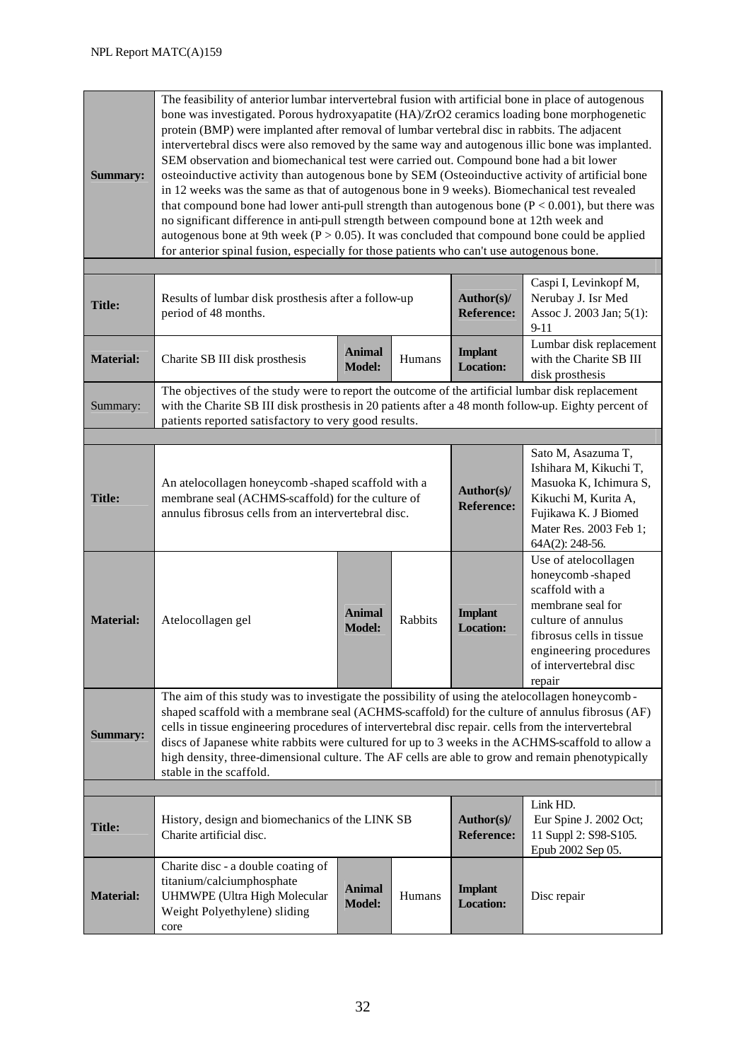| | | | | | |
|---|---|---|---|---|---|
| **Summary:** | The feasibility of anterior lumbar intervertebral fusion with artificial bone in place of autogenous bone was investigated. Porous hydroxyapatite (HA)/$ZrO_2$ ceramics loading bone morphogenetic protein (BMP) were implanted after removal of lumbar vertebral disc in rabbits. The adjacent intervertebral discs were also removed by the same way and autogenous illic bone was implanted. SEM observation and biomechanical test were carried out. Compound bone had a bit lower osteoinductive activity than autogenous bone by SEM (Osteoinductive activity of artificial bone in 12 weeks was the same as that of autogenous bone in 9 weeks). Biomechanical test revealed that compound bone had lower anti-pull strength than autogenous bone ($P < 0.001$), but there was no significant difference in anti-pull strength between compound bone at 12th week and autogenous bone at 9th week ($P > 0.05$). It was concluded that compound bone could be applied for anterior spinal fusion, especially for those patients who can't use autogenous bone. | | | | |

| | | | | | |
|---|---|---|---|---|---|
| **Title:** | Results of lumbar disk prosthesis after a follow-up period of 48 months. | | | **Author(s)/ Reference:** | Caspi I, Levinkopf M, Nerubay J. Isr Med Assoc J. 2003 Jan; 5(1): 9-11 |
| **Material:** | Charite SB III disk prosthesis | **Animal Model:** | Humans | **Implant Location:** | Lumbar disk replacement with the Charite SB III disk prosthesis |
| Summary: | The objectives of the study were to report the outcome of the artificial lumbar disk replacement with the Charite SB III disk prosthesis in 20 patients after a 48 month follow-up. Eighty percent of patients reported satisfactory to very good results. | | | | |

| | | | | | |
|---|---|---|---|---|---|
| **Title:** | An atelocollagen honeycomb-shaped scaffold with a membrane seal (ACHMS-scaffold) for the culture of annulus fibrosus cells from an intervertebral disc. | | | **Author(s)/ Reference:** | Sato M, Asazuma T, Ishihara M, Kikuchi T, Masuoka K, Ichimura S, Kikuchi M, Kurita A, Fujikawa K. J Biomed Mater Res. 2003 Feb 1; 64A(2): 248-56. |
| **Material:** | Atelocollagen gel | **Animal Model:** | Rabbits | **Implant Location:** | Use of atelocollagen honeycomb-shaped scaffold with a membrane seal for culture of annulus fibrous cells in tissue engineering procedures of intervertebral disc repair |
| **Summary:** | The aim of this study was to investigate the possibility of using the atelocollagen honeycomb-shaped scaffold with a membrane seal (ACHMS-scaffold) for the culture of annulus fibrous (AF) cells in tissue engineering procedures of intervertebral disc repair. cells from the intervertebral discs of Japanese white rabbits were cultured for up to 3 weeks in the ACHMS-scaffold to allow a high density, three-dimensional culture. The AF cells are able to grow and remain phenotypically stable in the scaffold. | | | | |

| | | | | | |
|---|---|---|---|---|---|
| **Title:** | History, design and biomechanics of the LINK SB Charite artificial disc. | | | **Author(s)/ Reference:** | Link HD. Eur Spine J. 2002 Oct; 11 Suppl 2: S98-S105. Epub 2002 Sep 05. |
| **Material:** | Charite disc - a double coating of titanium/calciumphosphate UHMWPE (Ultra High Molecular Weight Polyethylene) sliding core | **Animal Model:** | Humans | **Implant Location:** | Disc repair |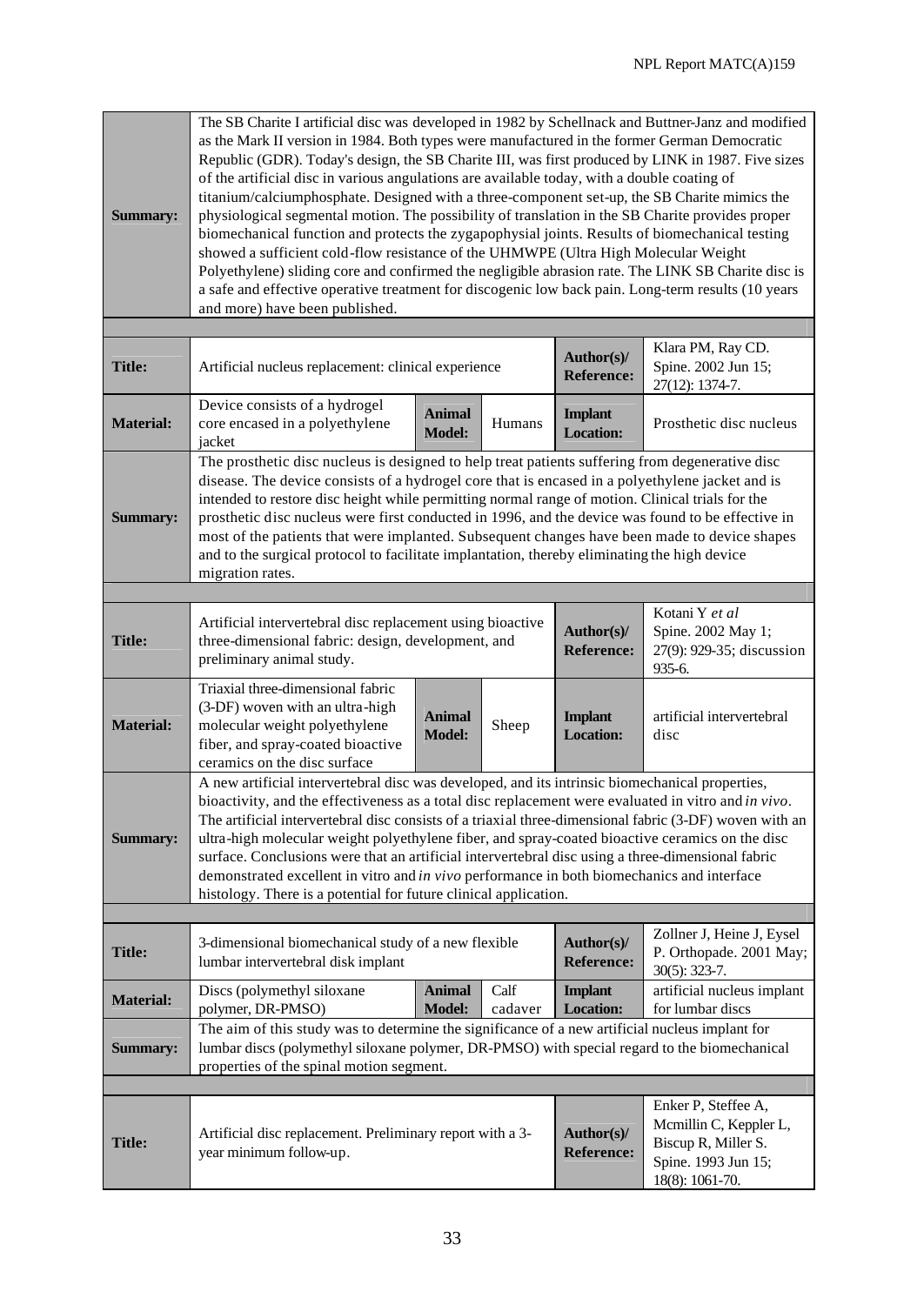| | | | | | |
|---|---|---|---|---|---|
| **Summary:** | The SB Charite I artificial disc was developed in 1982 by Schellnack and Buttner-Janz and modified as the Mark II version in 1984. Both types were manufactured in the former German Democratic Republic (GDR). Today's design, the SB Charite III, was first produced by LINK in 1987. Five sizes of the artificial disc in various angulations are available today, with a double coating of titanium/calciumphosphate. Designed with a three-component set-up, the SB Charite mimics the physiological segmental motion. The possibility of translation in the SB Charite provides proper biomechanical function and protects the zygapophysial joints. Results of biomechanical testing showed a sufficient cold-flow resistance of the UHMWPE (Ultra High Molecular Weight Polyethylene) sliding core and confirmed the negligible abrasion rate. The LINK SB Charite disc is a safe and effective operative treatment for discogenic low back pain. Long-term results (10 years and more) have been published. | | | | |

| | | | | | |
|---|---|---|---|---|---|
| **Title:** | Artificial nucleus replacement: clinical experience | | | **Author(s)/ Reference:** | Klara PM, Ray CD. Spine. 2002 Jun 15; 27(12): 1374-7. |
| **Material:** | Device consists of a hydrogel core encased in a polyethylene jacket | **Animal Model:** | Humans | **Implant Location:** | Prosthetic disc nucleus |
| **Summary:** | The prosthetic disc nucleus is designed to help treat patients suffering from degenerative disc disease. The device consists of a hydrogel core that is encased in a polyethylene jacket and is intended to restore disc height while permitting normal range of motion. Clinical trials for the prosthetic disc nucleus were first conducted in 1996, and the device was found to be effective in most of the patients that were implanted. Subsequent changes have been made to device shapes and to the surgical protocol to facilitate implantation, thereby eliminating the high device migration rates. | | | | |

| | | | | | |
|---|---|---|---|---|---|
| **Title:** | Artificial intervertebral disc replacement using bioactive three-dimensional fabric: design, development, and preliminary animal study. | | | **Author(s)/ Reference:** | Kotani Y *et al* Spine. 2002 May 1; 27(9): 929-35; discussion 935-6. |
| **Material:** | Triaxial three-dimensional fabric (3-DF) woven with an ultra-high molecular weight polyethylene fiber, and spray-coated bioactive ceramics on the disc surface | **Animal Model:** | Sheep | **Implant Location:** | artificial intervertebral disc |
| **Summary:** | A new artificial intervertebral disc was developed, and its intrinsic biomechanical properties, bioactivity, and the effectiveness as a total disc replacement were evaluated in vitro and *in vivo*. The artificial intervertebral disc consists of a triaxial three-dimensional fabric (3-DF) woven with an ultra-high molecular weight polyethylene fiber, and spray-coated bioactive ceramics on the disc surface. Conclusions were that an artificial intervertebral disc using a three-dimensional fabric demonstrated excellent in vitro and *in vivo* performance in both biomechanics and interface histology. There is a potential for future clinical application. | | | | |

| | | | | | |
|---|---|---|---|---|---|
| **Title:** | 3-dimensional biomechanical study of a new flexible lumbar intervertebral disk implant | | | **Author(s)/ Reference:** | Zollner J, Heine J, Eysel P. Orthopade. 2001 May; 30(5): 323-7. |
| **Material:** | Discs (polymethyl siloxane polymer, DR-PMSO) | **Animal Model:** | Calf cadaver | **Implant Location:** | artificial nucleus implant for lumbar discs |
| **Summary:** | The aim of this study was to determine the significance of a new artificial nucleus implant for lumbar discs (polymethyl siloxane polymer, DR-PMSO) with special regard to the biomechanical properties of the spinal motion segment. | | | | |

| | | | | | |
|---|---|---|---|---|---|
| **Title:** | Artificial disc replacement. Preliminary report with a 3-year minimum follow-up. | | | **Author(s)/ Reference:** | Enker P, Steffee A, Mcmillin C, Keppler L, Biscup R, Miller S. Spine. 1993 Jun 15; 18(8): 1061-70. |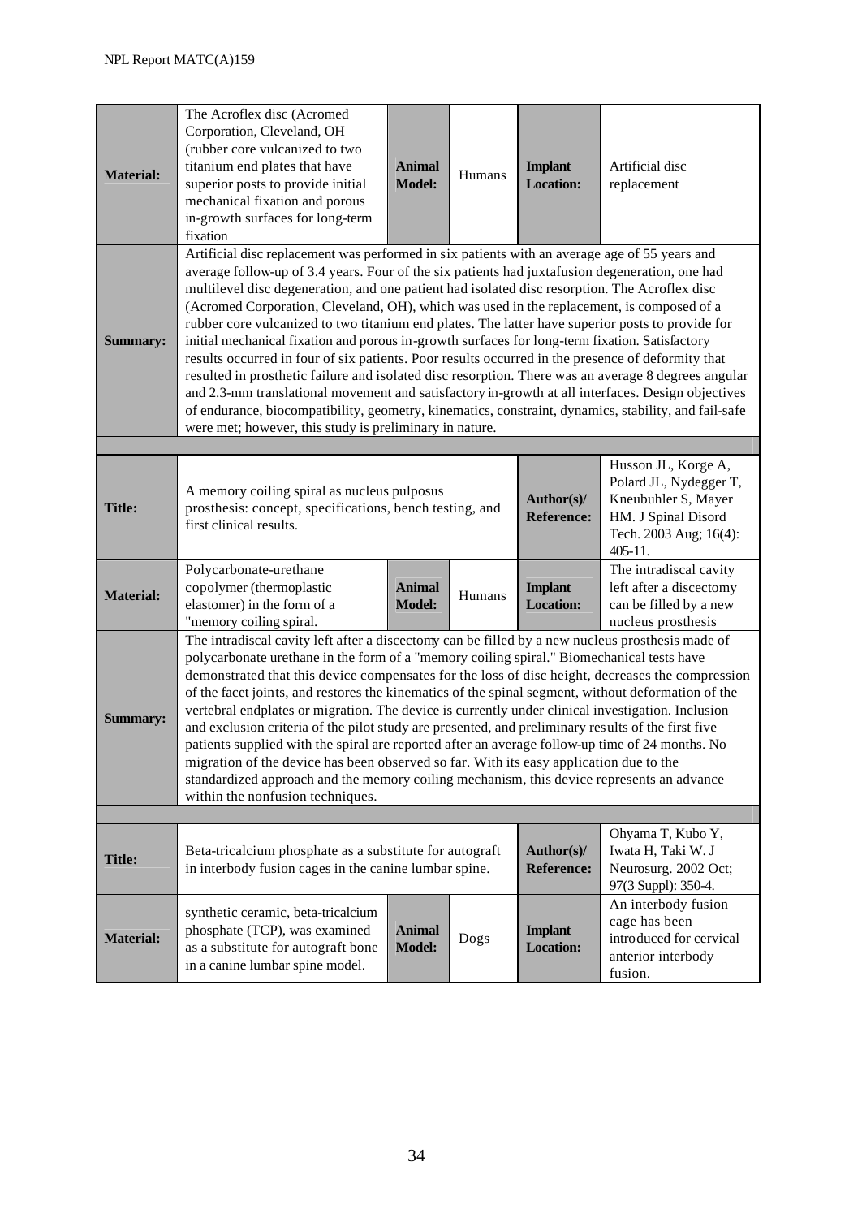| | | | | | |
|---|---|---|---|---|---|
| **Material:** | The Acroflex disc (Acromed Corporation, Cleveland, OH (rubber core vulcanized to two titanium end plates that have superior posts to provide initial mechanical fixation and porous in-growth surfaces for long-term fixation | **Animal Model:** | Humans | **Implant Location:** | Artificial disc replacement |
| **Summary:** | Artificial disc replacement was performed in six patients with an average age of 55 years and average follow-up of 3.4 years. Four of the six patients had juxtafusion degeneration, one had multilevel disc degeneration, and one patient had isolated disc resorption. The Acroflex disc (Acromed Corporation, Cleveland, OH), which was used in the replacement, is composed of a rubber core vulcanized to two titanium end plates. The latter have superior posts to provide for initial mechanical fixation and porous in-growth surfaces for long-term fixation. Satisfactory results occurred in four of six patients. Poor results occurred in the presence of deformity that resulted in prosthetic failure and isolated disc resorption. There was an average 8 degrees angular and 2.3-mm translational movement and satisfactory in-growth at all interfaces. Design objectives of endurance, biocompatibility, geometry, kinematics, constraint, dynamics, stability, and fail-safe were met; however, this study is preliminary in nature. | | | | |
| | | | | | |
| **Title:** | A memory coiling spiral as nucleus pulposus prosthesis: concept, specifications, bench testing, and first clinical results. | | | **Author(s)/ Reference:** | Husson JL, Korge A, Polard JL, Nydegger T, Kneubuhler S, Mayer HM. J Spinal Disord Tech. 2003 Aug; 16(4): 405-11. |
| **Material:** | Polycarbonate-urethane copolymer (thermoplastic elastomer) in the form of a "memory coiling spiral. | **Animal Model:** | Humans | **Implant Location:** | The intradiscal cavity left after a discectomy can be filled by a new nucleus prosthesis |
| **Summary:** | The intradiscal cavity left after a discectomy can be filled by a new nucleus prosthesis made of polycarbonate urethane in the form of a "memory coiling spiral." Biomechanical tests have demonstrated that this device compensates for the loss of disc height, decreases the compression of the facet joints, and restores the kinematics of the spinal segment, without deformation of the vertebral endplates or migration. The device is currently under clinical investigation. Inclusion and exclusion criteria of the pilot study are presented, and preliminary results of the first five patients supplied with the spiral are reported after an average follow-up time of 24 months. No migration of the device has been observed so far. With its easy application due to the standardized approach and the memory coiling mechanism, this device represents an advance within the nonfusion techniques. | | | | |
| | | | | | |
| **Title:** | Beta-tricalcium phosphate as a substitute for autograft in interbody fusion cages in the canine lumbar spine. | | | **Author(s)/ Reference:** | Ohyama T, Kubo Y, Iwata H, Taki W. J Neurosurg. 2002 Oct; 97(3 Suppl): 350-4. |
| **Material:** | synthetic ceramic, beta-tricalcium phosphate (TCP), was examined as a substitute for autograft bone in a canine lumbar spine model. | **Animal Model:** | Dogs | **Implant Location:** | An interbody fusion cage has been introduced for cervical anterior interbody fusion. |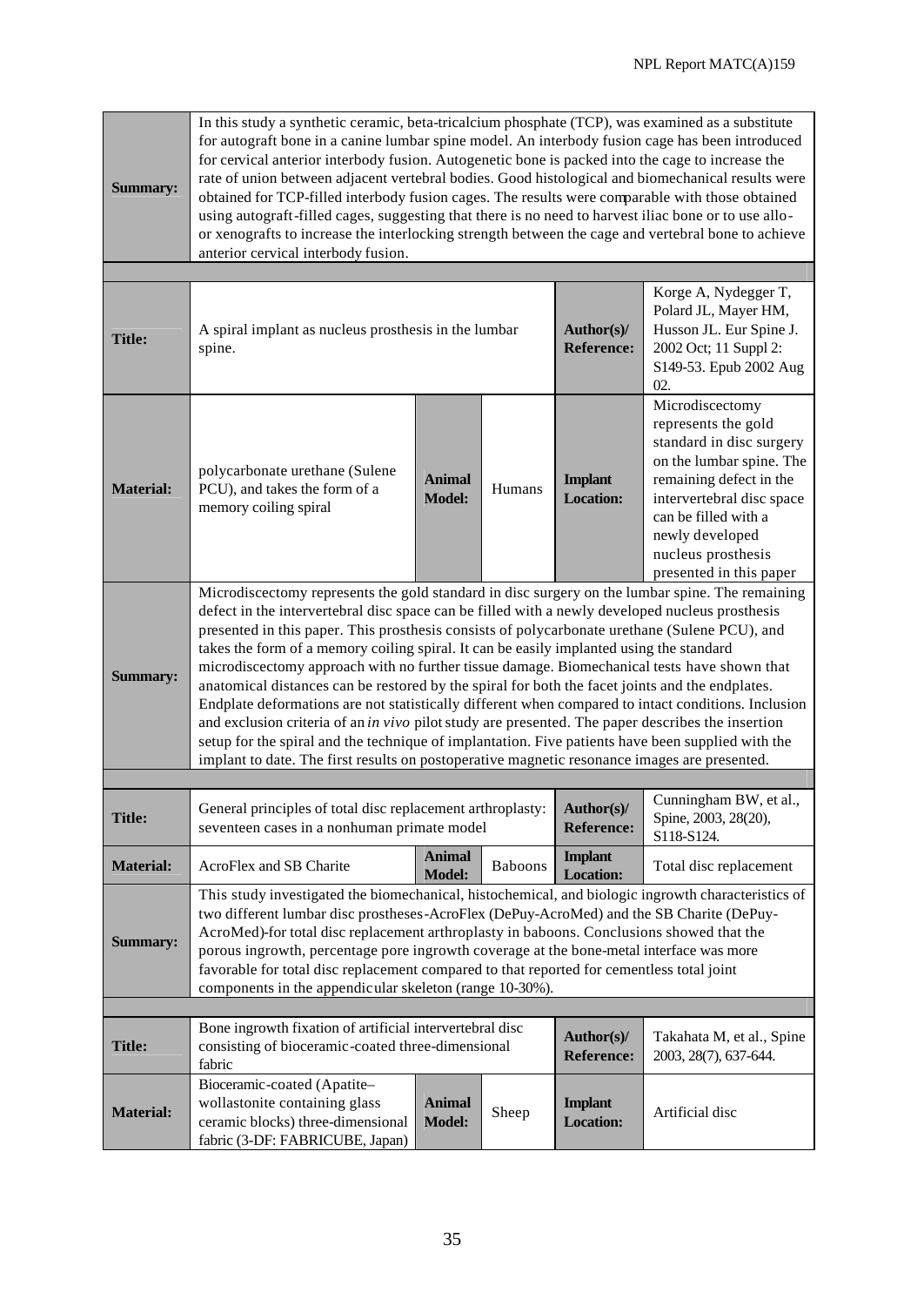| | | | | | |
|---|---|---|---|---|---|
| **Summary:** | In this study a synthetic ceramic, beta-tricalcium phosphate (TCP), was examined as a substitute for autograft bone in a canine lumbar spine model. An interbody fusion cage has been introduced for cervical anterior interbody fusion. Autogenetic bone is packed into the cage to increase the rate of union between adjacent vertebral bodies. Good histological and biomechanical results were obtained for TCP-filled interbody fusion cages. The results were comparable with those obtained using autograft-filled cages, suggesting that there is no need to harvest iliac bone or to use allo- or xenografts to increase the interlocking strength between the cage and vertebral bone to achieve anterior cervical interbody fusion. | | | | |

| | | | | | |
|---|---|---|---|---|---|
| **Title:** | A spiral implant as nucleus prosthesis in the lumbar spine. | | | **Author(s)/ Reference:** | Korge A, Nydegger T, Polard JL, Mayer HM, Husson JL. Eur Spine J. 2002 Oct; 11 Suppl 2: S149-53. Epub 2002 Aug 02. |
| **Material:** | polycarbonate urethane (Sulene PCU), and takes the form of a memory coiling spiral | **Animal Model:** | Humans | **Implant Location:** | Microdiscectomy represents the gold standard in disc surgery on the lumbar spine. The remaining defect in the intervertebral disc space can be filled with a newly developed nucleus prosthesis presented in this paper |
| **Summary:** | Microdiscectomy represents the gold standard in disc surgery on the lumbar spine. The remaining defect in the intervertebral disc space can be filled with a newly developed nucleus prosthesis presented in this paper. This prosthesis consists of polycarbonate urethane (Sulene PCU), and takes the form of a memory coiling spiral. It can be easily implanted using the standard microdiscectomy approach with no further tissue damage. Biomechanical tests have shown that anatomical distances can be restored by the spiral for both the facet joints and the endplates. Endplate deformations are not statistically different when compared to intact conditions. Inclusion and exclusion criteria of an *in vivo* pilot study are presented. The paper describes the insertion setup for the spiral and the technique of implantation. Five patients have been supplied with the implant to date. The first results on postoperative magnetic resonance images are presented. | | | | |

| | | | | | |
|---|---|---|---|---|---|
| **Title:** | General principles of total disc replacement arthroplasty: seventeen cases in a nonhuman primate model | | | **Author(s)/ Reference:** | Cunningham BW, et al., Spine, 2003, 28(20), S118-S124. |
| **Material:** | AcroFlex and SB Charite | **Animal Model:** | Baboons | **Implant Location:** | Total disc replacement |
| **Summary:** | This study investigated the biomechanical, histochemical, and biologic ingrowth characteristics of two different lumbar disc prostheses-AcroFlex (DePuy-AcroMed) and the SB Charite (DePuy-AcroMed)-for total disc replacement arthroplasty in baboons. Conclusions showed that the porous ingrowth, percentage pore ingrowth coverage at the bone-metal interface was more favorable for total disc replacement compared to that reported for cementless total joint components in the appendicular skeleton (range 10-30%). | | | | |

| | | | | | |
|---|---|---|---|---|---|
| **Title:** | Bone ingrowth fixation of artificial intervertebral disc consisting of bioceramic-coated three-dimensional fabric | | | **Author(s)/ Reference:** | Takahata M, et al., Spine 2003, 28(7), 637-644. |
| **Material:** | Bioceramic-coated (Apatite–wollastonite containing glass ceramic blocks) three-dimensional fabric (3-DF: FABRICUBE, Japan) | **Animal Model:** | Sheep | **Implant Location:** | Artificial disc |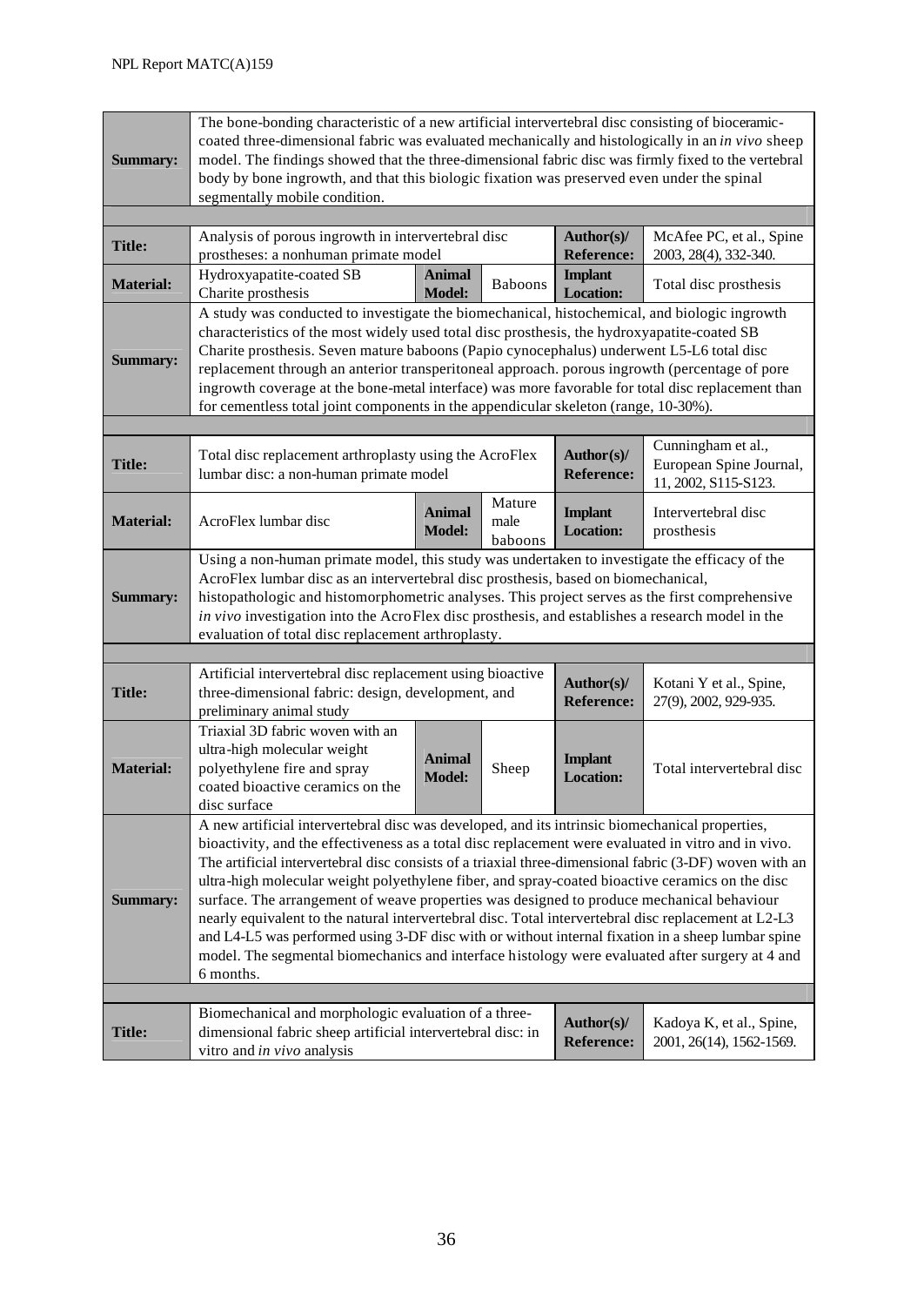| | | | | | |
|---|---|---|---|---|---|
| **Summary:** | The bone-bonding characteristic of a new artificial intervertebral disc consisting of bioceramic-coated three-dimensional fabric was evaluated mechanically and histologically in an *in vivo* sheep model. The findings showed that the three-dimensional fabric disc was firmly fixed to the vertebral body by bone ingrowth, and that this biologic fixation was preserved even under the spinal segmentally mobile condition. | | | | |
| | | | | | |
| **Title:** | Analysis of porous ingrowth in intervertebral disc prostheses: a nonhuman primate model | | | **Author(s)/ Reference:** | McAfee PC, et al., Spine 2003, 28(4), 332-340. |
| **Material:** | Hydroxyapatite-coated SB Charite prosthesis | **Animal Model:** | Baboons | **Implant Location:** | Total disc prosthesis |
| **Summary:** | A study was conducted to investigate the biomechanical, histochemical, and biologic ingrowth characteristics of the most widely used total disc prosthesis, the hydroxyapatite-coated SB Charite prosthesis. Seven mature baboons (Papio cynocephalus) underwent L5-L6 total disc replacement through an anterior transperitoneal approach. porous ingrowth (percentage of pore ingrowth coverage at the bone-metal interface) was more favorable for total disc replacement than for cementless total joint components in the appendicular skeleton (range, 10-30%). | | | | |
| | | | | | |
| **Title:** | Total disc replacement arthroplasty using the AcroFlex lumbar disc: a non-human primate model | | | **Author(s)/ Reference:** | Cunningham et al., European Spine Journal, 11, 2002, S115-S123. |
| **Material:** | AcroFlex lumbar disc | **Animal Model:** | Mature male baboons | **Implant Location:** | Intervertebral disc prosthesis |
| **Summary:** | Using a non-human primate model, this study was undertaken to investigate the efficacy of the AcroFlex lumbar disc as an intervertebral disc prosthesis, based on biomechanical, histopathologic and histomorphometric analyses. This project serves as the first comprehensive *in vivo* investigation into the AcroFlex disc prosthesis, and establishes a research model in the evaluation of total disc replacement arthroplasty. | | | | |
| | | | | | |
| **Title:** | Artificial intervertebral disc replacement using bioactive three-dimensional fabric: design, development, and preliminary animal study | | | **Author(s)/ Reference:** | Kotani Y et al., Spine, 27(9), 2002, 929-935. |
| **Material:** | Triaxial 3D fabric woven with an ultra-high molecular weight polyethylene fire and spray coated bioactive ceramics on the disc surface | **Animal Model:** | Sheep | **Implant Location:** | Total intervertebral disc |
| **Summary:** | A new artificial intervertebral disc was developed, and its intrinsic biomechanical properties, bioactivity, and the effectiveness as a total disc replacement were evaluated in vitro and in vivo. The artificial intervertebral disc consists of a triaxial three-dimensional fabric (3-DF) woven with an ultra-high molecular weight polyethylene fiber, and spray-coated bioactive ceramics on the disc surface. The arrangement of weave properties was designed to produce mechanical behaviour nearly equivalent to the natural intervertebral disc. Total intervertebral disc replacement at L2-L3 and L4-L5 was performed using 3-DF disc with or without internal fixation in a sheep lumbar spine model. The segmental biomechanics and interface histology were evaluated after surgery at 4 and 6 months. | | | | |
| | | | | | |
| **Title:** | Biomechanical and morphologic evaluation of a three-dimensional fabric sheep artificial intervertebral disc: in vitro and *in vivo* analysis | | | **Author(s)/ Reference:** | Kadoya K, et al., Spine, 2001, 26(14), 1562-1569. |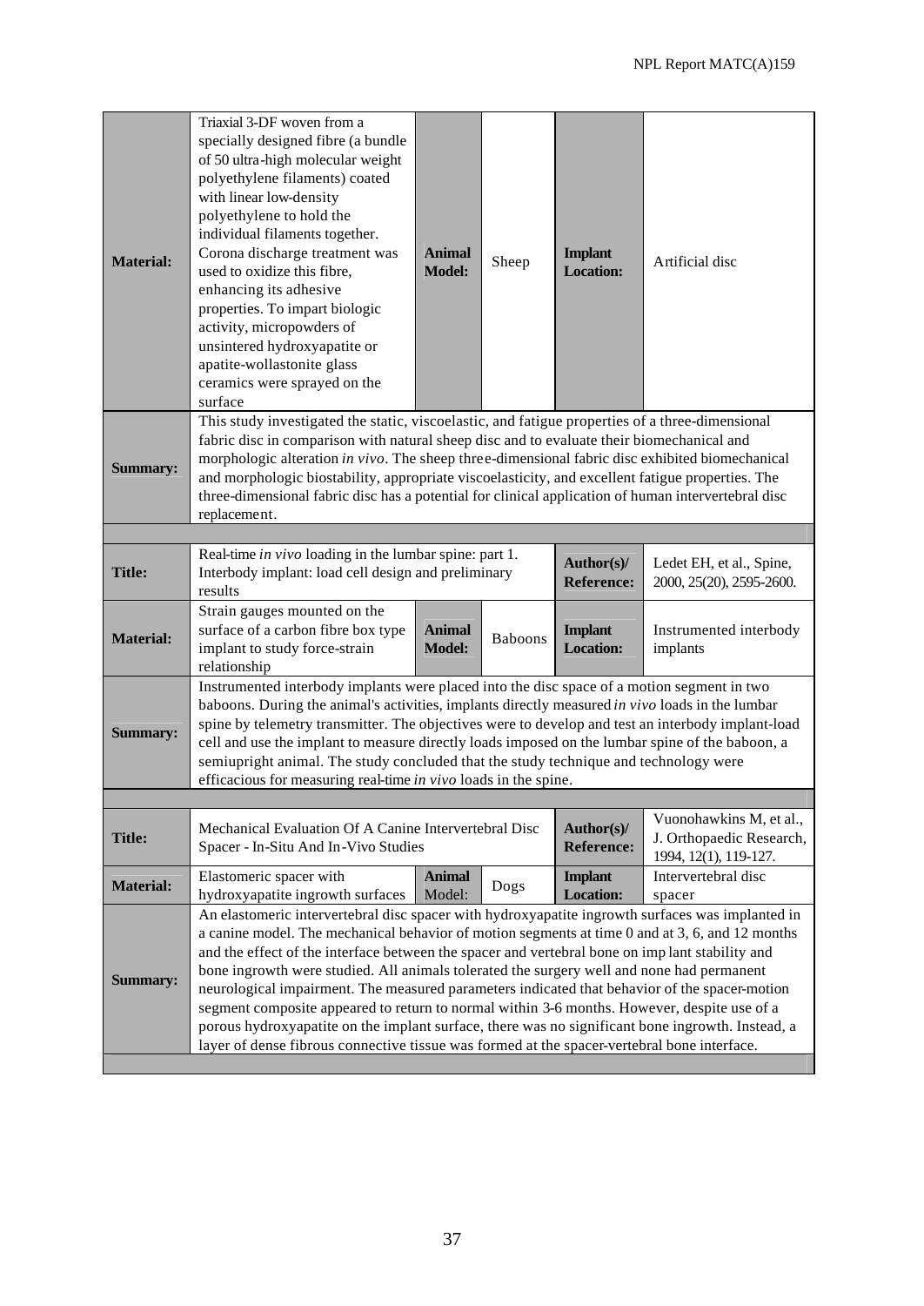| | | | | | |
|---|---|---|---|---|---|
| **Material:** | Triaxial 3-DF woven from a specially designed fibre (a bundle of 50 ultra-high molecular weight polyethylene filaments) coated with linear low-density polyethylene to hold the individual filaments together. Corona discharge treatment was used to oxidize this fibre, enhancing its adhesive properties. To impart biologic activity, micropowders of unsintered hydroxyapatite or apatite-wollastonite glass ceramics were sprayed on the surface | **Animal Model:** | Sheep | **Implant Location:** | Artificial disc |
| **Summary:** | This study investigated the static, viscoelastic, and fatigue properties of a three-dimensional fabric disc in comparison with natural sheep disc and to evaluate their biomechanical and morphologic alteration *in vivo*. The sheep three-dimensional fabric disc exhibited biomechanical and morphologic biostability, appropriate viscoelasticity, and excellent fatigue properties. The three-dimensional fabric disc has a potential for clinical application of human intervertebral disc replacement. | | | | |

| | | | | | |
|---|---|---|---|---|---|
| **Title:** | Real-time *in vivo* loading in the lumbar spine: part 1. Interbody implant: load cell design and preliminary results | | | **Author(s)/ Reference:** | Ledet EH, et al., Spine, 2000, 25(20), 2595-2600. |
| **Material:** | Strain gauges mounted on the surface of a carbon fibre box type implant to study force-strain relationship | **Animal Model:** | Baboons | **Implant Location:** | Instrumented interbody implants |
| **Summary:** | Instrumented interbody implants were placed into the disc space of a motion segment in two baboons. During the animal's activities, implants directly measured *in vivo* loads in the lumbar spine by telemetry transmitter. The objectives were to develop and test an interbody implant-load cell design and use the implant to measure directly loads imposed on the lumbar spine of the baboon, a semiupright animal. The study concluded that the study technique and technology were efficacious for measuring real-time *in vivo* loads in the spine. | | | | |

| | | | | | |
|---|---|---|---|---|---|
| **Title:** | Mechanical Evaluation Of A Canine Intervertebral Disc Spacer - In-Situ And In-Vivo Studies | | | **Author(s)/ Reference:** | Vuonohawkins M, et al., J. Orthopaedic Research, 1994, 12(1), 119-127. |
| **Material:** | Elastomeric spacer with hydroxyapatite ingrowth surfaces | **Animal** Model: | Dogs | **Implant Location:** | Intervertebral disc spacer |
| **Summary:** | An elastomeric intervertebral disc spacer with hydroxyapatite ingrowth surfaces was implanted in a canine model. The mechanical behavior of motion segments at time 0 and at 3, 6, and 12 months and the effect of the interface between the spacer and vertebral bone on implant stability and bone ingrowth were studied. All animals tolerated the surgery well and none had permanent neurological impairment. The measured parameters indicated that behavior of the spacer-motion segment composite appeared to return to normal within 3-6 months. However, despite use of a porous hydroxyapatite on the implant surface, there was no significant bone ingrowth. Instead, a layer of dense fibrous connective tissue was formed at the spacer-vertebral bone interface. | | | | |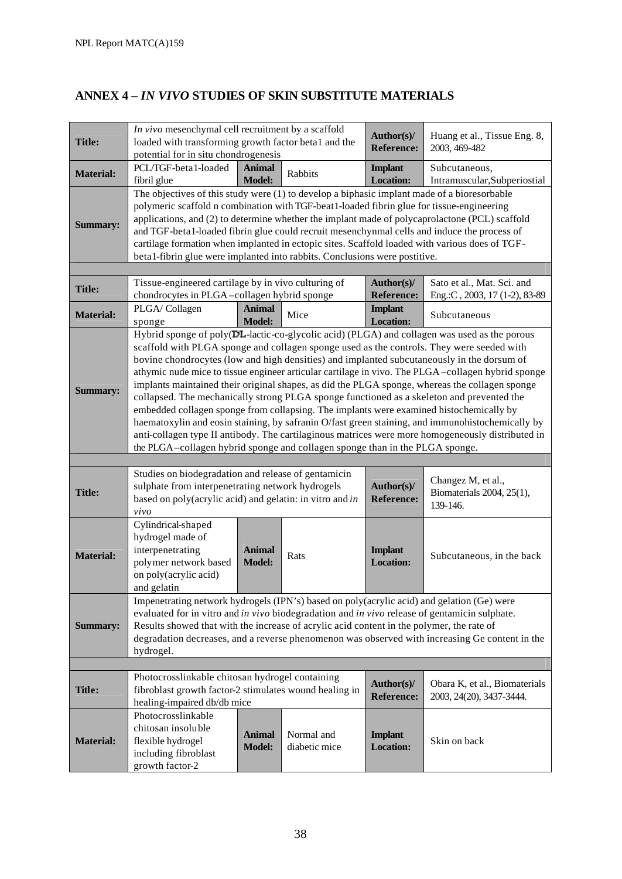## ANNEX 4 – *IN VIVO* STUDIES OF SKIN SUBSTITUTE MATERIALS

| | | | | | |
|---|---|---|---|---|---|
| **Title:** | *In vivo* mesenchymal cell recruitment by a scaffold loaded with transforming growth factor beta1 and the potential for in situ chondrogenesis | | | **Author(s)/ Reference:** | Huang et al., Tissue Eng. 8, 2003, 469-482 |
| **Material:** | PCL/TGF-beta1-loaded fibril glue | **Animal Model:** | Rabbits | **Implant Location:** | Subcutaneous, Intramuscular,Subperiostial |
| **Summary:** | The objectives of this study were (1) to develop a biphasic implant made of a bioresorbable polymeric scaffold n combination with TGF-beat1-loaded fibrin glue for tissue-engineering applications, and (2) to determine whether the implant made of polycaprolactone (PCL) scaffold and TGF-beta1-loaded fibrin glue could recruit mesenchynmal cells and induce the process of cartilage formation when implanted in ectopic sites. Scaffold loaded with various does of TGF-beta1-fibrin glue were implanted into rabbits. Conclusions were postitive. | | | | |
| | | | | | |
| **Title:** | Tissue-engineered cartilage by in vivo culturing of chondrocytes in PLGA–collagen hybrid sponge | | | **Author(s)/ Reference:** | Sato et al., Mat. Sci. and Eng.:C , 2003, 17 (1-2), 83-89 |
| **Material:** | PLGA/ Collagen sponge | **Animal Model:** | Mice | **Implant Location:** | Subcutaneous |
| **Summary:** | Hybrid sponge of poly(DL-lactic-co-glycolic acid) (PLGA) and collagen was used as the porous scaffold with PLGA sponge and collagen sponge used as the controls. They were seeded with bovine chondrocytes (low and high densities) and implanted subcutaneously in the dorsum of athymic nude mice to tissue engineer articular cartilage in vivo. The PLGA–collagen hybrid sponge implants maintained their original shapes, as did the PLGA sponge, whereas the collagen sponge collapsed. The mechanically strong PLGA sponge functioned as a skeleton and prevented the embedded collagen sponge from collapsing. The implants were examined histochemically by haematoxylin and eosin staining, by safranin O/fast green staining, and immunohistochemically by anti-collagen type II antibody. The cartilaginous matrices were more homogeneously distributed in the PLGA–collagen hybrid sponge and collagen sponge than in the PLGA sponge. | | | | |
| | | | | | |
| **Title:** | Studies on biodegradation and release of gentamicin sulphate from interpenetrating network hydrogels based on poly(acrylic acid) and gelatin: in vitro and *in vivo* | | | **Author(s)/ Reference:** | Changez M, et al., Biomaterials 2004, 25(1), 139-146. |
| **Material:** | Cylindrical-shaped hydrogel made of interpenetrating polymer network based on poly(acrylic acid) and gelatin | **Animal Model:** | Rats | **Implant Location:** | Subcutaneous, in the back |
| **Summary:** | Impenetrating network hydrogels (IPN's) based on poly(acrylic acid) and gelation (Ge) were evaluated for in vitro and *in vivo* biodegradation and *in vivo* release of gentamicin sulphate. Results showed that with the increase of acrylic acid content in the polymer, the rate of degradation decreases, and a reverse phenomenon was observed with increasing Ge content in the hydrogel. | | | | |
| | | | | | |
| **Title:** | Photocrosslinkable chitosan hydrogel containing fibroblast growth factor-2 stimulates wound healing in healing-impaired db/db mice | | | **Author(s)/ Reference:** | Obara K, et al., Biomaterials 2003, 24(20), 3437-3444. |
| **Material:** | Photocrosslinkable chitosan insoluble flexible hydrogel including fibroblast growth factor-2 | **Animal Model:** | Normal and diabetic mice | **Implant Location:** | Skin on back |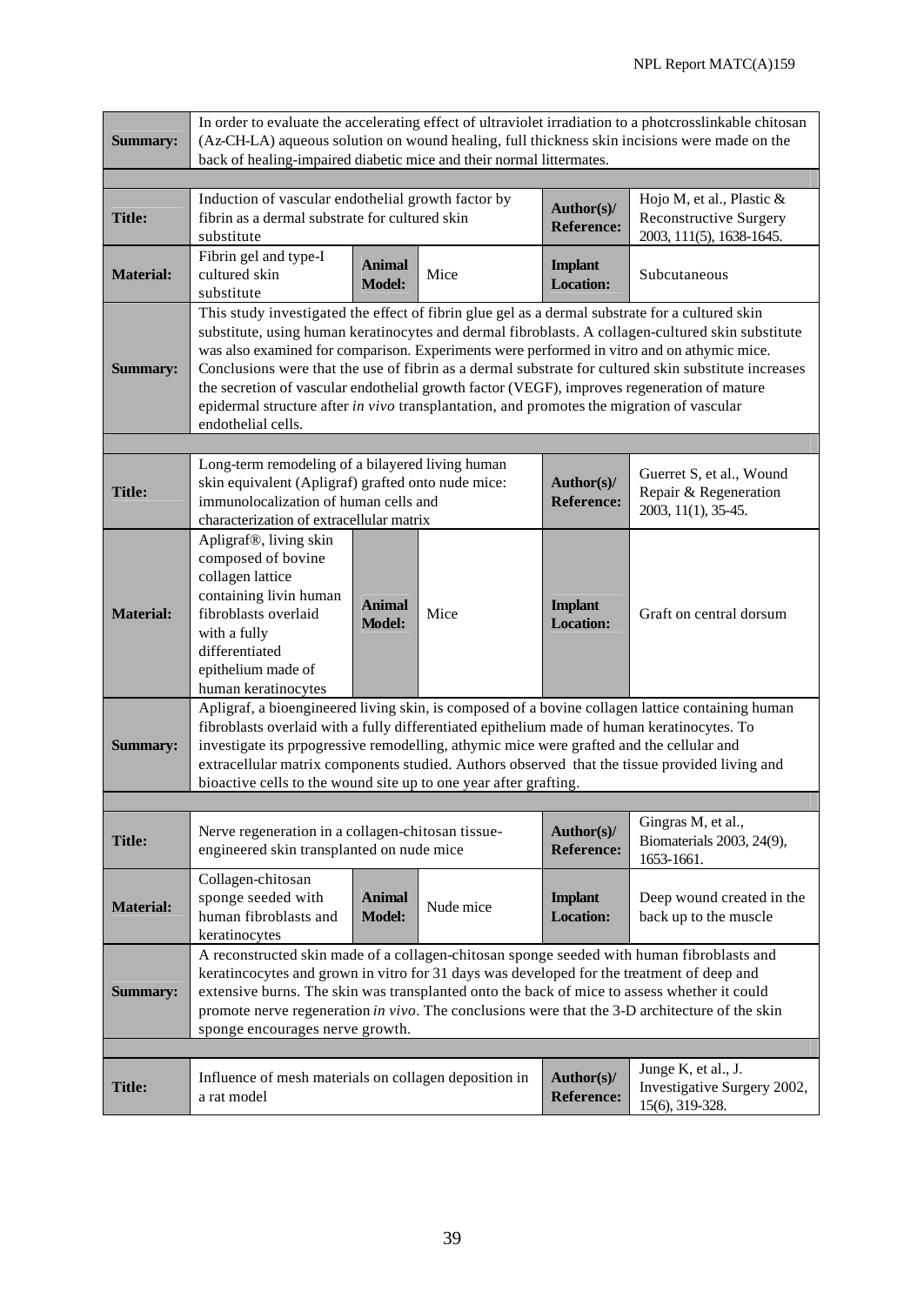| | | | | | |
|---|---|---|---|---|---|
| **Summary:** | In order to evaluate the accelerating effect of ultraviolet irradiation to a photcrosslinkable chitosan (Az-CH-LA) aqueous solution on wound healing, full thickness skin incisions were made on the back of healing-impaired diabetic mice and their normal littermates. | | | | |

| | | | | | |
|---|---|---|---|---|---|
| **Title:** | Induction of vascular endothelial growth factor by fibrin as a dermal substrate for cultured skin substitute | | | **Author(s)/ Reference:** | Hojo M, et al., Plastic & Reconstructive Surgery 2003, 111(5), 1638-1645. |
| **Material:** | Fibrin gel and type-I cultured skin substitute | **Animal Model:** | Mice | **Implant Location:** | Subcutaneous |
| **Summary:** | This study investigated the effect of fibrin glue gel as a dermal substrate for a cultured skin substitute, using human keratinocytes and dermal fibroblasts. A collagen-cultured skin substitute was also examined for comparison. Experiments were performed in vitro and on athymic mice. Conclusions were that the use of fibrin as a dermal substrate for cultured skin substitute increases the secretion of vascular endothelial growth factor (VEGF), improves regeneration of mature epidermal structure after *in vivo* transplantation, and promotes the migration of vascular endothelial cells. | | | | |

| | | | | | |
|---|---|---|---|---|---|
| **Title:** | Long-term remodeling of a bilayered living human skin equivalent (Apligraf) grafted onto nude mice: immunolocalization of human cells and characterization of extracellular matrix | | | **Author(s)/ Reference:** | Guerret S, et al., Wound Repair & Regeneration 2003, 11(1), 35-45. |
| **Material:** | Apligraf®, living skin composed of bovine collagen lattice containing livin human fibroblasts overlaid with a fully differentiated epithelium made of human keratinocytes | **Animal Model:** | Mice | **Implant Location:** | Graft on central dorsum |
| **Summary:** | Apligraf, a bioengineered living skin, is composed of a bovine collagen lattice containing human fibroblasts overlaid with a fully differentiated epithelium made of human keratinocytes. To investigate its prpogressive remodelling, athymic mice were grafted and the cellular and extracellular matrix components studied. Authors observed that the tissue provided living and bioactive cells to the wound site up to one year after grafting. | | | | |

| | | | | | |
|---|---|---|---|---|---|
| **Title:** | Nerve regeneration in a collagen-chitosan tissue-engineered skin transplanted on nude mice | | | **Author(s)/ Reference:** | Gingras M, et al., Biomaterials 2003, 24(9), 1653-1661. |
| **Material:** | Collagen-chitosan sponge seeded with human fibroblasts and keratinocytes | **Animal Model:** | Nude mice | **Implant Location:** | Deep wound created in the back up to the muscle |
| **Summary:** | A reconstructed skin made of a collagen-chitosan sponge seeded with human fibroblasts and keratincocytes and grown in vitro for 31 days was developed for the treatment of deep and extensive burns. The skin was transplanted onto the back of mice to assess whether it could promote nerve regeneration *in vivo*. The conclusions were that the 3-D architecture of the skin sponge encourages nerve growth. | | | | |

| | | | | | |
|---|---|---|---|---|---|
| **Title:** | Influence of mesh materials on collagen deposition in a rat model | | | **Author(s)/ Reference:** | Junge K, et al., J. Investigative Surgery 2002, 15(6), 319-328. |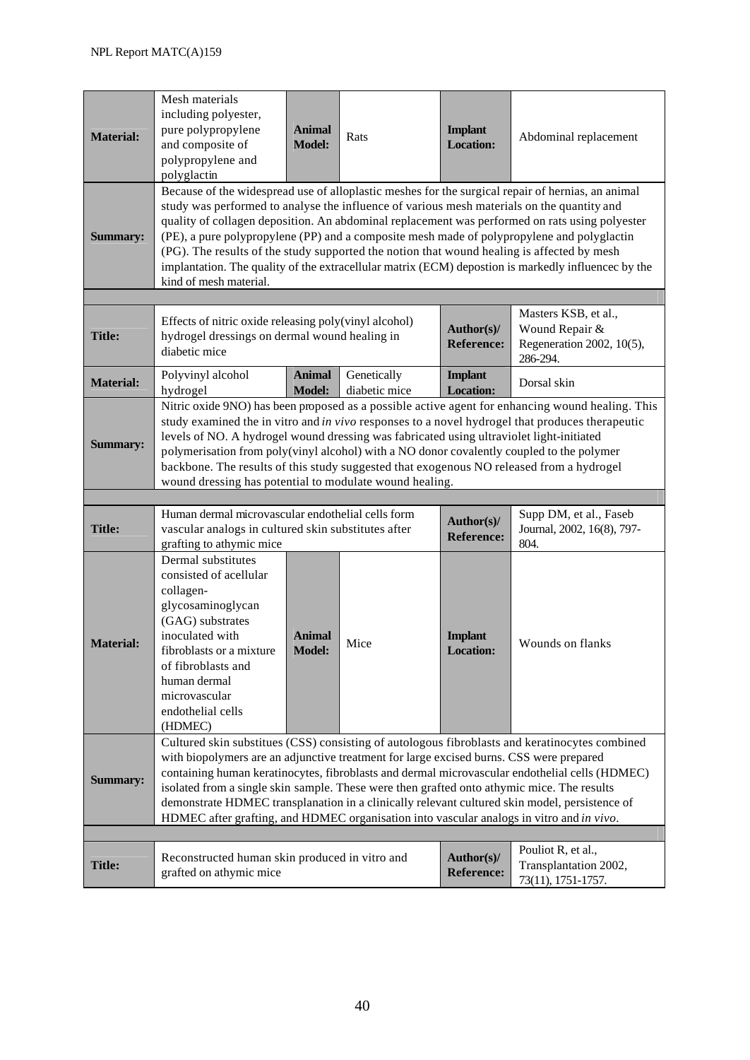| | | | | | |
|---|---|---|---|---|---|
| **Material:** | Mesh materials including polyester, pure polypropylene and composite of polypropylene and polyglactin | **Animal Model:** | Rats | **Implant Location:** | Abdominal replacement |
| **Summary:** | Because of the widespread use of alloplastic meshes for the surgical repair of hernias, an animal study was performed to analyse the influence of various mesh materials on the quantity and quality of collagen deposition. An abdominal replacement was performed on rats using polyester (PE), a pure polypropylene (PP) and a composite mesh made of polypropylene and polyglactin (PG). The results of the study supported the notion that wound healing is affected by mesh implantation. The quality of the extracellular matrix (ECM) depostion is markedly influencec by the kind of mesh material. | | | | |

| | | | | | |
|---|---|---|---|---|---|
| **Title:** | Effects of nitric oxide releasing poly(vinyl alcohol) hydrogel dressings on dermal wound healing in diabetic mice | | | **Author(s)/ Reference:** | Masters KSB, et al., Wound Repair & Regeneration 2002, 10(5), 286-294. |
| **Material:** | Polyvinyl alcohol hydrogel | **Animal Model:** | Genetically diabetic mice | **Implant Location:** | Dorsal skin |
| **Summary:** | Nitric oxide 9NO) has been proposed as a possible active agent for enhancing wound healing. This study examined the in vitro and *in vivo* responses to a novel hydrogel that produces therapeutic levels of NO. A hydrogel wound dressing was fabricated using ultraviolet light-initiated polymerisation from poly(vinyl alcohol) with a NO donor covalently coupled to the polymer backbone. The results of this study suggested that exogenous NO released from a hydrogel wound dressing has potential to modulate wound healing. | | | | |

| | | | | | |
|---|---|---|---|---|---|
| **Title:** | Human dermal microvascular endothelial cells form vascular analogs in cultured skin substitutes after grafting to athymic mice | | | **Author(s)/ Reference:** | Supp DM, et al., Faseb Journal, 2002, 16(8), 797-804. |
| **Material:** | Dermal substitutes consisted of acellular collagen-glycosaminoglycan (GAG) substrates inoculated with fibroblasts or a mixture of fibroblasts and human dermal microvascular endothelial cells (HDMEC) | **Animal Model:** | Mice | **Implant Location:** | Wounds on flanks |
| **Summary:** | Cultured skin substitues (CSS) consisting of autologous fibroblasts and keratinocytes combined with biopolymers are an adjunctive treatment for large excised burns. CSS were prepared containing human keratinocytes, fibroblasts and dermal microvascular endothelial cells (HDMEC) isolated from a single skin sample. These were then grafted onto athymic mice. The results demonstrate HDMEC transplanation in a clinically relevant cultured skin model, persistence of HDMEC after grafting, and HDMEC organisation into vascular analogs in vitro and *in vivo*. | | | | |

| | | | | | |
|---|---|---|---|---|---|
| **Title:** | Reconstructed human skin produced in vitro and grafted on athymic mice | | | **Author(s)/ Reference:** | Pouliot R, et al., Transplantation 2002, 73(11), 1751-1757. |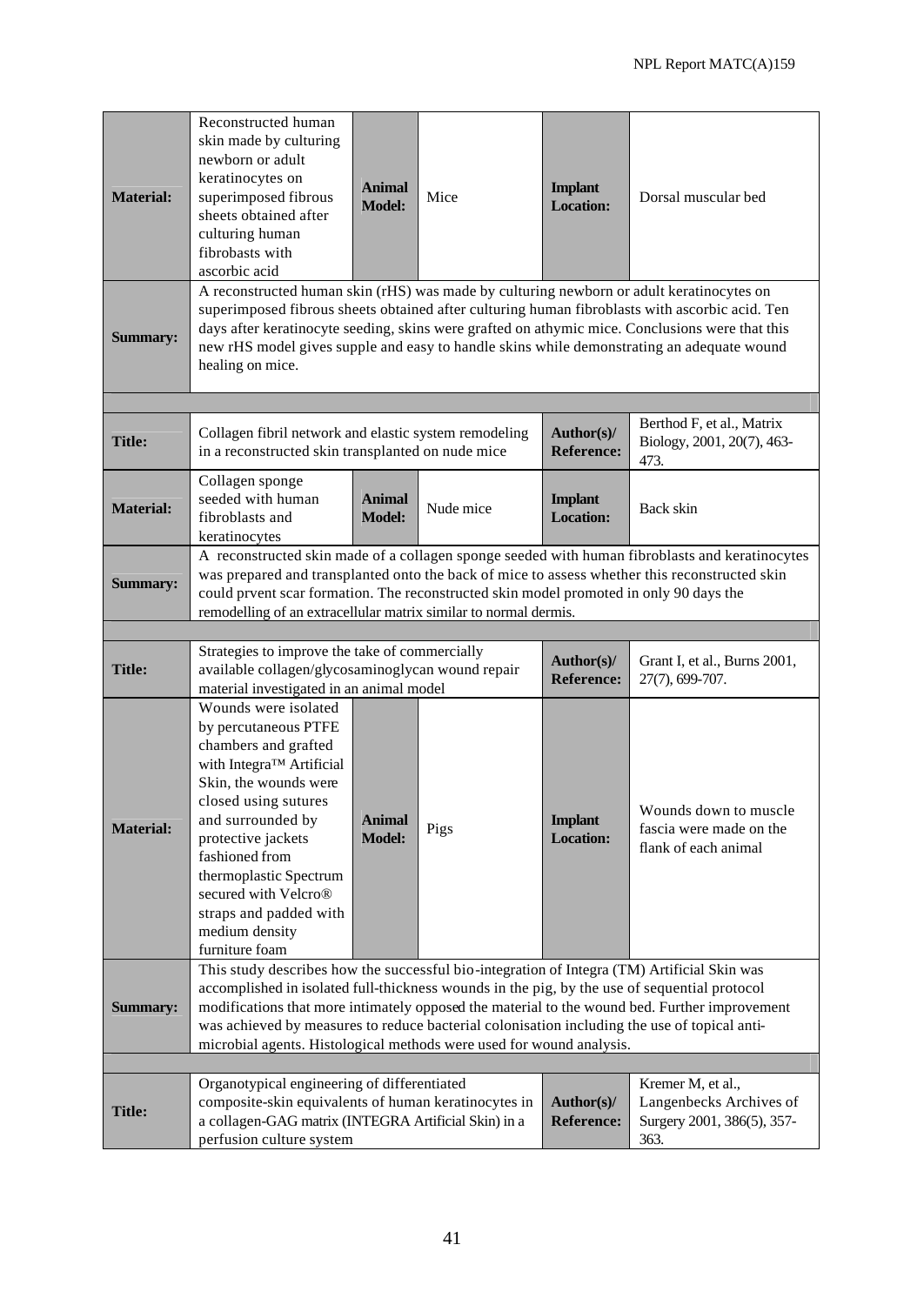| | | | | | |
|---|---|---|---|---|---|
| **Material:** | Reconstructed human skin made by culturing newborn or adult keratinocytes on superimposed fibrous sheets obtained after culturing human fibrobasts with ascorbic acid | **Animal Model:** | Mice | **Implant Location:** | Dorsal muscular bed |
| **Summary:** | A reconstructed human skin (rHS) was made by culturing newborn or adult keratinocytes on superimposed fibrous sheets obtained after culturing human fibroblasts with ascorbic acid. Ten days after keratinocyte seeding, skins were grafted on athymic mice. Conclusions were that this new rHS model gives supple and easy to handle skins while demonstrating an adequate wound healing on mice. | | | | |

| | | | |
|---|---|---|---|
| **Title:** | Collagen fibril network and elastic system remodeling in a reconstructed skin transplanted on nude mice | **Author(s)/ Reference:** | Berthod F, et al., Matrix Biology, 2001, 20(7), 463-473. |

| | | | | | |
|---|---|---|---|---|---|
| **Material:** | Collagen sponge seeded with human fibroblasts and keratinocytes | **Animal Model:** | Nude mice | **Implant Location:** | Back skin |
| **Summary:** | A reconstructed skin made of a collagen sponge seeded with human fibroblasts and keratinocytes was prepared and transplanted onto the back of mice to assess whether this reconstructed skin could prvent scar formation. The reconstructed skin model promoted in only 90 days the remodelling of an extracellular matrix similar to normal dermis. | | | | |

| | | | |
|---|---|---|---|
| **Title:** | Strategies to improve the take of commercially available collagen/glycosaminoglycan wound repair material investigated in an animal model | **Author(s)/ Reference:** | Grant I, et al., Burns 2001, 27(7), 699-707. |

| | | | | | |
|---|---|---|---|---|---|
| **Material:** | Wounds were isolated by percutaneous PTFE chambers and grafted with Integra™ Artificial Skin, the wounds were closed using sutures and surrounded by protective jackets fashioned from thermoplastic Spectrum secured with Velcro® straps and padded with medium density furniture foam | **Animal Model:** | Pigs | **Implant Location:** | Wounds down to muscle fascia were made on the flank of each animal |
| **Summary:** | This study describes how the successful bio-integration of Integra (TM) Artificial Skin was accomplished in isolated full-thickness wounds in the pig, by the use of sequential protocol modifications that more intimately opposed the material to the wound bed. Further improvement was achieved by measures to reduce bacterial colonisation including the use of topical anti-microbial agents. Histological methods were used for wound analysis. | | | | |

| | | | |
|---|---|---|---|
| **Title:** | Organotypical engineering of differentiated composite-skin equivalents of human keratinocytes in a collagen-GAG matrix (INTEGRA Artificial Skin) in a perfusion culture system | **Author(s)/ Reference:** | Kremer M, et al., Langenbecks Archives of Surgery 2001, 386(5), 357-363. |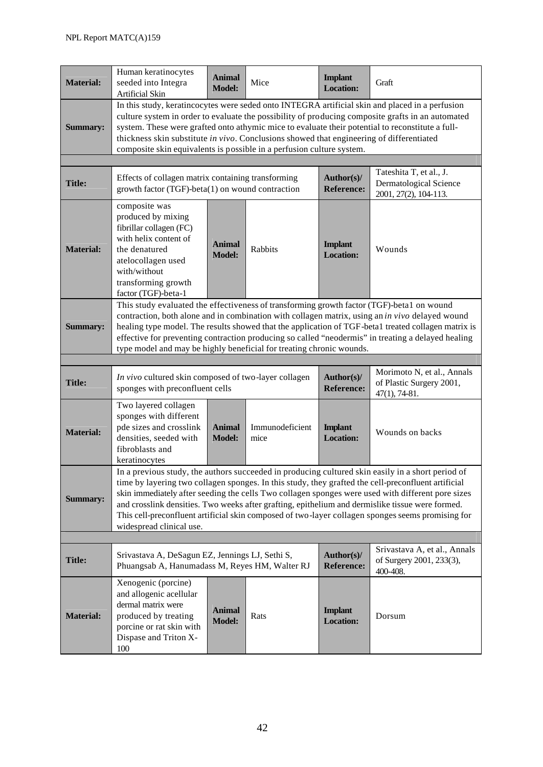| | | | | | |
|---|---|---|---|---|---|
| **Material:** | Human keratinocytes seeded into Integra Artificial Skin | **Animal Model:** | Mice | **Implant Location:** | Graft |
| **Summary:** | In this study, keratincocytes were seded onto INTEGRA artificial skin and placed in a perfusion culture system in order to evaluate the possibility of producing composite grafts in an automated system. These were grafted onto athymic mice to evaluate their potential to reconstitute a full-thickness skin substitute *in vivo*. Conclusions showed that engineering of differentiated composite skin equivalents is possible in a perfusion culture system. | | | | |

| | | | |
|---|---|---|---|
| **Title:** | Effects of collagen matrix containing transforming growth factor (TGF)-beta(1) on wound contraction | **Author(s)/ Reference:** | Tateshita T, et al., J. Dermatological Science 2001, 27(2), 104-113. |

| | | | | | |
|---|---|---|---|---|---|
| **Material:** | composite was produced by mixing fibrillar collagen (FC) with helix content of the denatured atelocollagen used with/without transforming growth factor (TGF)-beta-1 | **Animal Model:** | Rabbits | **Implant Location:** | Wounds |
| **Summary:** | This study evaluated the effectiveness of transforming growth factor (TGF)-beta1 on wound contraction, both alone and in combination with collagen matrix, using an *in vivo* delayed wound healing type model. The results showed that the application of TGF-beta1 treated collagen matrix is effective for preventing contraction producing so called "neodermis" in treating a delayed healing type model and may be highly beneficial for treating chronic wounds. | | | | |

| | | | |
|---|---|---|---|
| **Title:** | *In vivo* cultured skin composed of two-layer collagen sponges with preconfluent cells | **Author(s)/ Reference:** | Morimoto N, et al., Annals of Plastic Surgery 2001, 47(1), 74-81. |

| | | | | | |
|---|---|---|---|---|---|
| **Material:** | Two layered collagen sponges with different pde sizes and crosslink densities, seeded with fibroblasts and keratinocytes | **Animal Model:** | Immunodeficient mice | **Implant Location:** | Wounds on backs |
| **Summary:** | In a previous study, the authors succeeded in producing cultured skin easily in a short period of time by layering two collagen sponges. In this study, they grafted the cell-preconfluent artificial skin immediately after seeding the cells Two collagen sponges were used with different pore sizes and crosslink densities. Two weeks after grafting, epithelium and dermislike tissue were formed. This cell-preconfluent artificial skin composed of two-layer collagen sponges seems promising for widespread clinical use. | | | | |

| | | | |
|---|---|---|---|
| **Title:** | Srivastava A, DeSagun EZ, Jennings LJ, Sethi S, Phuangsab A, Hanumadass M, Reyes HM, Walter RJ | **Author(s)/ Reference:** | Srivastava A, et al., Annals of Surgery 2001, 233(3), 400-408. |

| | | | | | |
|---|---|---|---|---|---|
| **Material:** | Xenogenic (porcine) and allogenic acellular dermal matrix were produced by treating porcine or rat skin with Dispase and Triton X-100 | **Animal Model:** | Rats | **Implant Location:** | Dorsum |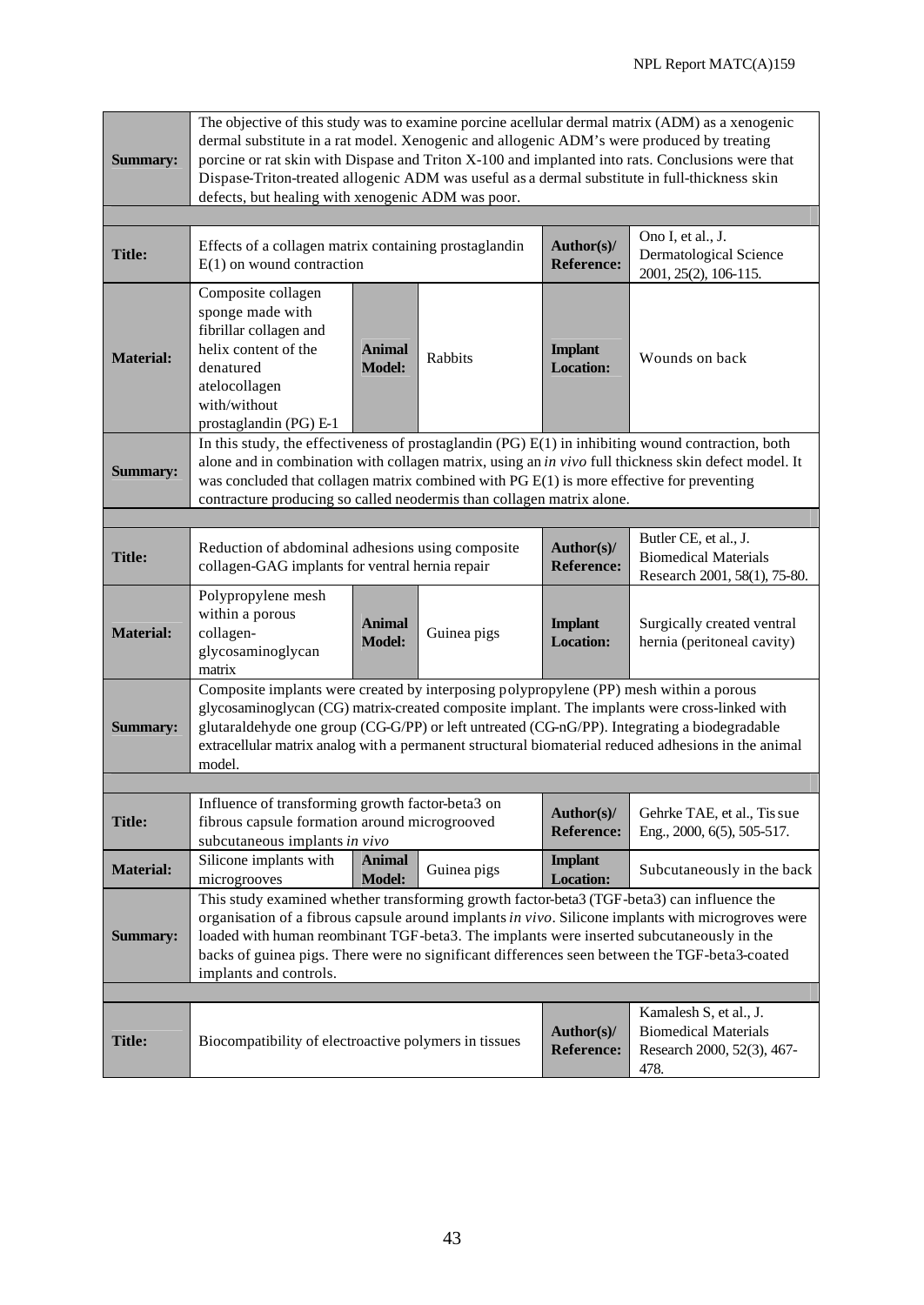| | | | | | |
|---|---|---|---|---|---|
| **Summary:** | The objective of this study was to examine porcine acellular dermal matrix (ADM) as a xenogenic dermal substitute in a rat model. Xenogenic and allogenic ADM's were produced by treating porcine or rat skin with Dispase and Triton X-100 and implanted into rats. Conclusions were that Dispase-Triton-treated allogenic ADM was useful as a dermal substitute in full-thickness skin defects, but healing with xenogenic ADM was poor. | | | | |

| | | | | | |
|---|---|---|---|---|---|
| **Title:** | Effects of a collagen matrix containing prostaglandin E(1) on wound contraction | | | **Author(s)/ Reference:** | Ono I, et al., J. Dermatological Science 2001, 25(2), 106-115. |
| **Material:** | Composite collagen sponge made with fibrillar collagen and helix content of the denatured atelocollagen with/without prostaglandin (PG) E-1 | **Animal Model:** | Rabbits | **Implant Location:** | Wounds on back |
| **Summary:** | In this study, the effectiveness of prostaglandin (PG) E(1) in inhibiting wound contraction, both alone and in combination with collagen matrix, using an *in vivo* full thickness skin defect model. It was concluded that collagen matrix combined with PG E(1) is more effective for preventing contracture producing so called neodermis than collagen matrix alone. | | | | |

| | | | | | |
|---|---|---|---|---|---|
| **Title:** | Reduction of abdominal adhesions using composite collagen-GAG implants for ventral hernia repair | | | **Author(s)/ Reference:** | Butler CE, et al., J. Biomedical Materials Research 2001, 58(1), 75-80. |
| **Material:** | Polypropylene mesh within a porous collagen-glycosaminoglycan matrix | **Animal Model:** | Guinea pigs | **Implant Location:** | Surgically created ventral hernia (peritoneal cavity) |
| **Summary:** | Composite implants were created by interposing polypropylene (PP) mesh within a porous glycosaminoglycan (CG) matrix-created composite implant. The implants were cross-linked with glutaraldehyde one group (CG-G/PP) or left untreated (CG-nG/PP). Integrating a biodegradable extracellular matrix analog with a permanent structural biomaterial reduced adhesions in the animal model. | | | | |

| | | | | | |
|---|---|---|---|---|---|
| **Title:** | Influence of transforming growth factor-beta3 on fibrous capsule formation around microgrooved subcutaneous implants *in vivo* | | | **Author(s)/ Reference:** | Gehrke TAE, et al., Tissue Eng., 2000, 6(5), 505-517. |
| **Material:** | Silicone implants with microgrooves | **Animal Model:** | Guinea pigs | **Implant Location:** | Subcutaneously in the back |
| **Summary:** | This study examined whether transforming growth factor-beta3 (TGF-beta3) can influence the organisation of a fibrous capsule around implants *in vivo*. Silicone implants with microgroves were loaded with human reombinant TGF-beta3. The implants were inserted subcutaneously in the backs of guinea pigs. There were no significant differences seen between the TGF-beta3-coated implants and controls. | | | | |

| | | | | | |
|---|---|---|---|---|---|
| **Title:** | Biocompatibility of electroactive polymers in tissues | | | **Author(s)/ Reference:** | Kamalesh S, et al., J. Biomedical Materials Research 2000, 52(3), 467-478. |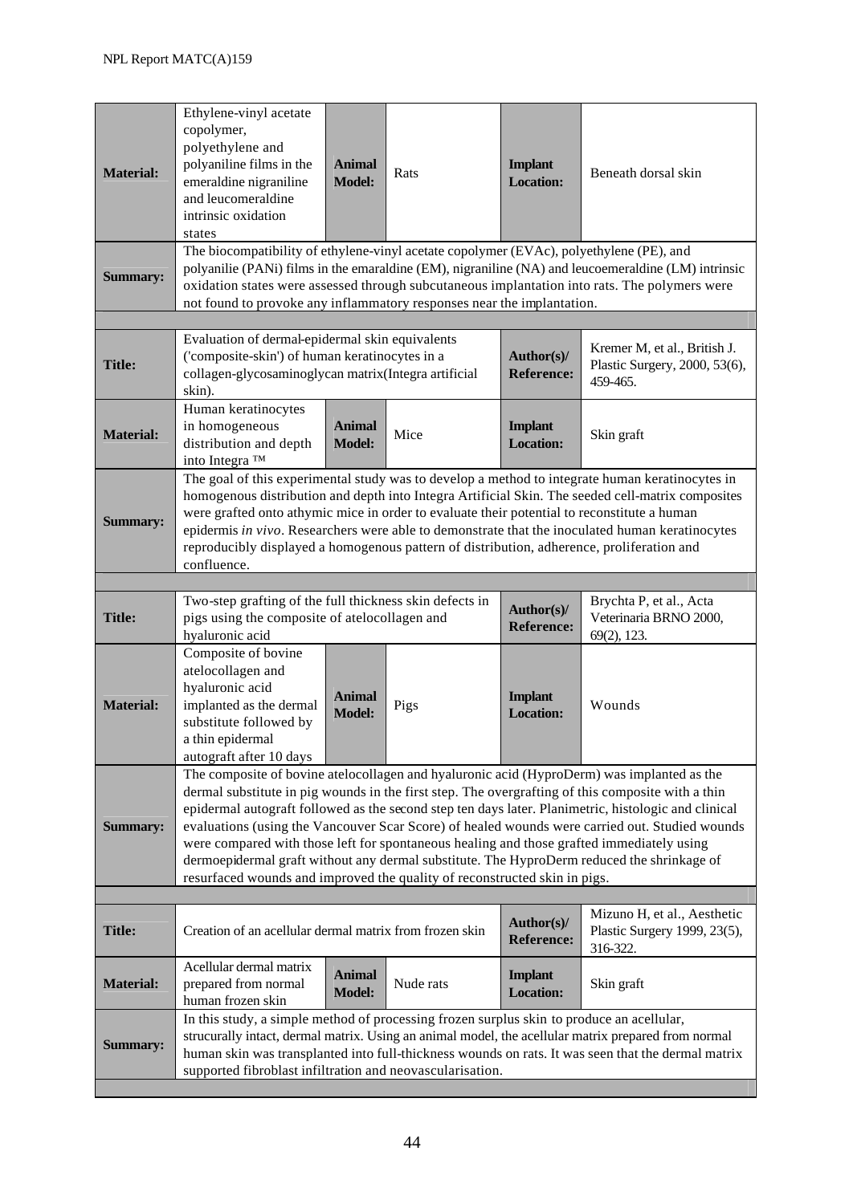| | | | | | |
|---|---|---|---|---|---|
| **Material:** | Ethylene-vinyl acetate copolymer, polyethylene and polyaniline films in the emeraldine nigraniline and leucomeraldine intrinsic oxidation states | **Animal Model:** | Rats | **Implant Location:** | Beneath dorsal skin |
| **Summary:** | The biocompatibility of ethylene-vinyl acetate copolymer (EVAc), polyethylene (PE), and polyanilie (PANi) films in the emaraldine (EM), nigraniline (NA) and leucoemeraldine (LM) intrinsic oxidation states were assessed through subcutaneous implantation into rats. The polymers were not found to provoke any inflammatory responses near the implantation. | | | | |
| | | | | | |
| **Title:** | Evaluation of dermal-epidermal skin equivalents ('composite-skin') of human keratinocytes in a collagen-glycosaminoglycan matrix(Integra artificial skin). | | | **Author(s)/ Reference:** | Kremer M, et al., British J. Plastic Surgery, 2000, 53(6), 459-465. |
| **Material:** | Human keratinocytes in homogeneous distribution and depth into Integra ™ | **Animal Model:** | Mice | **Implant Location:** | Skin graft |
| **Summary:** | The goal of this experimental study was to develop a method to integrate human keratinocytes in homogenous distribution and depth into Integra Artificial Skin. The seeded cell-matrix composites were grafted onto athymic mice in order to evaluate their potential to reconstitute a human epidermis *in vivo*. Researchers were able to demonstrate that the inoculated human keratinocytes reproducibly displayed a homogenous pattern of distribution, adherence, proliferation and confluence. | | | | |
| | | | | | |
| **Title:** | Two-step grafting of the full thickness skin defects in pigs using the composite of atelocollagen and hyaluronic acid | | | **Author(s)/ Reference:** | Brychta P, et al., Acta Veterinaria BRNO 2000, 69(2), 123. |
| **Material:** | Composite of bovine atelocollagen and hyaluronic acid implanted as the dermal substitute followed by a thin epidermal autograft after 10 days | **Animal Model:** | Pigs | **Implant Location:** | Wounds |
| **Summary:** | The composite of bovine atelocollagen and hyaluronic acid (HyproDerm) was implanted as the dermal substitute in pig wounds in the first step. The overgrafting of this composite with a thin epidermal autograft followed as the second step ten days later. Planimetric, histologic and clinical evaluations (using the Vancouver Scar Score) of healed wounds were carried out. Studied wounds were compared with those left for spontaneous healing and those grafted immediately using dermoepidermal graft without any dermal substitute. The HyproDerm reduced the shrinkage of resurfaced wounds and improved the quality of reconstructed skin in pigs. | | | | |
| | | | | | |
| **Title:** | Creation of an acellular dermal matrix from frozen skin | | | **Author(s)/ Reference:** | Mizuno H, et al., Aesthetic Plastic Surgery 1999, 23(5), 316-322. |
| **Material:** | Acellular dermal matrix prepared from normal human frozen skin | **Animal Model:** | Nude rats | **Implant Location:** | Skin graft |
| **Summary:** | In this study, a simple method of processing frozen surplus skin to produce an acellular, strucurally intact, dermal matrix. Using an animal model, the acellular matrix prepared from normal human skin was transplanted into full-thickness wounds on rats. It was seen that the dermal matrix supported fibroblast infiltration and neovascularisation. | | | | |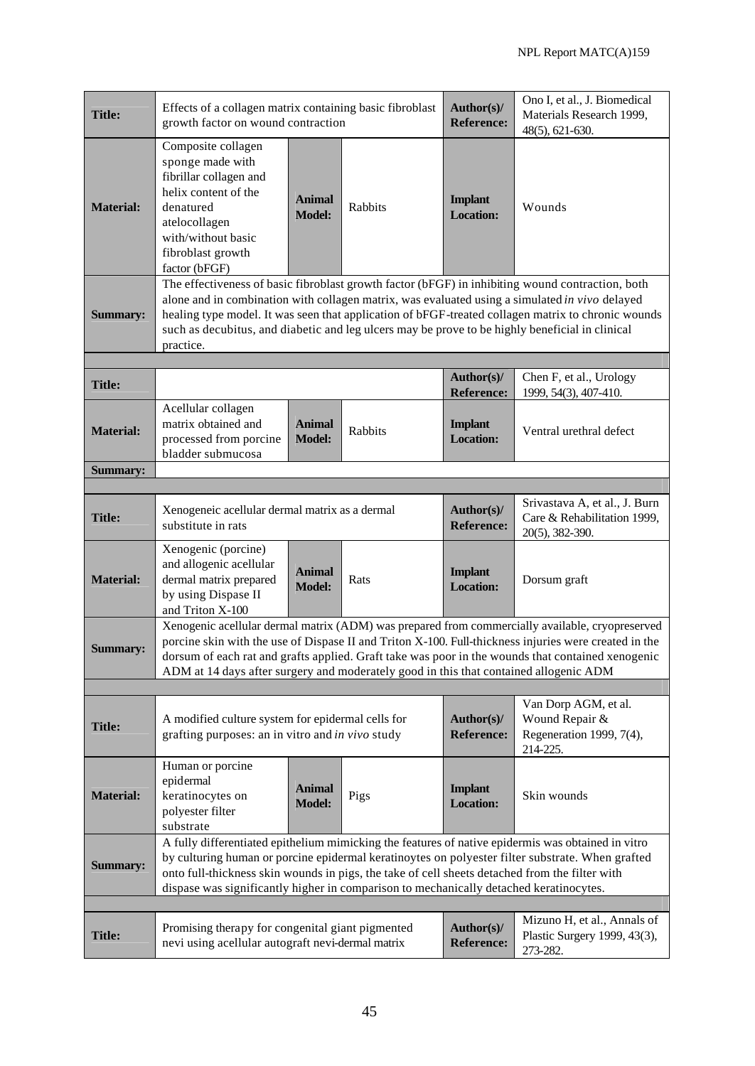| | | | | | |
|---|---|---|---|---|---|
| **Title:** | Effects of a collagen matrix containing basic fibroblast growth factor on wound contraction | | | **Author(s)/ Reference:** | Ono I, et al., J. Biomedical Materials Research 1999, 48(5), 621-630. |
| **Material:** | Composite collagen sponge made with fibrillar collagen and helix content of the denatured atelocollagen with/without basic fibroblast growth factor (bFGF) | **Animal Model:** | Rabbits | **Implant Location:** | Wounds |
| **Summary:** | The effectiveness of basic fibroblast growth factor (bFGF) in inhibiting wound contraction, both alone and in combination with collagen matrix, was evaluated using a simulated *in vivo* delayed healing type model. It was seen that application of bFGF-treated collagen matrix to chronic wounds such as decubitus, and diabetic and leg ulcers may be prove to be highly beneficial in clinical practice. | | | | |

| | | | | | |
|---|---|---|---|---|---|
| **Title:** | | | | **Author(s)/ Reference:** | Chen F, et al., Urology 1999, 54(3), 407-410. |
| **Material:** | Acellular collagen matrix obtained and processed from porcine bladder submucosa | **Animal Model:** | Rabbits | **Implant Location:** | Ventral urethral defect |
| **Summary:** | | | | | |

| | | | | | |
|---|---|---|---|---|---|
| **Title:** | Xenogeneic acellular dermal matrix as a dermal substitute in rats | | | **Author(s)/ Reference:** | Srivastava A, et al., J. Burn Care & Rehabilitation 1999, 20(5), 382-390. |
| **Material:** | Xenogenic (porcine) and allogenic acellular dermal matrix prepared by using Dispase II and Triton X-100 | **Animal Model:** | Rats | **Implant Location:** | Dorsum graft |
| **Summary:** | Xenogenic acellular dermal matrix (ADM) was prepared from commercially available, cryopreserved porcine skin with the use of Dispase II and Triton X-100. Full-thickness injuries were created in the dorsum of each rat and grafts applied. Graft take was poor in the wounds that contained xenogenic ADM at 14 days after surgery and moderately good in this that contained allogenic ADM | | | | |

| | | | | | |
|---|---|---|---|---|---|
| **Title:** | A modified culture system for epidermal cells for grafting purposes: an in vitro and *in vivo* study | | | **Author(s)/ Reference:** | Van Dorp AGM, et al. Wound Repair & Regeneration 1999, 7(4), 214-225. |
| **Material:** | Human or porcine epidermal keratinocytes on polyester filter substrate | **Animal Model:** | Pigs | **Implant Location:** | Skin wounds |
| **Summary:** | A fully differentiated epithelium mimicking the features of native epidermis was obtained in vitro by culturing human or porcine epidermal keratinoytes on polyester filter substrate. When grafted onto full-thickness skin wounds in pigs, the take of cell sheets detached from the filter with dispase was significantly higher in comparison to mechanically detached keratinocytes. | | | | |

| | | | | | |
|---|---|---|---|---|---|
| **Title:** | Promising therapy for congenital giant pigmented nevi using acellular autograft nevi-dermal matrix | | | **Author(s)/ Reference:** | Mizuno H, et al., Annals of Plastic Surgery 1999, 43(3), 273-282. |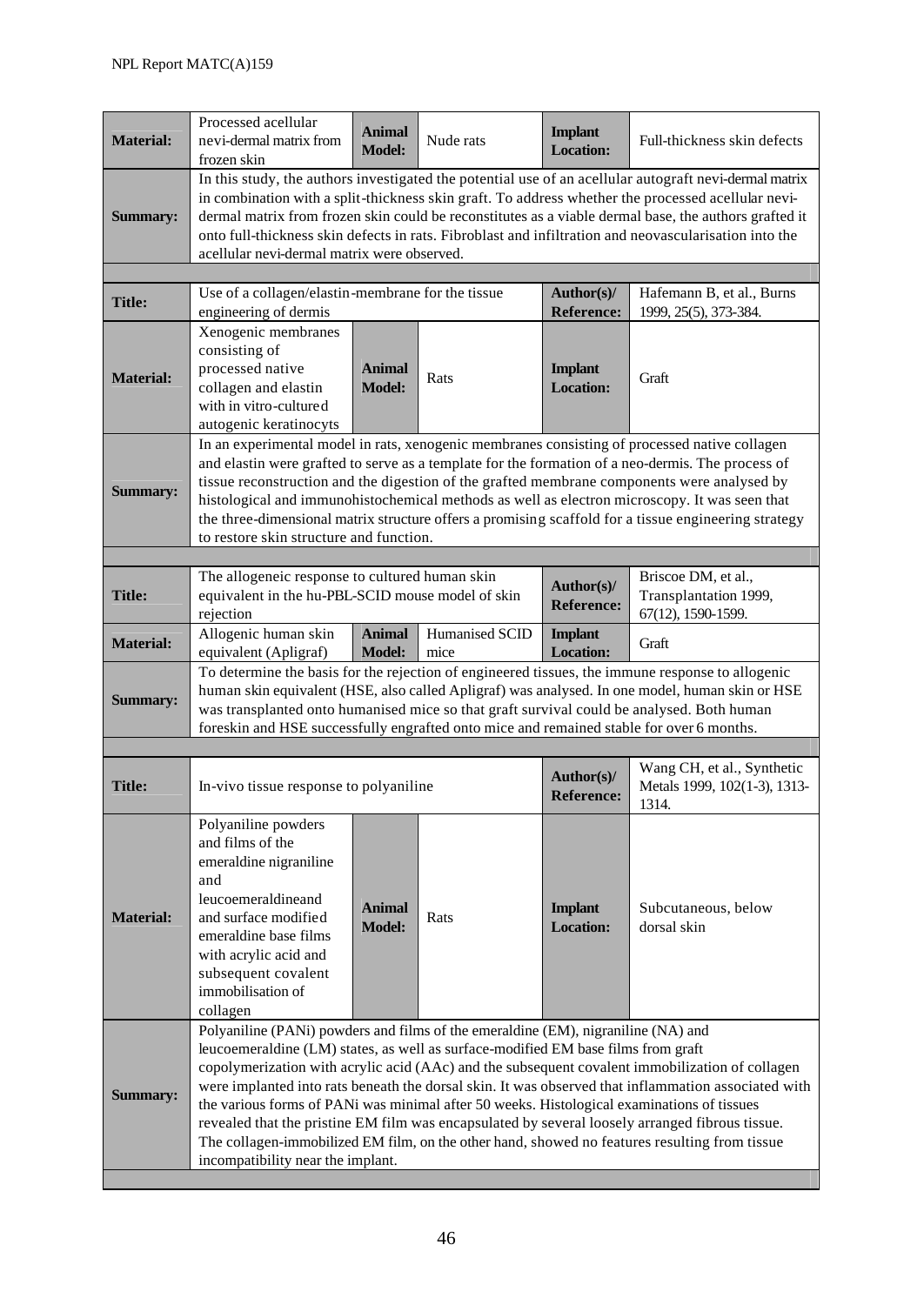| | | | | | |
|---|---|---|---|---|---|
| **Material:** | Processed acellular nevi-dermal matrix from frozen skin | **Animal Model:** | Nude rats | **Implant Location:** | Full-thickness skin defects |
| **Summary:** | In this study, the authors investigated the potential use of an acellular autograft nevi-dermal matrix in combination with a split-thickness skin graft. To address whether the processed acellular nevi-dermal matrix from frozen skin could be reconstitutes as a viable dermal base, the authors grafted it onto full-thickness skin defects in rats. Fibroblast and infiltration and neovascularisation into the acellular nevi-dermal matrix were observed. | | | | |

| | | | | | |
|---|---|---|---|---|---|
| **Title:** | Use of a collagen/elastin-membrane for the tissue engineering of dermis | | | **Author(s)/ Reference:** | Hafemann B, et al., Burns 1999, 25(5), 373-384. |
| **Material:** | Xenogenic membranes consisting of processed native collagen and elastin with in vitro-cultured autogenic keratinocyts | **Animal Model:** | Rats | **Implant Location:** | Graft |
| **Summary:** | In an experimental model in rats, xenogenic membranes consisting of processed native collagen and elastin were grafted to serve as a template for the formation of a neo-dermis. The process of tissue reconstruction and the digestion of the grafted membrane components were analysed by histological and immunohistochemical methods as well as electron microscopy. It was seen that the three-dimensional matrix structure offers a promising scaffold for a tissue engineering strategy to restore skin structure and function. | | | | |

| | | | | | |
|---|---|---|---|---|---|
| **Title:** | The allogeneic response to cultured human skin equivalent in the hu-PBL-SCID mouse model of skin rejection | | | **Author(s)/ Reference:** | Briscoe DM, et al., Transplantation 1999, 67(12), 1590-1599. |
| **Material:** | Allogenic human skin equivalent (Apligraf) | **Animal Model:** | Humanised SCID mice | **Implant Location:** | Graft |
| **Summary:** | To determine the basis for the rejection of engineered tissues, the immune response to allogenic human skin equivalent (HSE, also called Apligraf) was analysed. In one model, human skin or HSE was transplanted onto humanised mice so that graft survival could be analysed. Both human foreskin and HSE successfully engrafted onto mice and remained stable for over 6 months. | | | | |

| | | | | | |
|---|---|---|---|---|---|
| **Title:** | In-vivo tissue response to polyaniline | | | **Author(s)/ Reference:** | Wang CH, et al., Synthetic Metals 1999, 102(1-3), 1313-1314. |
| **Material:** | Polyaniline powders and films of the emeraldine nigraniline and leucoemeraldineand and surface modified emeraldine base films with acrylic acid and subsequent covalent immobilisation of collagen | **Animal Model:** | Rats | **Implant Location:** | Subcutaneous, below dorsal skin |
| **Summary:** | Polyaniline (PANi) powders and films of the emeraldine (EM), nigraniline (NA) and leucoemeraldine (LM) states, as well as surface-modified EM base films from graft copolymerization with acrylic acid (AAc) and the subsequent covalent immobilization of collagen were implanted into rats beneath the dorsal skin. It was observed that inflammation associated with the various forms of PANi was minimal after 50 weeks. Histological examinations of tissues revealed that the pristine EM film was encapsulated by several loosely arranged fibrous tissue. The collagen-immobilized EM film, on the other hand, showed no features resulting from tissue incompatibility near the implant. | | | | |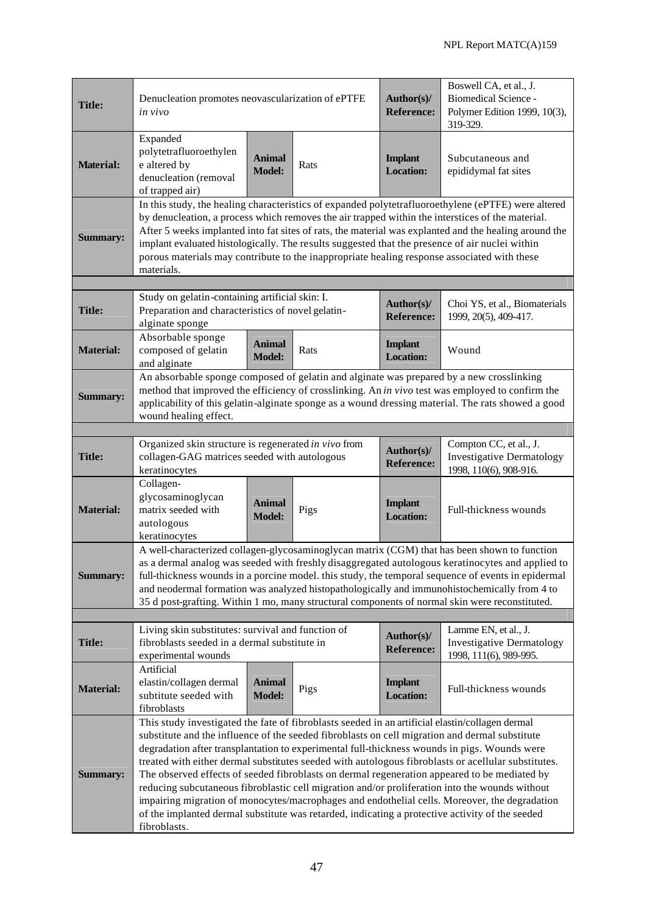| | | | | | |
|---|---|---|---|---|---|
| **Title:** | Denucleation promotes neovascularization of ePTFE *in vivo* | | | **Author(s)/ Reference:** | Boswell CA, et al., J. Biomedical Science - Polymer Edition 1999, 10(3), 319-329. |
| **Material:** | Expanded polytetrafluoroethylene altered by denucleation (removal of trapped air) | **Animal Model:** | Rats | **Implant Location:** | Subcutaneous and epididymal fat sites |
| **Summary:** | In this study, the healing characteristics of expanded polytetrafluoroethylene (ePTFE) were altered by denucleation, a process which removes the air trapped within the interstices of the material. After 5 weeks implanted into fat sites of rats, the material was explanted and the healing around the implant evaluated histologically. The results suggested that the presence of air nuclei within porous materials may contribute to the inappropriate healing response associated with these materials. | | | | |

| | | | | | |
|---|---|---|---|---|---|
| **Title:** | Study on gelatin-containing artificial skin: I. Preparation and characteristics of novel gelatin-alginate sponge | | | **Author(s)/ Reference:** | Choi YS, et al., Biomaterials 1999, 20(5), 409-417. |
| **Material:** | Absorbable sponge composed of gelatin and alginate | **Animal Model:** | Rats | **Implant Location:** | Wound |
| **Summary:** | An absorbable sponge composed of gelatin and alginate was prepared by a new crosslinking method that improved the efficiency of crosslinking. An *in vivo* test was employed to confirm the applicability of this gelatin-alginate sponge as a wound dressing material. The rats showed a good wound healing effect. | | | | |

| | | | | | |
|---|---|---|---|---|---|
| **Title:** | Organized skin structure is regenerated *in vivo* from collagen-GAG matrices seeded with autologous keratinocytes | | | **Author(s)/ Reference:** | Compton CC, et al., J. Investigative Dermatology 1998, 110(6), 908-916. |
| **Material:** | Collagen-glycosaminoglycan matrix seeded with autologous keratinocytes | **Animal Model:** | Pigs | **Implant Location:** | Full-thickness wounds |
| **Summary:** | A well-characterized collagen-glycosaminoglycan matrix (CGM) that has been shown to function as a dermal analog was seeded with freshly disaggregated autologous keratinocytes and applied to full-thickness wounds in a porcine model. this study, the temporal sequence of events in epidermal and neodermal formation was analyzed histopathologically and immunohistochemically from 4 to 35 d post-grafting. Within 1 mo, many structural components of normal skin were reconstituted. | | | | |

| | | | | | |
|---|---|---|---|---|---|
| **Title:** | Living skin substitutes: survival and function of fibroblasts seeded in a dermal substitute in experimental wounds | | | **Author(s)/ Reference:** | Lamme EN, et al., J. Investigative Dermatology 1998, 111(6), 989-995. |
| **Material:** | Artificial elastin/collagen dermal subtitute seeded with fibroblasts | **Animal Model:** | Pigs | **Implant Location:** | Full-thickness wounds |
| **Summary:** | This study investigated the fate of fibroblasts seeded in an artificial elastin/collagen dermal substitute and the influence of the seeded fibroblasts on cell migration and dermal substitute degradation after transplantation to experimental full-thickness wounds in pigs. Wounds were treated with either dermal substitutes seeded with autologous fibroblasts or acellular substitutes. The observed effects of seeded fibroblasts on dermal regeneration appeared to be mediated by reducing subcutaneous fibroblastic cell migration and/or proliferation into the wounds without impairing migration of monocytes/macrophages and endothelial cells. Moreover, the degradation of the implanted dermal substitute was retarded, indicating a protective activity of the seeded fibroblasts. | | | | |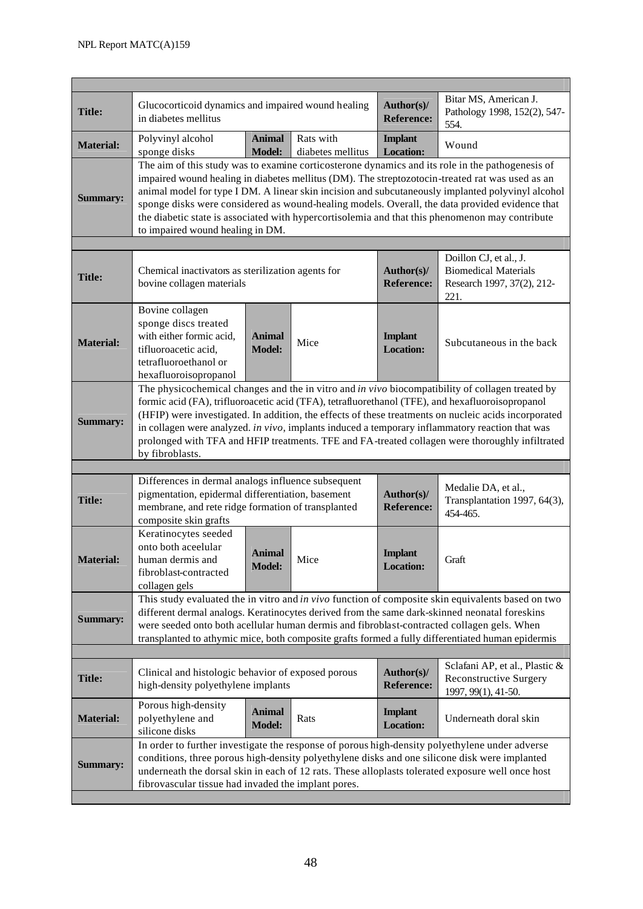| | | | | | |
|---|---|---|---|---|---|
| **Title:** | Glucocorticoid dynamics and impaired wound healing in diabetes mellitus | | | **Author(s)/ Reference:** | Bitar MS, American J. Pathology 1998, 152(2), 547-554. |
| **Material:** | Polyvinyl alcohol sponge disks | **Animal Model:** | Rats with diabetes mellitus | **Implant Location:** | Wound |
| **Summary:** | The aim of this study was to examine corticosterone dynamics and its role in the pathogenesis of impaired wound healing in diabetes mellitus (DM). The streptozotocin-treated rat was used as an animal model for type I DM. A linear skin incision and subcutaneously implanted polyvinyl alcohol sponge disks were considered as wound-healing models. Overall, the data provided evidence that the diabetic state is associated with hypercortisolemia and that this phenomenon may contribute to impaired wound healing in DM. | | | | |

| | | | | | |
|---|---|---|---|---|---|
| **Title:** | Chemical inactivators as sterilization agents for bovine collagen materials | | | **Author(s)/ Reference:** | Doillon CJ, et al., J. Biomedical Materials Research 1997, 37(2), 212-221. |
| **Material:** | Bovine collagen sponge discs treated with either formic acid, tifluoroacetic acid, tetrafluoroethanol or hexafluoroisopropanol | **Animal Model:** | Mice | **Implant Location:** | Subcutaneous in the back |
| **Summary:** | The physicochemical changes and the in vitro and *in vivo* biocompatibility of collagen treated by formic acid (FA), trifluoroacetic acid (TFA), tetrafluorethanol (TFE), and hexafluoroisopropanol (HFIP) were investigated. In addition, the effects of these treatments on nucleic acids incorporated in collagen were analyzed. *in vivo*, implants induced a temporary inflammatory reaction that was prolonged with TFA and HFIP treatments. TFE and FA-treated collagen were thoroughly infiltrated by fibroblasts. | | | | |

| | | | | | |
|---|---|---|---|---|---|
| **Title:** | Differences in dermal analogs influence subsequent pigmentation, epidermal differentiation, basement membrane, and rete ridge formation of transplanted composite skin grafts | | | **Author(s)/ Reference:** | Medalie DA, et al., Transplantation 1997, 64(3), 454-465. |
| **Material:** | Keratinocytes seeded onto both aceellular human dermis and fibroblast-contracted collagen gels | **Animal Model:** | Mice | **Implant Location:** | Graft |
| **Summary:** | This study evaluated the in vitro and *in vivo* function of composite skin equivalents based on two different dermal analogs. Keratinocytes derived from the same dark-skinned neonatal foreskins were seeded onto both acellular human dermis and fibroblast-contracted collagen gels. When transplanted to athymic mice, both composite grafts formed a fully differentiated human epidermis | | | | |

| | | | | | |
|---|---|---|---|---|---|
| **Title:** | Clinical and histologic behavior of exposed porous high-density polyethylene implants | | | **Author(s)/ Reference:** | Sclafani AP, et al., Plastic & Reconstructive Surgery 1997, 99(1), 41-50. |
| **Material:** | Porous high-density polyethylene and silicone disks | **Animal Model:** | Rats | **Implant Location:** | Underneath doral skin |
| **Summary:** | In order to further investigate the response of porous high-density polyethylene under adverse conditions, three porous high-density polyethylene disks and one silicone disk were implanted underneath the dorsal skin in each of 12 rats. These alloplasts tolerated exposure well once host fibrovascular tissue had invaded the implant pores. | | | | |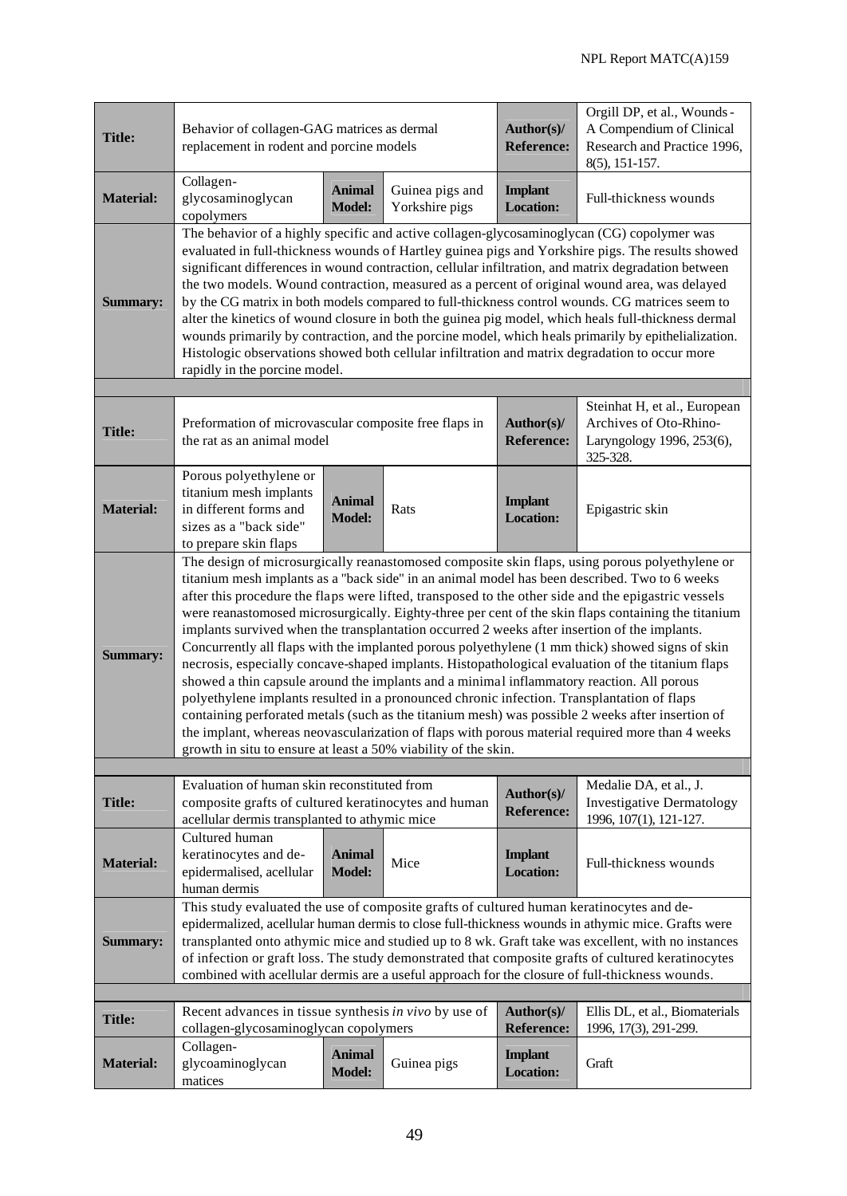| **Title:** | Behavior of collagen-GAG matrices as dermal replacement in rodent and porcine models | | | **Author(s)/ Reference:** | Orgill DP, et al., Wounds - A Compendium of Clinical Research and Practice 1996, 8(5), 151-157. |
|---|---|---|---|---|---|
| **Material:** | Collagen-glycosaminoglycan copolymers | **Animal Model:** | Guinea pigs and Yorkshire pigs | **Implant Location:** | Full-thickness wounds |
| **Summary:** | The behavior of a highly specific and active collagen-glycosaminoglycan (CG) copolymer was evaluated in full-thickness wounds of Hartley guinea pigs and Yorkshire pigs. The results showed significant differences in wound contraction, cellular infiltration, and matrix degradation between the two models. Wound contraction, measured as a percent of original wound area, was delayed by the CG matrix in both models compared to full-thickness control wounds. CG matrices seem to alter the kinetics of wound closure in both the guinea pig model, which heals full-thickness dermal wounds primarily by contraction, and the porcine model, which heals primarily by epithelialization. Histologic observations showed both cellular infiltration and matrix degradation to occur more rapidly in the porcine model. | | | | |

| **Title:** | Preformation of microvascular composite free flaps in the rat as an animal model | | | **Author(s)/ Reference:** | Steinhat H, et al., European Archives of Oto-Rhino-Laryngology 1996, 253(6), 325-328. |
|---|---|---|---|---|---|
| **Material:** | Porous polyethylene or titanium mesh implants in different forms and sizes as a "back side" to prepare skin flaps | **Animal Model:** | Rats | **Implant Location:** | Epigastric skin |
| **Summary:** | The design of microsurgically reanastomosed composite skin flaps, using porous polyethylene or titanium mesh implants as a "back side" in an animal model has been described. Two to 6 weeks after this procedure the flaps were lifted, transposed to the other side and the epigastric vessels were reanastomosed microsurgically. Eighty-three per cent of the skin flaps containing the titanium implants survived when the transplantation occurred 2 weeks after insertion of the implants. Concurrently all flaps with the implanted porous polyethylene (1 mm thick) showed signs of skin necrosis, especially concave-shaped implants. Histopathological evaluation of the titanium flaps showed a thin capsule around the implants and a minimal inflammatory reaction. All porous polyethylene implants resulted in a pronounced chronic infection. Transplantation of flaps containing perforated metals (such as the titanium mesh) was possible 2 weeks after insertion of the implant, whereas neovascularization of flaps with porous material required more than 4 weeks growth in situ to ensure at least a 50% viability of the skin. | | | | |

| **Title:** | Evaluation of human skin reconstituted from composite grafts of cultured keratinocytes and human acellular dermis transplanted to athymic mice | | | **Author(s)/ Reference:** | Medalie DA, et al., J. Investigative Dermatology 1996, 107(1), 121-127. |
|---|---|---|---|---|---|
| **Material:** | Cultured human keratinocytes and de-epidermalised, acellular human dermis | **Animal Model:** | Mice | **Implant Location:** | Full-thickness wounds |
| **Summary:** | This study evaluated the use of composite grafts of cultured human keratinocytes and de-epidermalized, acellular human dermis to close full-thickness wounds in athymic mice. Grafts were transplanted onto athymic mice and studied up to 8 wk. Graft take was excellent, with no instances of infection or graft loss. The study demonstrated that composite grafts of cultured keratinocytes combined with acellular dermis are a useful approach for the closure of full-thickness wounds. | | | | |

| **Title:** | Recent advances in tissue synthesis *in vivo* by use of collagen-glycosaminoglycan copolymers | | | **Author(s)/ Reference:** | Ellis DL, et al., Biomaterials 1996, 17(3), 291-299. |
|---|---|---|---|---|---|
| **Material:** | Collagen-glycoaminoglycan matices | **Animal Model:** | Guinea pigs | **Implant Location:** | Graft |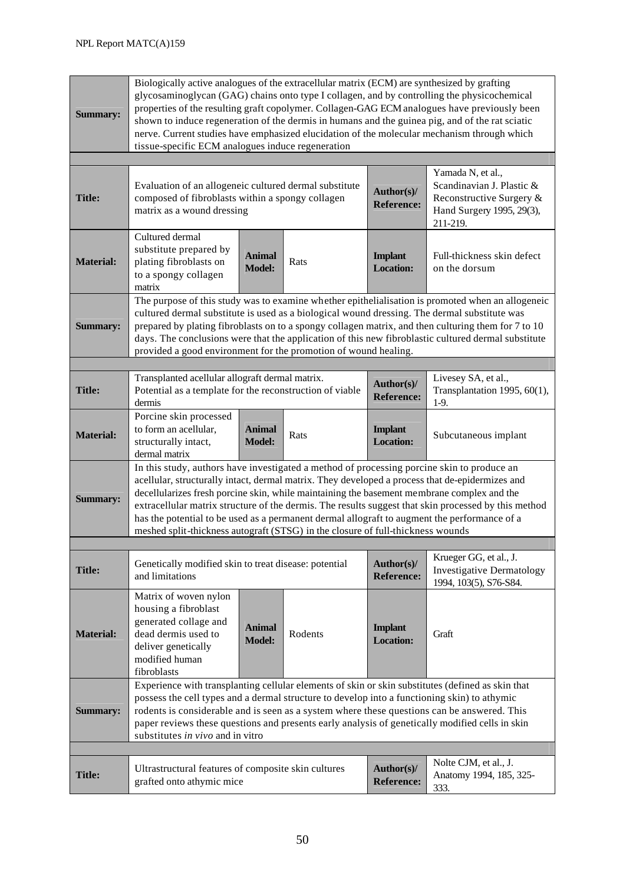| | | | | | |
|---|---|---|---|---|---|
| **Summary:** | Biologically active analogues of the extracellular matrix (ECM) are synthesized by grafting glycosaminoglycan (GAG) chains onto type I collagen, and by controlling the physicochemical properties of the resulting graft copolymer. Collagen-GAG ECM analogues have previously been shown to induce regeneration of the dermis in humans and the guinea pig, and of the rat sciatic nerve. Current studies have emphasized elucidation of the molecular mechanism through which tissue-specific ECM analogues induce regeneration | | | | |

| | | | | | |
|---|---|---|---|---|---|
| **Title:** | Evaluation of an allogeneic cultured dermal substitute composed of fibroblasts within a spongy collagen matrix as a wound dressing | | | **Author(s)/ Reference:** | Yamada N, et al., Scandinavian J. Plastic & Reconstructive Surgery & Hand Surgery 1995, 29(3), 211-219. |
| **Material:** | Cultured dermal substitute prepared by plating fibroblasts on to a spongy collagen matrix | **Animal Model:** | Rats | **Implant Location:** | Full-thickness skin defect on the dorsum |
| **Summary:** | The purpose of this study was to examine whether epithelialisation is promoted when an allogeneic cultured dermal substitute is used as a biological wound dressing. The dermal substitute was prepared by plating fibroblasts on to a spongy collagen matrix, and then culturing them for 7 to 10 days. The conclusions were that the application of this new fibroblastic cultured dermal substitute provided a good environment for the promotion of wound healing. | | | | |

| | | | | | |
|---|---|---|---|---|---|
| **Title:** | Transplanted acellular allograft dermal matrix. Potential as a template for the reconstruction of viable dermis | | | **Author(s)/ Reference:** | Livesey SA, et al., Transplantation 1995, 60(1), 1-9. |
| **Material:** | Porcine skin processed to form an acellular, structurally intact, dermal matrix | **Animal Model:** | Rats | **Implant Location:** | Subcutaneous implant |
| **Summary:** | In this study, authors have investigated a method of processing porcine skin to produce an acellular, structurally intact, dermal matrix. They developed a process that de-epidermizes and decellularizes fresh porcine skin, while maintaining the basement membrane complex and the extracellular matrix structure of the dermis. The results suggest that skin processed by this method has the potential to be used as a permanent dermal allograft to augment the performance of a meshed split-thickness autograft (STSG) in the closure of full-thickness wounds | | | | |

| | | | | | |
|---|---|---|---|---|---|
| **Title:** | Genetically modified skin to treat disease: potential and limitations | | | **Author(s)/ Reference:** | Krueger GG, et al., J. Investigative Dermatology 1994, 103(5), S76-S84. |
| **Material:** | Matrix of woven nylon housing a fibroblast generated collage and dead dermis used to deliver genetically modified human fibroblasts | **Animal Model:** | Rodents | **Implant Location:** | Graft |
| **Summary:** | Experience with transplanting cellular elements of skin or skin substitutes (defined as skin that possess the cell types and a dermal structure to develop into a functioning skin) to athymic rodents is considerable and is seen as a system where these questions can be answered. This paper reviews these questions and presents early analysis of genetically modified cells in skin substitutes *in vivo* and in vitro | | | | |

| | | | | | |
|---|---|---|---|---|---|
| **Title:** | Ultrastructural features of composite skin cultures grafted onto athymic mice | | | **Author(s)/ Reference:** | Nolte CJM, et al., J. Anatomy 1994, 185, 325-333. |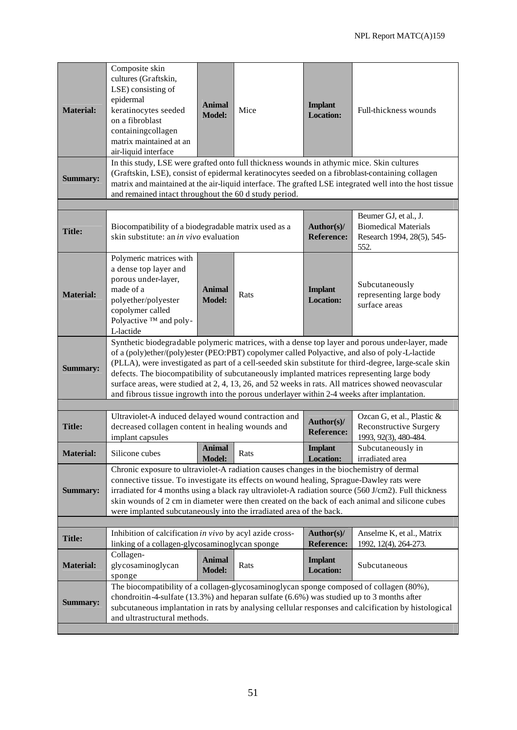| | | | | | |
|---|---|---|---|---|---|
| **Material:** | Composite skin cultures (Graftskin, LSE) consisting of epidermal keratinocytes seeded on a fibroblast containingcollagen matrix maintained at an air-liquid interface | **Animal Model:** | Mice | **Implant Location:** | Full-thickness wounds |
| **Summary:** | In this study, LSE were grafted onto full thickness wounds in athymic mice. Skin cultures (Graftskin, LSE), consist of epidermal keratinocytes seeded on a fibroblast-containing collagen matrix and maintained at the air-liquid interface. The grafted LSE integrated well into the host tissue and remained intact throughout the 60 d study period. | | | | |

| | | | | | |
|---|---|---|---|---|---|
| **Title:** | Biocompatibility of a biodegradable matrix used as a skin substitute: an *in vivo* evaluation | | | **Author(s)/ Reference:** | Beumer GJ, et al., J. Biomedical Materials Research 1994, 28(5), 545-552. |
| **Material:** | Polymeric matrices with a dense top layer and porous under-layer, made of a polyether/polyester copolymer called Polyactive ™ and poly-L-lactide | **Animal Model:** | Rats | **Implant Location:** | Subcutaneously representing large body surface areas |
| **Summary:** | Synthetic biodegradable polymeric matrices, with a dense top layer and porous under-layer, made of a (poly)ether/(poly)ester (PEO:PBT) copolymer called Polyactive, and also of poly-L-lactide (PLLA), were investigated as part of a cell-seeded skin substitute for third-degree, large-scale skin defects. The biocompatibility of subcutaneously implanted matrices representing large body surface areas, were studied at 2, 4, 13, 26, and 52 weeks in rats. All matrices showed neovascular and fibrous tissue ingrowth into the porous underlayer within 2-4 weeks after implantation. | | | | |

| | | | | | |
|---|---|---|---|---|---|
| **Title:** | Ultraviolet-A induced delayed wound contraction and decreased collagen content in healing wounds and implant capsules | | | **Author(s)/ Reference:** | Ozcan G, et al., Plastic & Reconstructive Surgery 1993, 92(3), 480-484. |
| **Material:** | Silicone cubes | **Animal Model:** | Rats | **Implant Location:** | Subcutaneously in irradiated area |
| **Summary:** | Chronic exposure to ultraviolet-A radiation causes changes in the biochemistry of dermal connective tissue. To investigate its effects on wound healing, Sprague-Dawley rats were irradiated for 4 months using a black ray ultraviolet-A radiation source (560 J/cm2). Full thickness skin wounds of 2 cm in diameter were then created on the back of each animal and silicone cubes were implanted subcutaneously into the irradiated area of the back. | | | | |

| | | | | | |
|---|---|---|---|---|---|
| **Title:** | Inhibition of calcification *in vivo* by acyl azide cross-linking of a collagen-glycosaminoglycan sponge | | | **Author(s)/ Reference:** | Anselme K, et al., Matrix 1992, 12(4), 264-273. |
| **Material:** | Collagen-glycosaminoglycan sponge | **Animal Model:** | Rats | **Implant Location:** | Subcutaneous |
| **Summary:** | The biocompatibility of a collagen-glycosaminoglycan sponge composed of collagen (80%), chondroitin-4-sulfate (13.3%) and heparan sulfate (6.6%) was studied up to 3 months after subcutaneous implantation in rats by analysing cellular responses and calcification by histological and ultrastructural methods. | | | | |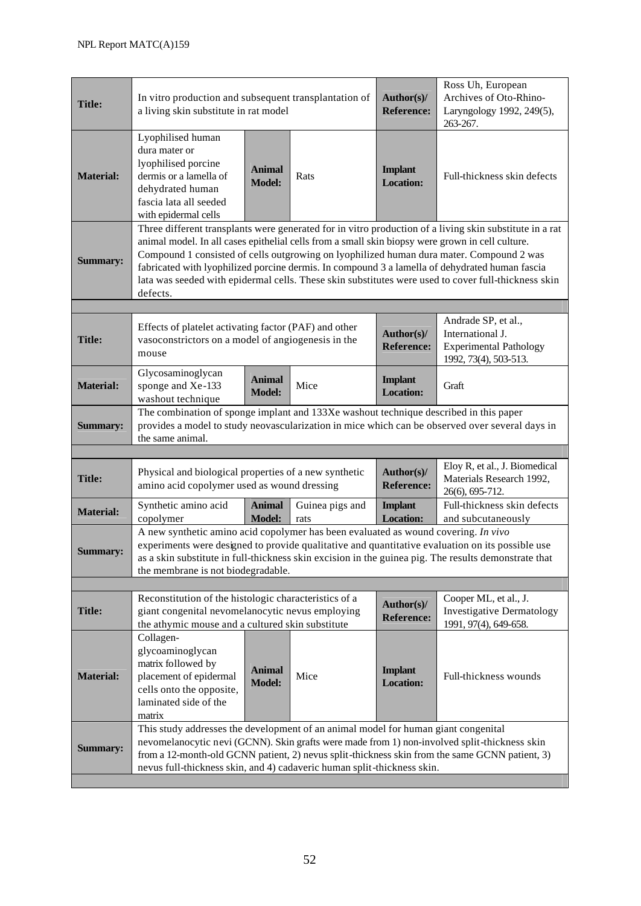| | | | | | |
|---|---|---|---|---|---|
| **Title:** | In vitro production and subsequent transplantation of a living skin substitute in rat model | | | **Author(s)/ Reference:** | Ross Uh, European Archives of Oto-Rhino-Laryngology 1992, 249(5), 263-267. |
| **Material:** | Lyophilised human dura mater or lyophilised porcine dermis or a lamella of dehydrated human fascia lata all seeded with epidermal cells | **Animal Model:** | Rats | **Implant Location:** | Full-thickness skin defects |
| **Summary:** | Three different transplants were generated for in vitro production of a living skin substitute in a rat animal model. In all cases epithelial cells from a small skin biopsy were grown in cell culture. Compound 1 consisted of cells outgrowing on lyophilized human dura mater. Compound 2 was fabricated with lyophilized porcine dermis. In compound 3 a lamella of dehydrated human fascia lata was seeded with epidermal cells. These skin substitutes were used to cover full-thickness skin defects. | | | | |
| | | | | | |
| **Title:** | Effects of platelet activating factor (PAF) and other vasoconstrictors on a model of angiogenesis in the mouse | | | **Author(s)/ Reference:** | Andrade SP, et al., International J. Experimental Pathology 1992, 73(4), 503-513. |
| **Material:** | Glycosaminoglycan sponge and Xe-133 washout technique | **Animal Model:** | Mice | **Implant Location:** | Graft |
| **Summary:** | The combination of sponge implant and 133Xe washout technique described in this paper provides a model to study neovascularization in mice which can be observed over several days in the same animal. | | | | |
| | | | | | |
| **Title:** | Physical and biological properties of a new synthetic amino acid copolymer used as wound dressing | | | **Author(s)/ Reference:** | Eloy R, et al., J. Biomedical Materials Research 1992, 26(6), 695-712. |
| **Material:** | Synthetic amino acid copolymer | **Animal Model:** | Guinea pigs and rats | **Implant Location:** | Full-thickness skin defects and subcutaneously |
| **Summary:** | A new synthetic amino acid copolymer has been evaluated as wound covering. *In vivo* experiments were designed to provide qualitative and quantitative evaluation on its possible use as a skin substitute in full-thickness skin excision in the guinea pig. The results demonstrate that the membrane is not biodegradable. | | | | |
| | | | | | |
| **Title:** | Reconstitution of the histologic characteristics of a giant congenital nevomelanocytic nevus employing the athymic mouse and a cultured skin substitute | | | **Author(s)/ Reference:** | Cooper ML, et al., J. Investigative Dermatology 1991, 97(4), 649-658. |
| **Material:** | Collagen-glycoaminoglycan matrix followed by placement of epidermal cells onto the opposite, laminated side of the matrix | **Animal Model:** | Mice | **Implant Location:** | Full-thickness wounds |
| **Summary:** | This study addresses the development of an animal model for human giant congenital nevomelanocytic nevi (GCNN). Skin grafts were made from 1) non-involved split-thickness skin from a 12-month-old GCNN patient, 2) nevus split-thickness skin from the same GCNN patient, 3) nevus full-thickness skin, and 4) cadaveric human split-thickness skin. | | | | |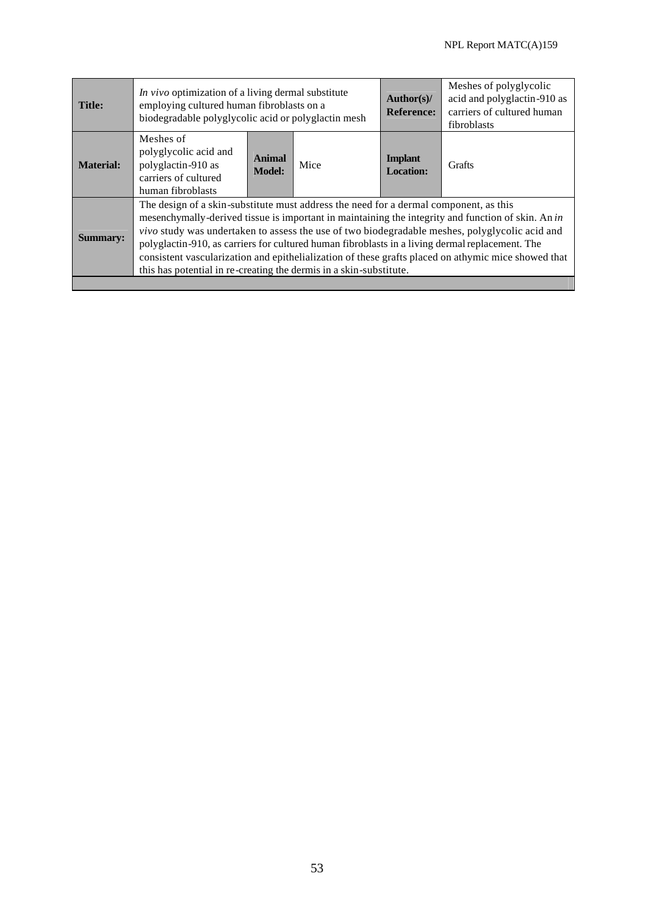| **Title:** | *In vivo* optimization of a living dermal substitute employing cultured human fibroblasts on a biodegradable polyglycolic acid or polyglactin mesh | | | **Author(s)/ Reference:** | Meshes of polyglycolic acid and polyglactin-910 as carriers of cultured human fibroblasts |
|---|---|---|---|---|---|
| **Material:** | Meshes of polyglycolic acid and polyglactin-910 as carriers of cultured human fibroblasts | **Animal Model:** | Mice | **Implant Location:** | Grafts |
| **Summary:** | The design of a skin-substitute must address the need for a dermal component, as this mesenchymally-derived tissue is important in maintaining the integrity and function of skin. An *in vivo* study was undertaken to assess the use of two biodegradable meshes, polyglycolic acid and polyglactin-910, as carriers for cultured human fibroblasts in a living dermal replacement. The consistent vascularization and epithelialization of these grafts placed on athymic mice showed that this has potential in re-creating the dermis in a skin-substitute. | | | | |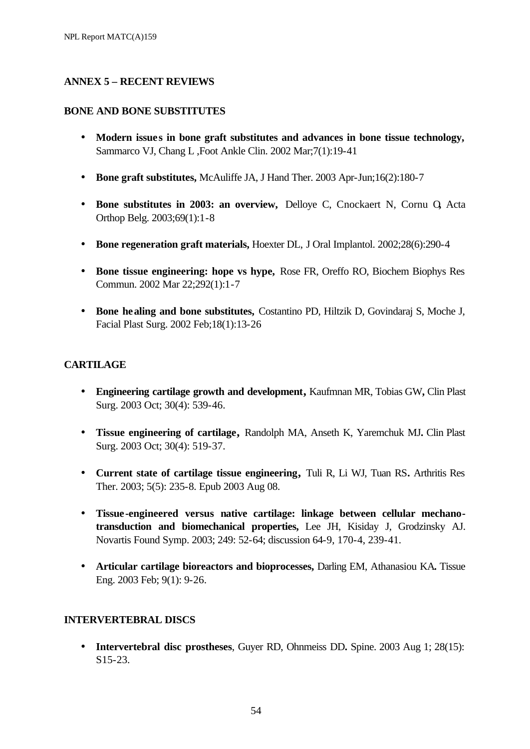## ANNEX 5 – RECENT REVIEWS

### BONE AND BONE SUBSTITUTES

- **Modern issues in bone graft substitutes and advances in bone tissue technology,** Sammarco VJ, Chang L ,Foot Ankle Clin. 2002 Mar;7(1):19-41
- **Bone graft substitutes,** McAuliffe JA, J Hand Ther. 2003 Apr-Jun;16(2):180-7
- **Bone substitutes in 2003: an overview,** Delloye C, Cnockaert N, Cornu O, Acta Orthop Belg. 2003;69(1):1-8
- **Bone regeneration graft materials,** Hoexter DL, J Oral Implantol. 2002;28(6):290-4
- **Bone tissue engineering: hope vs hype,** Rose FR, Oreffo RO, Biochem Biophys Res Commun. 2002 Mar 22;292(1):1-7
- **Bone healing and bone substitutes,** Costantino PD, Hiltzik D, Govindaraj S, Moche J, Facial Plast Surg. 2002 Feb;18(1):13-26

### CARTILAGE

- **Engineering cartilage growth and development,** Kaufmnan MR, Tobias GW**,** Clin Plast Surg. 2003 Oct; 30(4): 539-46.
- **Tissue engineering of cartilage,** Randolph MA, Anseth K, Yaremchuk MJ**.** Clin Plast Surg. 2003 Oct; 30(4): 519-37.
- **Current state of cartilage tissue engineering,** Tuli R, Li WJ, Tuan RS**.** Arthritis Res Ther. 2003; 5(5): 235-8. Epub 2003 Aug 08.
- **Tissue-engineered versus native cartilage: linkage between cellular mechano-transduction and biomechanical properties,** Lee JH, Kisiday J, Grodzinsky AJ. Novartis Found Symp. 2003; 249: 52-64; discussion 64-9, 170-4, 239-41.
- **Articular cartilage bioreactors and bioprocesses,** Darling EM, Athanasiou KA**.** Tissue Eng. 2003 Feb; 9(1): 9-26.

### INTERVERTEBRAL DISCS

- **Intervertebral disc prostheses**, Guyer RD, Ohnmeiss DD**.** Spine. 2003 Aug 1; 28(15): S15-23.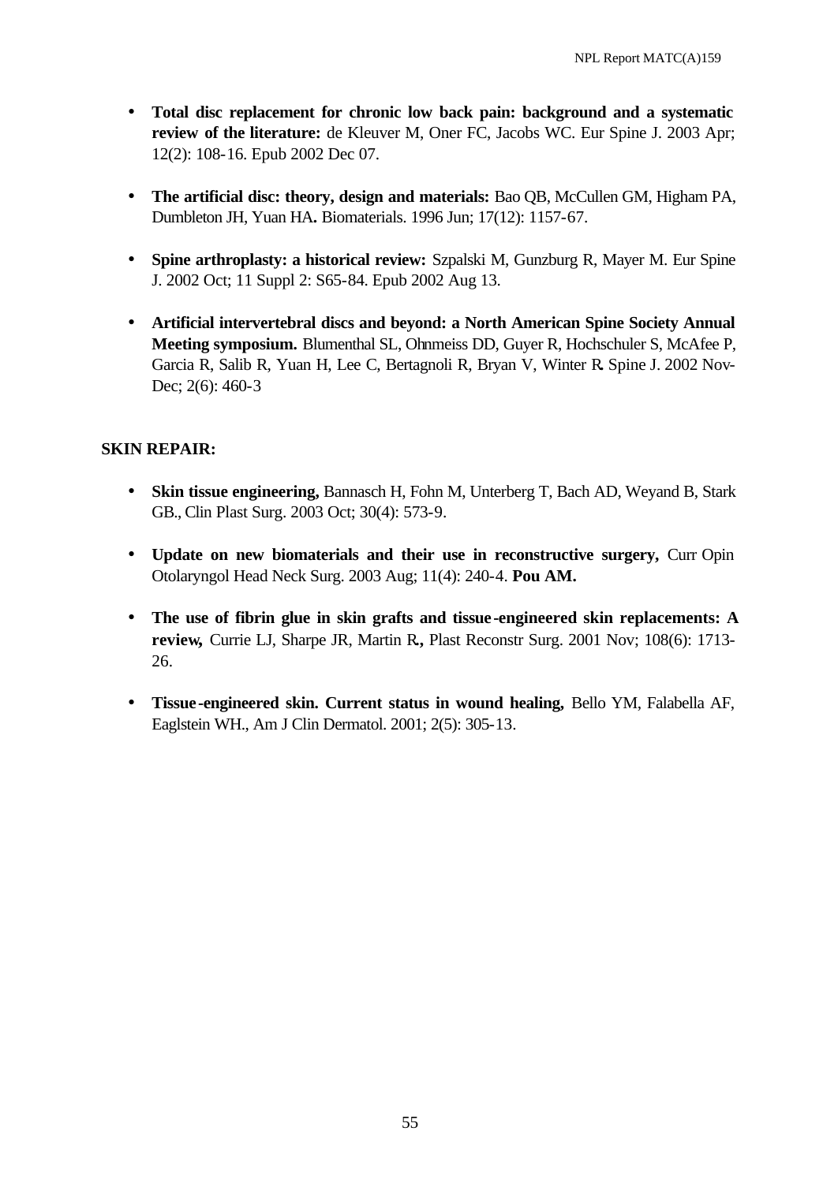- **Total disc replacement for chronic low back pain: background and a systematic review of the literature:** de Kleuver M, Oner FC, Jacobs WC. Eur Spine J. 2003 Apr; 12(2): 108-16. Epub 2002 Dec 07.

- **The artificial disc: theory, design and materials:** Bao QB, McCullen GM, Higham PA, Dumbleton JH, Yuan HA**.** Biomaterials. 1996 Jun; 17(12): 1157-67.

- **Spine arthroplasty: a historical review:** Szpalski M, Gunzburg R, Mayer M. Eur Spine J. 2002 Oct; 11 Suppl 2: S65-84. Epub 2002 Aug 13.

- **Artificial intervertebral discs and beyond: a North American Spine Society Annual Meeting symposium.** Blumenthal SL, Ohnmeiss DD, Guyer R, Hochschuler S, McAfee P, Garcia R, Salib R, Yuan H, Lee C, Bertagnoli R, Bryan V, Winter R**.** Spine J. 2002 Nov-Dec; 2(6): 460-3

**SKIN REPAIR:**

- **Skin tissue engineering,** Bannasch H, Fohn M, Unterberg T, Bach AD, Weyand B, Stark GB., Clin Plast Surg. 2003 Oct; 30(4): 573-9.

- **Update on new biomaterials and their use in reconstructive surgery,** Curr Opin Otolaryngol Head Neck Surg. 2003 Aug; 11(4): 240-4. **Pou AM.**

- **The use of fibrin glue in skin grafts and tissue-engineered skin replacements: A review,** Currie LJ, Sharpe JR, Martin R**,** Plast Reconstr Surg. 2001 Nov; 108(6): 1713-26.

- **Tissue-engineered skin. Current status in wound healing,** Bello YM, Falabella AF, Eaglstein WH., Am J Clin Dermatol. 2001; 2(5): 305-13.